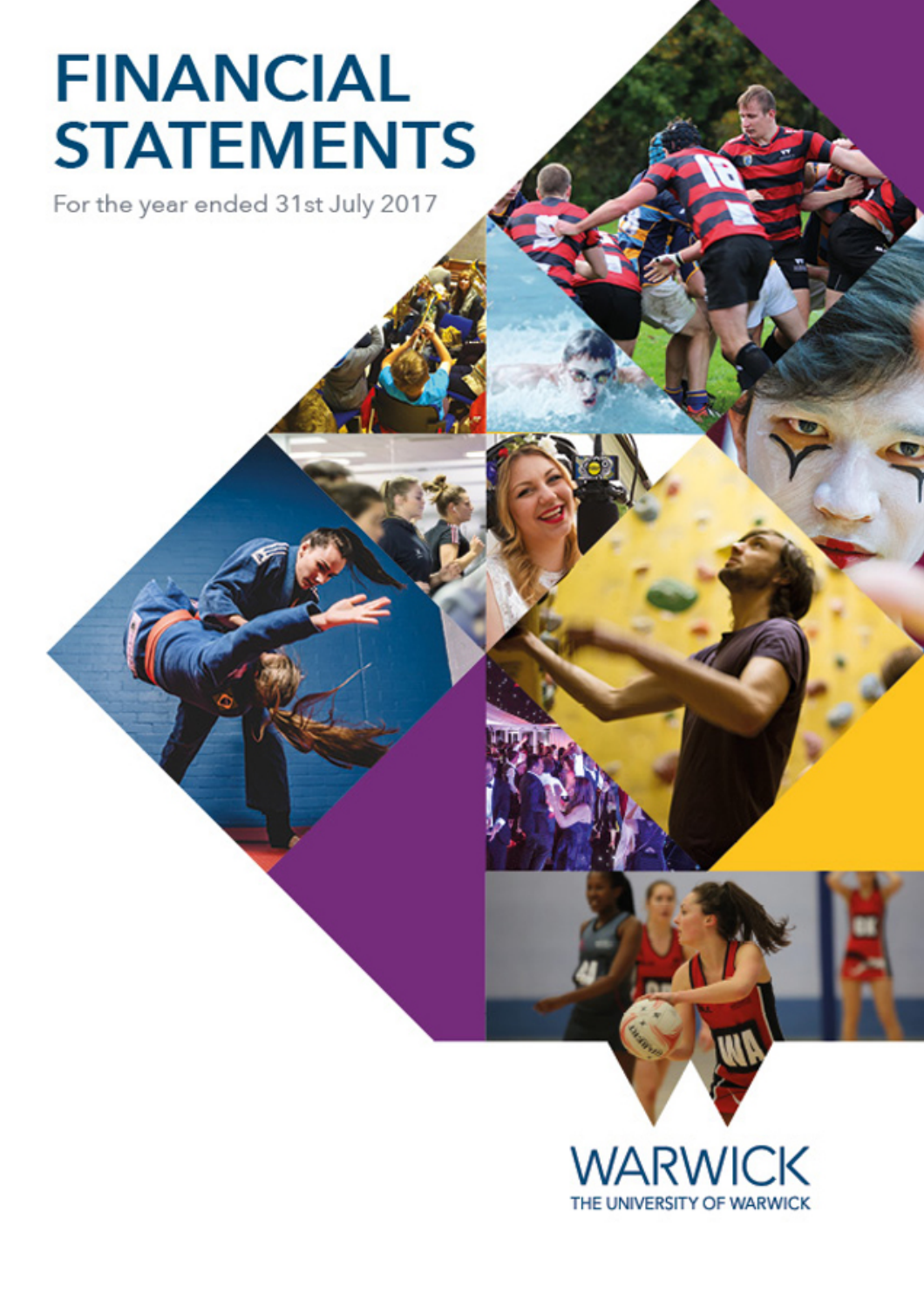# FINANCIAL STATEMENTS

For the year ended 31st July 2017

WARWICK

THE UNIVERSITY OF WARWICK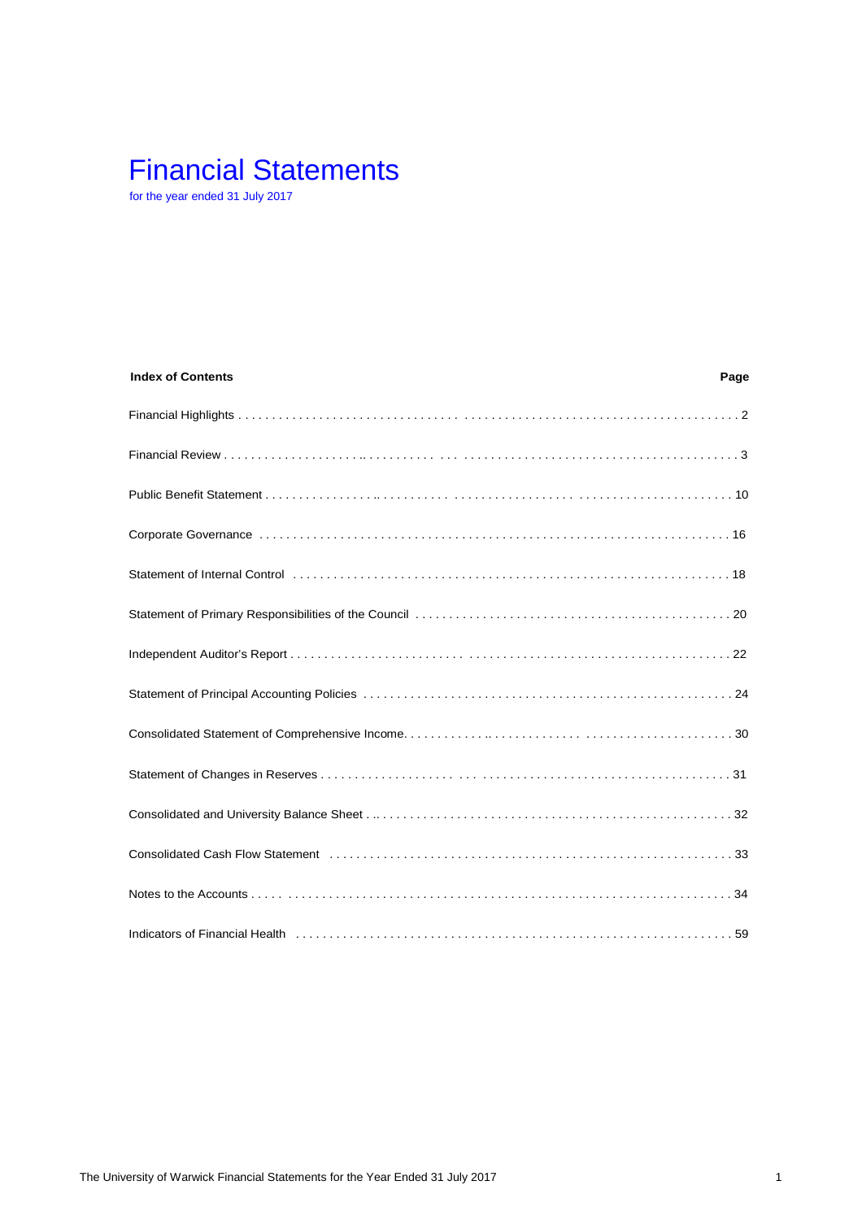# Financial Statements

for the year ended 31 July 2017

| Index of Contents | Page |
|---|---|
| Financial Highlights | 2 |
| Financial Review | 3 |
| Public Benefit Statement | 10 |
| Corporate Governance | 16 |
| Statement of Internal Control | 18 |
| Statement of Primary Responsibilities of the Council | 20 |
| Independent Auditor's Report | 22 |
| Statement of Principal Accounting Policies | 24 |
| Consolidated Statement of Comprehensive Income | 30 |
| Statement of Changes in Reserves | 31 |
| Consolidated and University Balance Sheet | 32 |
| Consolidated Cash Flow Statement | 33 |
| Notes to the Accounts | 34 |
| Indicators of Financial Health | 59 |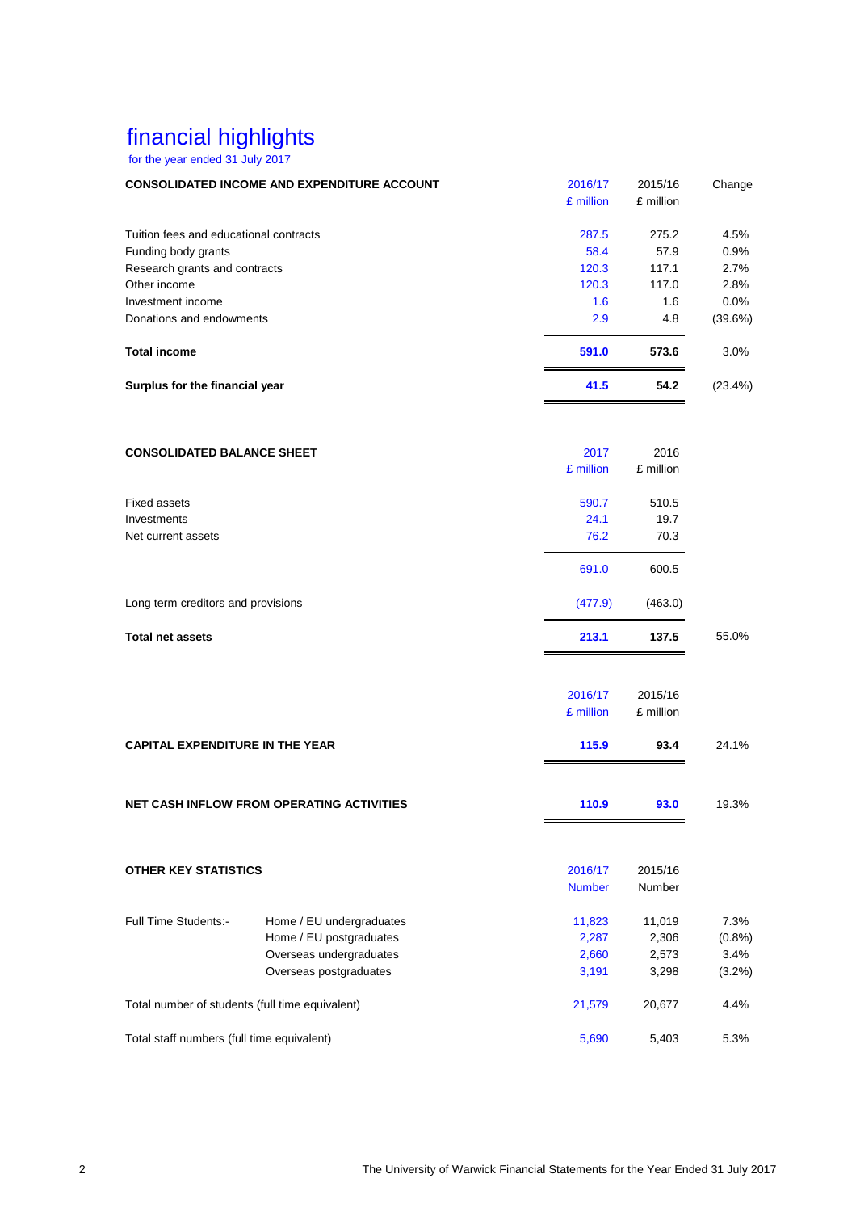# financial highlights

for the year ended 31 July 2017

| CONSOLIDATED INCOME AND EXPENDITURE ACCOUNT | 2016/17 £ million | 2015/16 £ million | Change |
|---|---|---|---|
| Tuition fees and educational contracts | 287.5 | 275.2 | 4.5% |
| Funding body grants | 58.4 | 57.9 | 0.9% |
| Research grants and contracts | 120.3 | 117.1 | 2.7% |
| Other income | 120.3 | 117.0 | 2.8% |
| Investment income | 1.6 | 1.6 | 0.0% |
| Donations and endowments | 2.9 | 4.8 | (39.6%) |
| **Total income** | **591.0** | **573.6** | 3.0% |
| **Surplus for the financial year** | **41.5** | **54.2** | (23.4%) |

| CONSOLIDATED BALANCE SHEET | 2017 £ million | 2016 £ million | |
|---|---|---|---|
| Fixed assets | 590.7 | 510.5 | |
| Investments | 24.1 | 19.7 | |
| Net current assets | 76.2 | 70.3 | |
| | 691.0 | 600.5 | |
| Long term creditors and provisions | (477.9) | (463.0) | |
| **Total net assets** | **213.1** | **137.5** | 55.0% |

| | 2016/17 £ million | 2015/16 £ million | |
|---|---|---|---|
| **CAPITAL EXPENDITURE IN THE YEAR** | **115.9** | **93.4** | 24.1% |
| **NET CASH INFLOW FROM OPERATING ACTIVITIES** | **110.9** | **93.0** | 19.3% |

| OTHER KEY STATISTICS | | 2016/17 Number | 2015/16 Number | |
|---|---|---|---|---|
| Full Time Students:- | Home / EU undergraduates | 11,823 | 11,019 | 7.3% |
| | Home / EU postgraduates | 2,287 | 2,306 | (0.8%) |
| | Overseas undergraduates | 2,660 | 2,573 | 3.4% |
| | Overseas postgraduates | 3,191 | 3,298 | (3.2%) |
| Total number of students (full time equivalent) | | 21,579 | 20,677 | 4.4% |
| Total staff numbers (full time equivalent) | | 5,690 | 5,403 | 5.3% |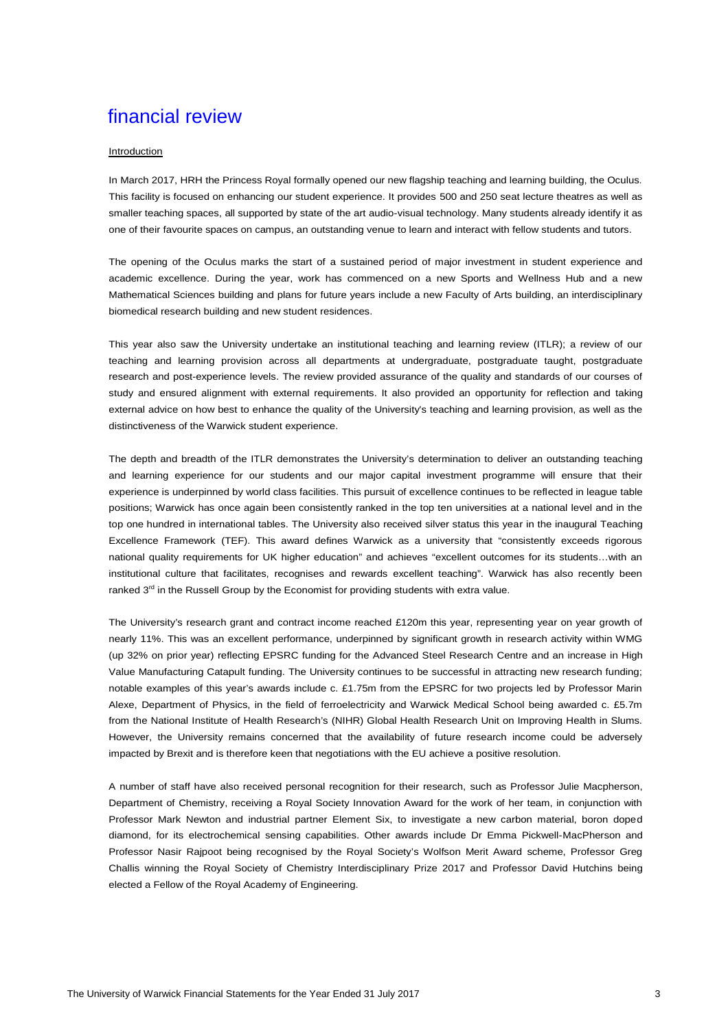# financial review

Introduction

In March 2017, HRH the Princess Royal formally opened our new flagship teaching and learning building, the Oculus. This facility is focused on enhancing our student experience. It provides 500 and 250 seat lecture theatres as well as smaller teaching spaces, all supported by state of the art audio-visual technology. Many students already identify it as one of their favourite spaces on campus, an outstanding venue to learn and interact with fellow students and tutors.

The opening of the Oculus marks the start of a sustained period of major investment in student experience and academic excellence. During the year, work has commenced on a new Sports and Wellness Hub and a new Mathematical Sciences building and plans for future years include a new Faculty of Arts building, an interdisciplinary biomedical research building and new student residences.

This year also saw the University undertake an institutional teaching and learning review (ITLR); a review of our teaching and learning provision across all departments at undergraduate, postgraduate taught, postgraduate research and post-experience levels. The review provided assurance of the quality and standards of our courses of study and ensured alignment with external requirements. It also provided an opportunity for reflection and taking external advice on how best to enhance the quality of the University's teaching and learning provision, as well as the distinctiveness of the Warwick student experience.

The depth and breadth of the ITLR demonstrates the University's determination to deliver an outstanding teaching and learning experience for our students and our major capital investment programme will ensure that their experience is underpinned by world class facilities. This pursuit of excellence continues to be reflected in league table positions; Warwick has once again been consistently ranked in the top ten universities at a national level and in the top one hundred in international tables. The University also received silver status this year in the inaugural Teaching Excellence Framework (TEF). This award defines Warwick as a university that "consistently exceeds rigorous national quality requirements for UK higher education" and achieves "excellent outcomes for its students…with an institutional culture that facilitates, recognises and rewards excellent teaching". Warwick has also recently been ranked 3rd in the Russell Group by the Economist for providing students with extra value.

The University's research grant and contract income reached £120m this year, representing year on year growth of nearly 11%. This was an excellent performance, underpinned by significant growth in research activity within WMG (up 32% on prior year) reflecting EPSRC funding for the Advanced Steel Research Centre and an increase in High Value Manufacturing Catapult funding. The University continues to be successful in attracting new research funding; notable examples of this year's awards include c. £1.75m from the EPSRC for two projects led by Professor Marin Alexe, Department of Physics, in the field of ferroelectricity and Warwick Medical School being awarded c. £5.7m from the National Institute of Health Research's (NIHR) Global Health Research Unit on Improving Health in Slums. However, the University remains concerned that the availability of future research income could be adversely impacted by Brexit and is therefore keen that negotiations with the EU achieve a positive resolution.

A number of staff have also received personal recognition for their research, such as Professor Julie Macpherson, Department of Chemistry, receiving a Royal Society Innovation Award for the work of her team, in conjunction with Professor Mark Newton and industrial partner Element Six, to investigate a new carbon material, boron doped diamond, for its electrochemical sensing capabilities. Other awards include Dr Emma Pickwell-MacPherson and Professor Nasir Rajpoot being recognised by the Royal Society's Wolfson Merit Award scheme, Professor Greg Challis winning the Royal Society of Chemistry Interdisciplinary Prize 2017 and Professor David Hutchins being elected a Fellow of the Royal Academy of Engineering.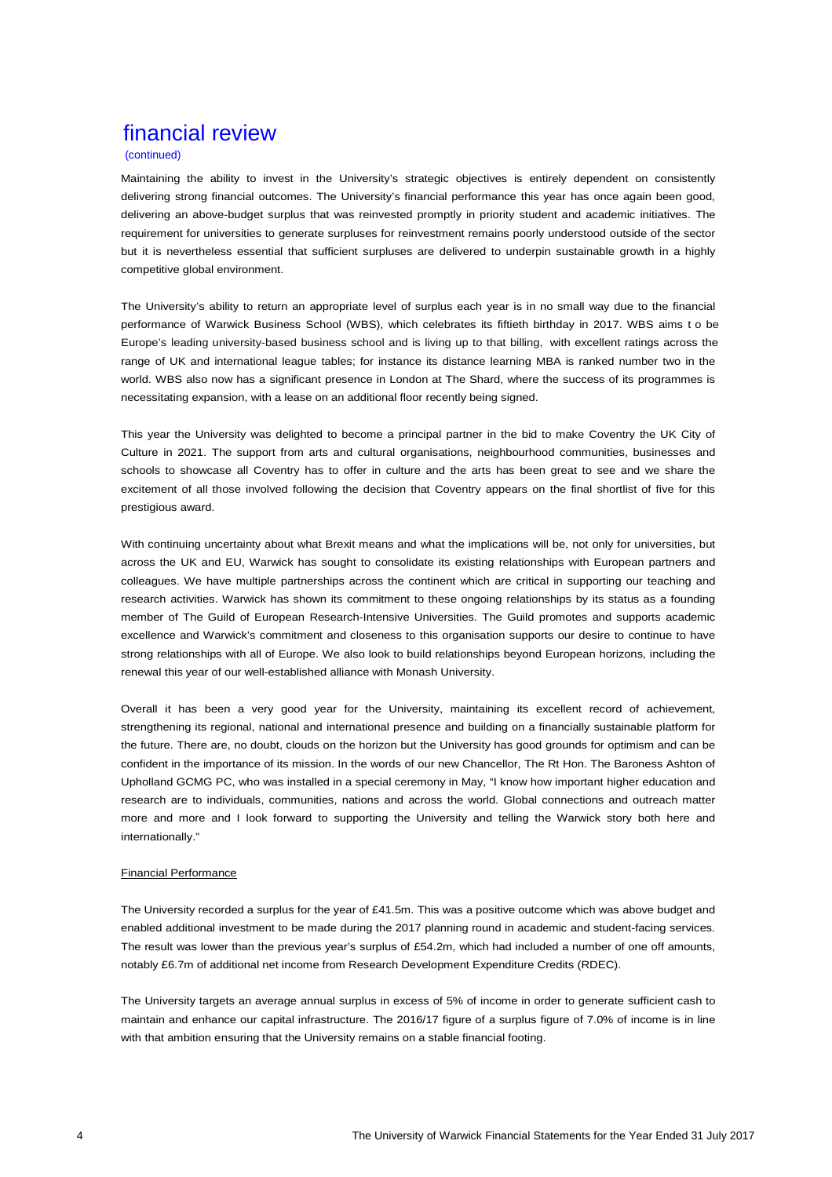# financial review

(continued)

Maintaining the ability to invest in the University's strategic objectives is entirely dependent on consistently delivering strong financial outcomes. The University's financial performance this year has once again been good, delivering an above-budget surplus that was reinvested promptly in priority student and academic initiatives. The requirement for universities to generate surpluses for reinvestment remains poorly understood outside of the sector but it is nevertheless essential that sufficient surpluses are delivered to underpin sustainable growth in a highly competitive global environment.

The University's ability to return an appropriate level of surplus each year is in no small way due to the financial performance of Warwick Business School (WBS), which celebrates its fiftieth birthday in 2017. WBS aims t o be Europe's leading university-based business school and is living up to that billing, with excellent ratings across the range of UK and international league tables; for instance its distance learning MBA is ranked number two in the world. WBS also now has a significant presence in London at The Shard, where the success of its programmes is necessitating expansion, with a lease on an additional floor recently being signed.

This year the University was delighted to become a principal partner in the bid to make Coventry the UK City of Culture in 2021. The support from arts and cultural organisations, neighbourhood communities, businesses and schools to showcase all Coventry has to offer in culture and the arts has been great to see and we share the excitement of all those involved following the decision that Coventry appears on the final shortlist of five for this prestigious award.

With continuing uncertainty about what Brexit means and what the implications will be, not only for universities, but across the UK and EU, Warwick has sought to consolidate its existing relationships with European partners and colleagues. We have multiple partnerships across the continent which are critical in supporting our teaching and research activities. Warwick has shown its commitment to these ongoing relationships by its status as a founding member of The Guild of European Research-Intensive Universities. The Guild promotes and supports academic excellence and Warwick's commitment and closeness to this organisation supports our desire to continue to have strong relationships with all of Europe. We also look to build relationships beyond European horizons, including the renewal this year of our well-established alliance with Monash University.

Overall it has been a very good year for the University, maintaining its excellent record of achievement, strengthening its regional, national and international presence and building on a financially sustainable platform for the future. There are, no doubt, clouds on the horizon but the University has good grounds for optimism and can be confident in the importance of its mission. In the words of our new Chancellor, The Rt Hon. The Baroness Ashton of Upholland GCMG PC, who was installed in a special ceremony in May, "I know how important higher education and research are to individuals, communities, nations and across the world. Global connections and outreach matter more and more and I look forward to supporting the University and telling the Warwick story both here and internationally."

## Financial Performance

The University recorded a surplus for the year of £41.5m. This was a positive outcome which was above budget and enabled additional investment to be made during the 2017 planning round in academic and student-facing services. The result was lower than the previous year's surplus of £54.2m, which had included a number of one off amounts, notably £6.7m of additional net income from Research Development Expenditure Credits (RDEC).

The University targets an average annual surplus in excess of 5% of income in order to generate sufficient cash to maintain and enhance our capital infrastructure. The 2016/17 figure of a surplus figure of 7.0% of income is in line with that ambition ensuring that the University remains on a stable financial footing.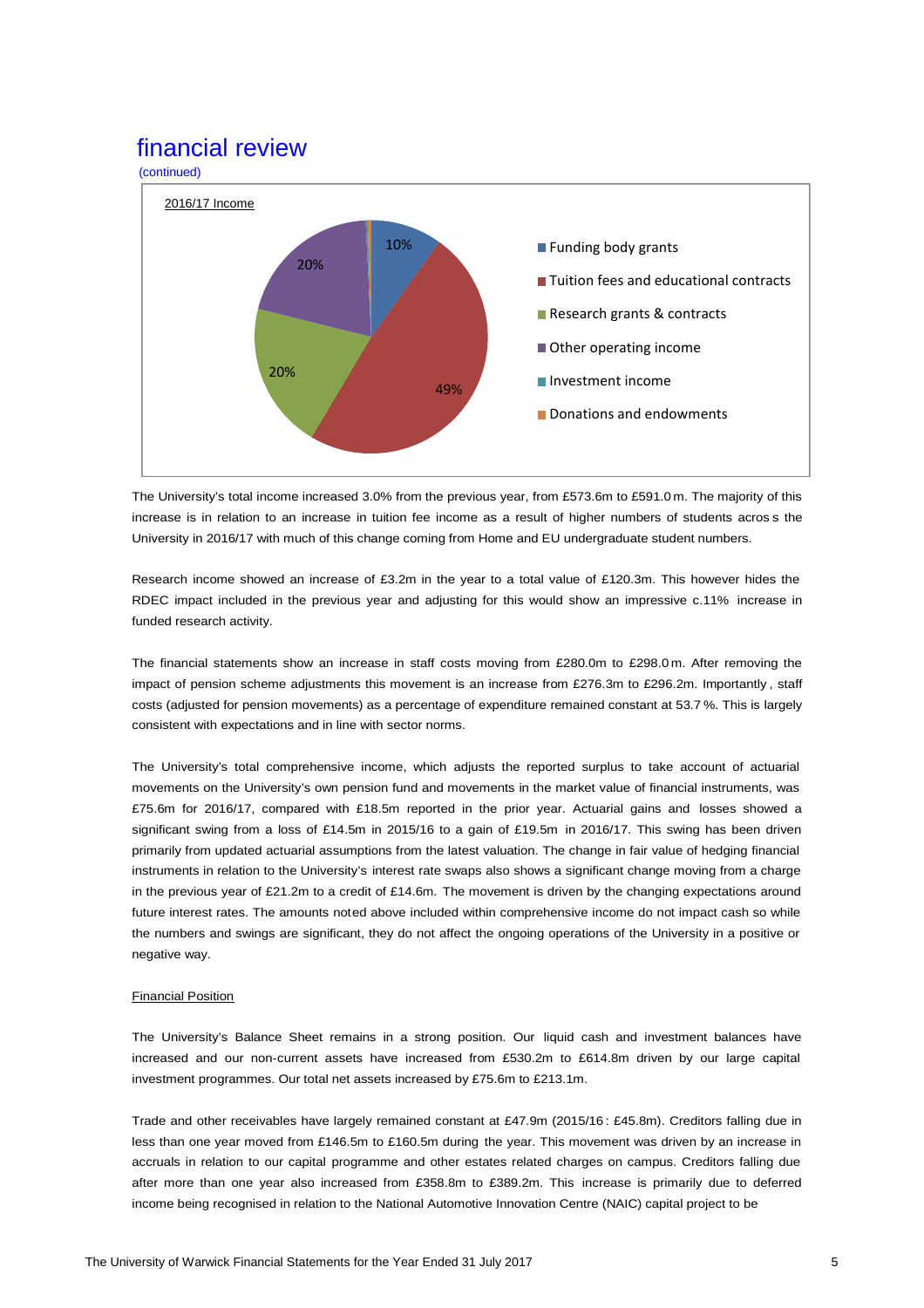# financial review

(continued)

2016/17 Income

- Funding body grants: 10%
- Tuition fees and educational contracts: 49%
- Research grants & contracts: 20%
- Other operating income: 20%
- Investment income
- Donations and endowments

The University's total income increased 3.0% from the previous year, from £573.6m to £591.0m. The majority of this increase is in relation to an increase in tuition fee income as a result of higher numbers of students across the University in 2016/17 with much of this change coming from Home and EU undergraduate student numbers.

Research income showed an increase of £3.2m in the year to a total value of £120.3m. This however hides the RDEC impact included in the previous year and adjusting for this would show an impressive c.11% increase in funded research activity.

The financial statements show an increase in staff costs moving from £280.0m to £298.0m. After removing the impact of pension scheme adjustments this movement is an increase from £276.3m to £296.2m. Importantly, staff costs (adjusted for pension movements) as a percentage of expenditure remained constant at 53.7%. This is largely consistent with expectations and in line with sector norms.

The University's total comprehensive income, which adjusts the reported surplus to take account of actuarial movements on the University's own pension fund and movements in the market value of financial instruments, was £75.6m for 2016/17, compared with £18.5m reported in the prior year. Actuarial gains and losses showed a significant swing from a loss of £14.5m in 2015/16 to a gain of £19.5m in 2016/17. This swing has been driven primarily from updated actuarial assumptions from the latest valuation. The change in fair value of hedging financial instruments in relation to the University's interest rate swaps also shows a significant change moving from a charge in the previous year of £21.2m to a credit of £14.6m. The movement is driven by the changing expectations around future interest rates. The amounts noted above included within comprehensive income do not impact cash so while the numbers and swings are significant, they do not affect the ongoing operations of the University in a positive or negative way.

## Financial Position

The University's Balance Sheet remains in a strong position. Our liquid cash and investment balances have increased and our non-current assets have increased from £530.2m to £614.8m driven by our large capital investment programmes. Our total net assets increased by £75.6m to £213.1m.

Trade and other receivables have largely remained constant at £47.9m (2015/16: £45.8m). Creditors falling due in less than one year moved from £146.5m to £160.5m during the year. This movement was driven by an increase in accruals in relation to our capital programme and other estates related charges on campus. Creditors falling due after more than one year also increased from £358.8m to £389.2m. This increase is primarily due to deferred income being recognised in relation to the National Automotive Innovation Centre (NAIC) capital project to be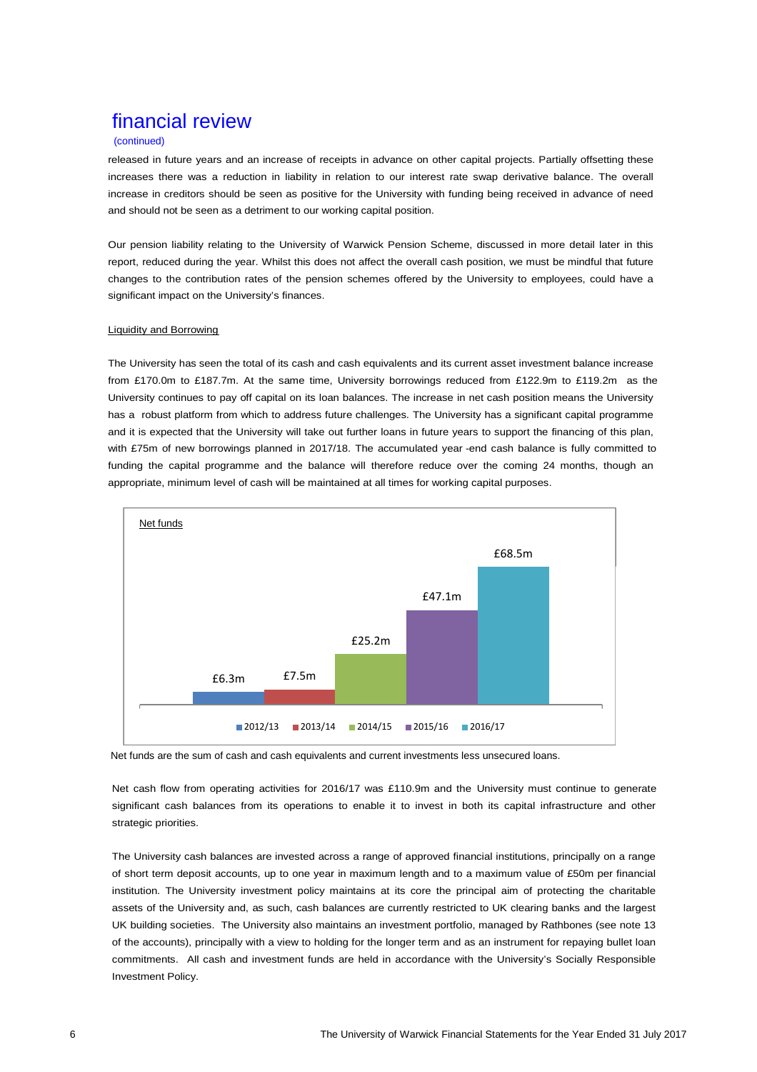# financial review

(continued)

released in future years and an increase of receipts in advance on other capital projects. Partially offsetting these increases there was a reduction in liability in relation to our interest rate swap derivative balance. The overall increase in creditors should be seen as positive for the University with funding being received in advance of need and should not be seen as a detriment to our working capital position.

Our pension liability relating to the University of Warwick Pension Scheme, discussed in more detail later in this report, reduced during the year. Whilst this does not affect the overall cash position, we must be mindful that future changes to the contribution rates of the pension schemes offered by the University to employees, could have a significant impact on the University's finances.

## Liquidity and Borrowing

The University has seen the total of its cash and cash equivalents and its current asset investment balance increase from £170.0m to £187.7m. At the same time, University borrowings reduced from £122.9m to £119.2m as the University continues to pay off capital on its loan balances. The increase in net cash position means the University has a robust platform from which to address future challenges. The University has a significant capital programme and it is expected that the University will take out further loans in future years to support the financing of this plan, with £75m of new borrowings planned in 2017/18. The accumulated year -end cash balance is fully committed to funding the capital programme and the balance will therefore reduce over the coming 24 months, though an appropriate, minimum level of cash will be maintained at all times for working capital purposes.

**Net funds**

| 2012/13 | 2013/14 | 2014/15 | 2015/16 | 2016/17 |
| --- | --- | --- | --- | --- |
| £6.3m | £7.5m | £25.2m | £47.1m | £68.5m |

Net funds are the sum of cash and cash equivalents and current investments less unsecured loans.

Net cash flow from operating activities for 2016/17 was £110.9m and the University must continue to generate significant cash balances from its operations to enable it to invest in both its capital infrastructure and other strategic priorities.

The University cash balances are invested across a range of approved financial institutions, principally on a range of short term deposit accounts, up to one year in maximum length and to a maximum value of £50m per financial institution. The University investment policy maintains at its core the principal aim of protecting the charitable assets of the University and, as such, cash balances are currently restricted to UK clearing banks and the largest UK building societies. The University also maintains an investment portfolio, managed by Rathbones (see note 13 of the accounts), principally with a view to holding for the longer term and as an instrument for repaying bullet loan commitments. All cash and investment funds are held in accordance with the University's Socially Responsible Investment Policy.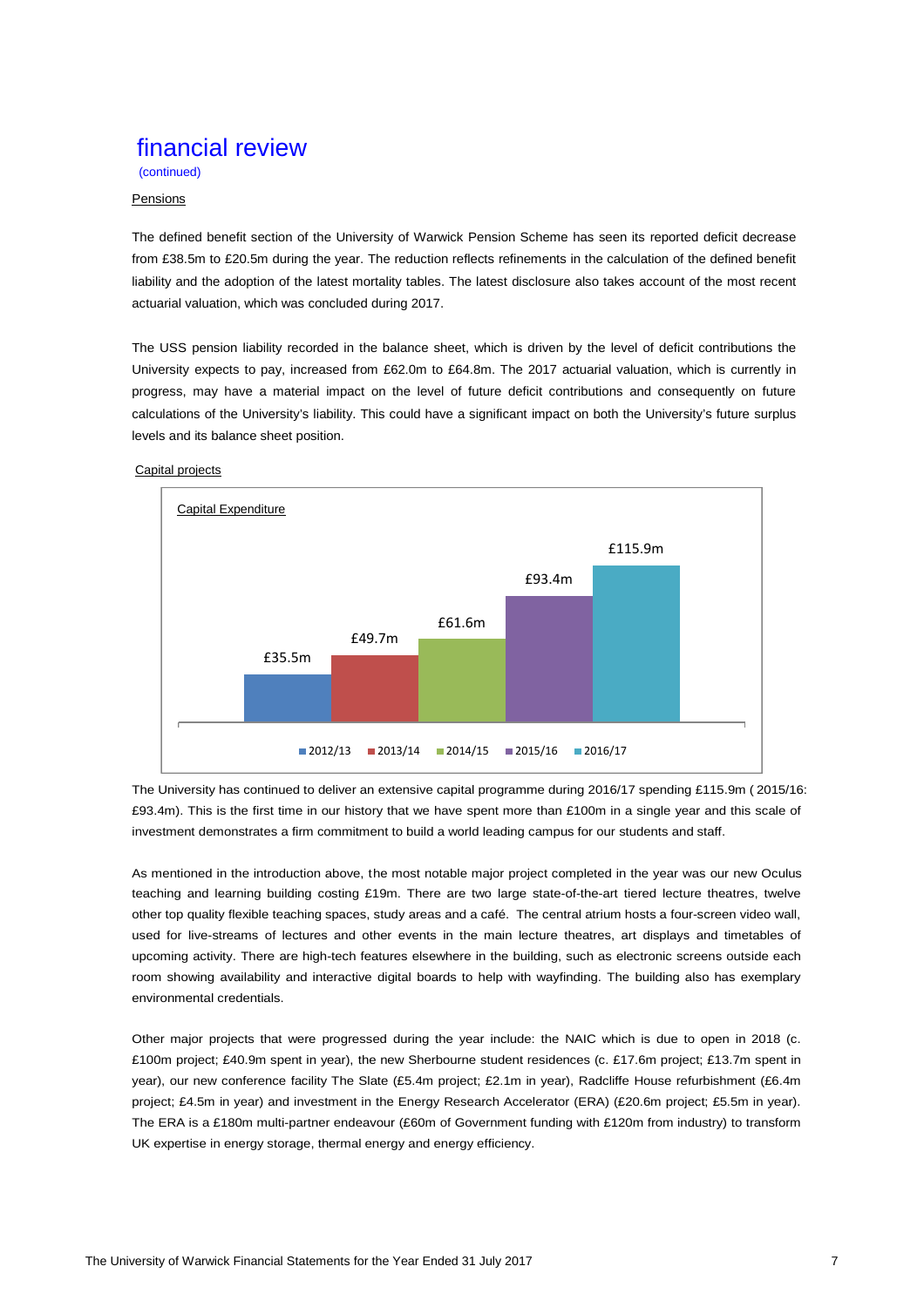# financial review

(continued)

## Pensions

The defined benefit section of the University of Warwick Pension Scheme has seen its reported deficit decrease from £38.5m to £20.5m during the year. The reduction reflects refinements in the calculation of the defined benefit liability and the adoption of the latest mortality tables. The latest disclosure also takes account of the most recent actuarial valuation, which was concluded during 2017.

The USS pension liability recorded in the balance sheet, which is driven by the level of deficit contributions the University expects to pay, increased from £62.0m to £64.8m. The 2017 actuarial valuation, which is currently in progress, may have a material impact on the level of future deficit contributions and consequently on future calculations of the University's liability. This could have a significant impact on both the University's future surplus levels and its balance sheet position.

## Capital projects

Capital Expenditure

| Year | Capital Expenditure |
|---|---|
| 2012/13 | £35.5m |
| 2013/14 | £49.7m |
| 2014/15 | £61.6m |
| 2015/16 | £93.4m |
| 2016/17 | £115.9m |

The University has continued to deliver an extensive capital programme during 2016/17 spending £115.9m ( 2015/16: £93.4m). This is the first time in our history that we have spent more than £100m in a single year and this scale of investment demonstrates a firm commitment to build a world leading campus for our students and staff.

As mentioned in the introduction above, the most notable major project completed in the year was our new Oculus teaching and learning building costing £19m. There are two large state-of-the-art tiered lecture theatres, twelve other top quality flexible teaching spaces, study areas and a café. The central atrium hosts a four-screen video wall, used for live-streams of lectures and other events in the main lecture theatres, art displays and timetables of upcoming activity. There are high-tech features elsewhere in the building, such as electronic screens outside each room showing availability and interactive digital boards to help with wayfinding. The building also has exemplary environmental credentials.

Other major projects that were progressed during the year include: the NAIC which is due to open in 2018 (c. £100m project; £40.9m spent in year), the new Sherbourne student residences (c. £17.6m project; £13.7m spent in year), our new conference facility The Slate (£5.4m project; £2.1m in year), Radcliffe House refurbishment (£6.4m project; £4.5m in year) and investment in the Energy Research Accelerator (ERA) (£20.6m project; £5.5m in year). The ERA is a £180m multi-partner endeavour (£60m of Government funding with £120m from industry) to transform UK expertise in energy storage, thermal energy and energy efficiency.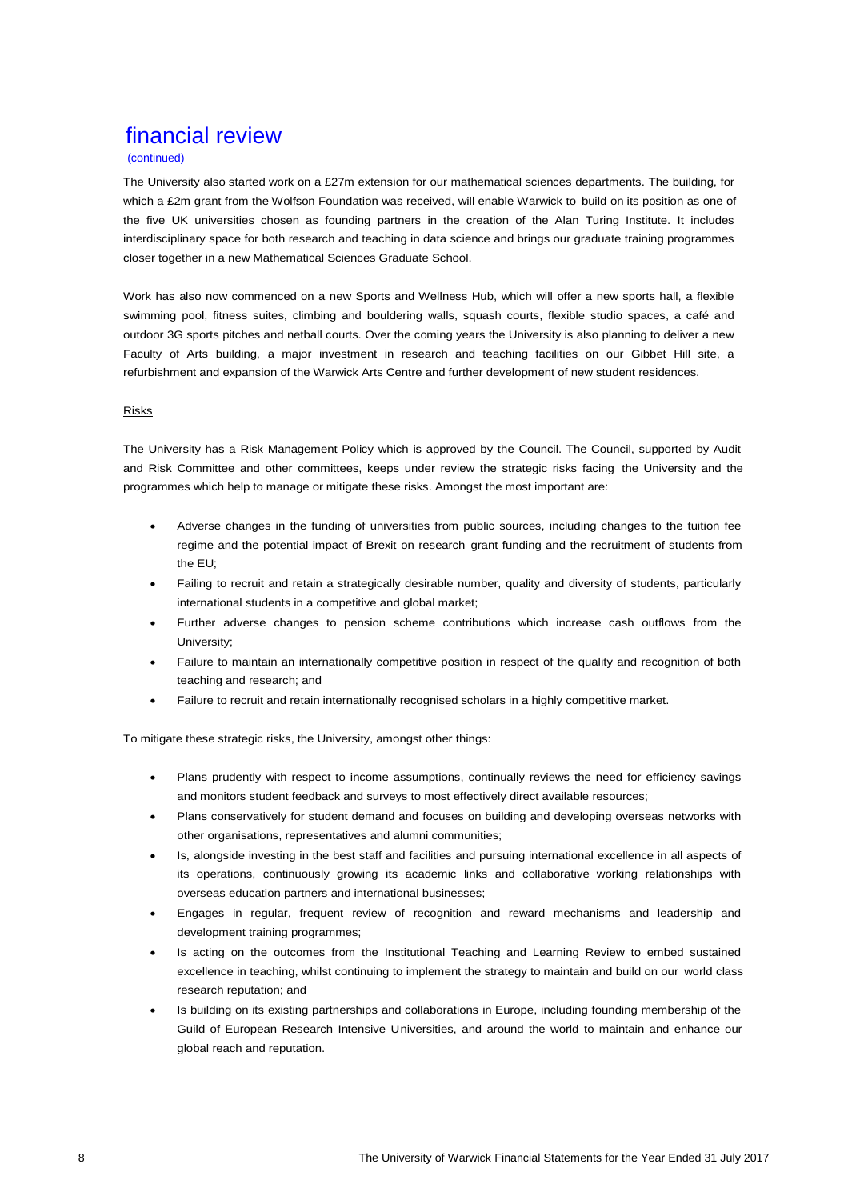# financial review

(continued)

The University also started work on a £27m extension for our mathematical sciences departments. The building, for which a £2m grant from the Wolfson Foundation was received, will enable Warwick to build on its position as one of the five UK universities chosen as founding partners in the creation of the Alan Turing Institute. It includes interdisciplinary space for both research and teaching in data science and brings our graduate training programmes closer together in a new Mathematical Sciences Graduate School.

Work has also now commenced on a new Sports and Wellness Hub, which will offer a new sports hall, a flexible swimming pool, fitness suites, climbing and bouldering walls, squash courts, flexible studio spaces, a café and outdoor 3G sports pitches and netball courts. Over the coming years the University is also planning to deliver a new Faculty of Arts building, a major investment in research and teaching facilities on our Gibbet Hill site, a refurbishment and expansion of the Warwick Arts Centre and further development of new student residences.

## Risks

The University has a Risk Management Policy which is approved by the Council. The Council, supported by Audit and Risk Committee and other committees, keeps under review the strategic risks facing the University and the programmes which help to manage or mitigate these risks. Amongst the most important are:

- Adverse changes in the funding of universities from public sources, including changes to the tuition fee regime and the potential impact of Brexit on research grant funding and the recruitment of students from the EU;
- Failing to recruit and retain a strategically desirable number, quality and diversity of students, particularly international students in a competitive and global market;
- Further adverse changes to pension scheme contributions which increase cash outflows from the University;
- Failure to maintain an internationally competitive position in respect of the quality and recognition of both teaching and research; and
- Failure to recruit and retain internationally recognised scholars in a highly competitive market.

To mitigate these strategic risks, the University, amongst other things:

- Plans prudently with respect to income assumptions, continually reviews the need for efficiency savings and monitors student feedback and surveys to most effectively direct available resources;
- Plans conservatively for student demand and focuses on building and developing overseas networks with other organisations, representatives and alumni communities;
- Is, alongside investing in the best staff and facilities and pursuing international excellence in all aspects of its operations, continuously growing its academic links and collaborative working relationships with overseas education partners and international businesses;
- Engages in regular, frequent review of recognition and reward mechanisms and leadership and development training programmes;
- Is acting on the outcomes from the Institutional Teaching and Learning Review to embed sustained excellence in teaching, whilst continuing to implement the strategy to maintain and build on our world class research reputation; and
- Is building on its existing partnerships and collaborations in Europe, including founding membership of the Guild of European Research Intensive Universities, and around the world to maintain and enhance our global reach and reputation.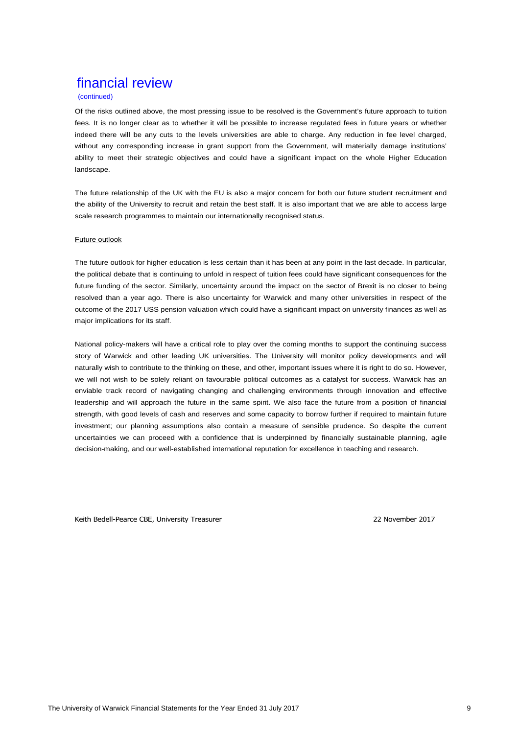# financial review

(continued)

Of the risks outlined above, the most pressing issue to be resolved is the Government's future approach to tuition fees. It is no longer clear as to whether it will be possible to increase regulated fees in future years or whether indeed there will be any cuts to the levels universities are able to charge. Any reduction in fee level charged, without any corresponding increase in grant support from the Government, will materially damage institutions' ability to meet their strategic objectives and could have a significant impact on the whole Higher Education landscape.

The future relationship of the UK with the EU is also a major concern for both our future student recruitment and the ability of the University to recruit and retain the best staff. It is also important that we are able to access large scale research programmes to maintain our internationally recognised status.

## Future outlook

The future outlook for higher education is less certain than it has been at any point in the last decade. In particular, the political debate that is continuing to unfold in respect of tuition fees could have significant consequences for the future funding of the sector. Similarly, uncertainty around the impact on the sector of Brexit is no closer to being resolved than a year ago. There is also uncertainty for Warwick and many other universities in respect of the outcome of the 2017 USS pension valuation which could have a significant impact on university finances as well as major implications for its staff.

National policy-makers will have a critical role to play over the coming months to support the continuing success story of Warwick and other leading UK universities. The University will monitor policy developments and will naturally wish to contribute to the thinking on these, and other, important issues where it is right to do so. However, we will not wish to be solely reliant on favourable political outcomes as a catalyst for success. Warwick has an enviable track record of navigating changing and challenging environments through innovation and effective leadership and will approach the future in the same spirit. We also face the future from a position of financial strength, with good levels of cash and reserves and some capacity to borrow further if required to maintain future investment; our planning assumptions also contain a measure of sensible prudence. So despite the current uncertainties we can proceed with a confidence that is underpinned by financially sustainable planning, agile decision-making, and our well-established international reputation for excellence in teaching and research.

Keith Bedell-Pearce CBE, University Treasurer

22 November 2017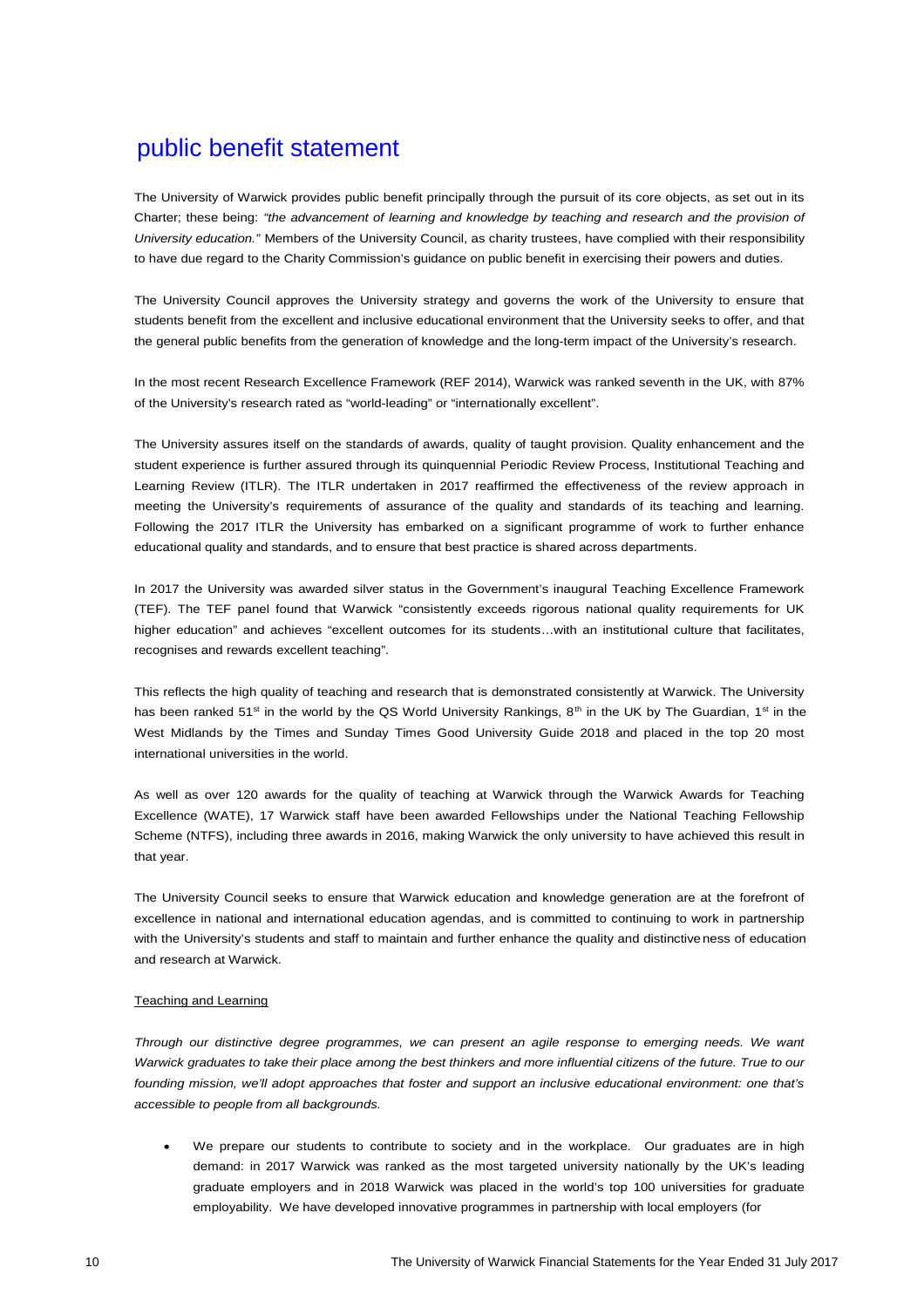# public benefit statement

The University of Warwick provides public benefit principally through the pursuit of its core objects, as set out in its Charter; these being: *"the advancement of learning and knowledge by teaching and research and the provision of University education."* Members of the University Council, as charity trustees, have complied with their responsibility to have due regard to the Charity Commission's guidance on public benefit in exercising their powers and duties.

The University Council approves the University strategy and governs the work of the University to ensure that students benefit from the excellent and inclusive educational environment that the University seeks to offer, and that the general public benefits from the generation of knowledge and the long-term impact of the University's research.

In the most recent Research Excellence Framework (REF 2014), Warwick was ranked seventh in the UK, with 87% of the University's research rated as "world-leading" or "internationally excellent".

The University assures itself on the standards of awards, quality of taught provision. Quality enhancement and the student experience is further assured through its quinquennial Periodic Review Process, Institutional Teaching and Learning Review (ITLR). The ITLR undertaken in 2017 reaffirmed the effectiveness of the review approach in meeting the University's requirements of assurance of the quality and standards of its teaching and learning. Following the 2017 ITLR the University has embarked on a significant programme of work to further enhance educational quality and standards, and to ensure that best practice is shared across departments.

In 2017 the University was awarded silver status in the Government's inaugural Teaching Excellence Framework (TEF). The TEF panel found that Warwick "consistently exceeds rigorous national quality requirements for UK higher education" and achieves "excellent outcomes for its students…with an institutional culture that facilitates, recognises and rewards excellent teaching".

This reflects the high quality of teaching and research that is demonstrated consistently at Warwick. The University has been ranked 51st in the world by the QS World University Rankings, 8th in the UK by The Guardian, 1st in the West Midlands by the Times and Sunday Times Good University Guide 2018 and placed in the top 20 most international universities in the world.

As well as over 120 awards for the quality of teaching at Warwick through the Warwick Awards for Teaching Excellence (WATE), 17 Warwick staff have been awarded Fellowships under the National Teaching Fellowship Scheme (NTFS), including three awards in 2016, making Warwick the only university to have achieved this result in that year.

The University Council seeks to ensure that Warwick education and knowledge generation are at the forefront of excellence in national and international education agendas, and is committed to continuing to work in partnership with the University's students and staff to maintain and further enhance the quality and distinctiveness of education and research at Warwick.

<u>Teaching and Learning</u>

*Through our distinctive degree programmes, we can present an agile response to emerging needs. We want Warwick graduates to take their place among the best thinkers and more influential citizens of the future. True to our founding mission, we'll adopt approaches that foster and support an inclusive educational environment: one that's accessible to people from all backgrounds.*

- We prepare our students to contribute to society and in the workplace. Our graduates are in high demand: in 2017 Warwick was ranked as the most targeted university nationally by the UK's leading graduate employers and in 2018 Warwick was placed in the world's top 100 universities for graduate employability. We have developed innovative programmes in partnership with local employers (for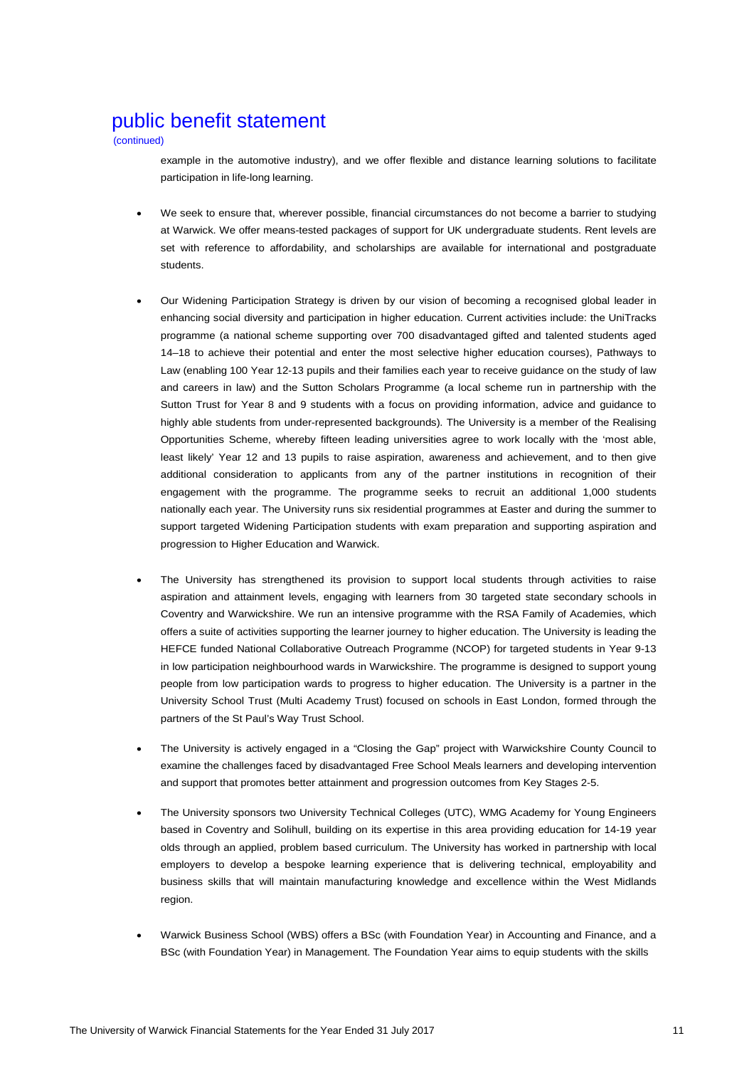# public benefit statement

(continued)

example in the automotive industry), and we offer flexible and distance learning solutions to facilitate participation in life-long learning.

- We seek to ensure that, wherever possible, financial circumstances do not become a barrier to studying at Warwick. We offer means-tested packages of support for UK undergraduate students. Rent levels are set with reference to affordability, and scholarships are available for international and postgraduate students.

- Our Widening Participation Strategy is driven by our vision of becoming a recognised global leader in enhancing social diversity and participation in higher education. Current activities include: the UniTracks programme (a national scheme supporting over 700 disadvantaged gifted and talented students aged 14–18 to achieve their potential and enter the most selective higher education courses), Pathways to Law (enabling 100 Year 12-13 pupils and their families each year to receive guidance on the study of law and careers in law) and the Sutton Scholars Programme (a local scheme run in partnership with the Sutton Trust for Year 8 and 9 students with a focus on providing information, advice and guidance to highly able students from under-represented backgrounds). The University is a member of the Realising Opportunities Scheme, whereby fifteen leading universities agree to work locally with the 'most able, least likely' Year 12 and 13 pupils to raise aspiration, awareness and achievement, and to then give additional consideration to applicants from any of the partner institutions in recognition of their engagement with the programme. The programme seeks to recruit an additional 1,000 students nationally each year. The University runs six residential programmes at Easter and during the summer to support targeted Widening Participation students with exam preparation and supporting aspiration and progression to Higher Education and Warwick.

- The University has strengthened its provision to support local students through activities to raise aspiration and attainment levels, engaging with learners from 30 targeted state secondary schools in Coventry and Warwickshire. We run an intensive programme with the RSA Family of Academies, which offers a suite of activities supporting the learner journey to higher education. The University is leading the HEFCE funded National Collaborative Outreach Programme (NCOP) for targeted students in Year 9-13 in low participation neighbourhood wards in Warwickshire. The programme is designed to support young people from low participation wards to progress to higher education. The University is a partner in the University School Trust (Multi Academy Trust) focused on schools in East London, formed through the partners of the St Paul's Way Trust School.

- The University is actively engaged in a "Closing the Gap" project with Warwickshire County Council to examine the challenges faced by disadvantaged Free School Meals learners and developing intervention and support that promotes better attainment and progression outcomes from Key Stages 2-5.

- The University sponsors two University Technical Colleges (UTC), WMG Academy for Young Engineers based in Coventry and Solihull, building on its expertise in this area providing education for 14-19 year olds through an applied, problem based curriculum. The University has worked in partnership with local employers to develop a bespoke learning experience that is delivering technical, employability and business skills that will maintain manufacturing knowledge and excellence within the West Midlands region.

- Warwick Business School (WBS) offers a BSc (with Foundation Year) in Accounting and Finance, and a BSc (with Foundation Year) in Management. The Foundation Year aims to equip students with the skills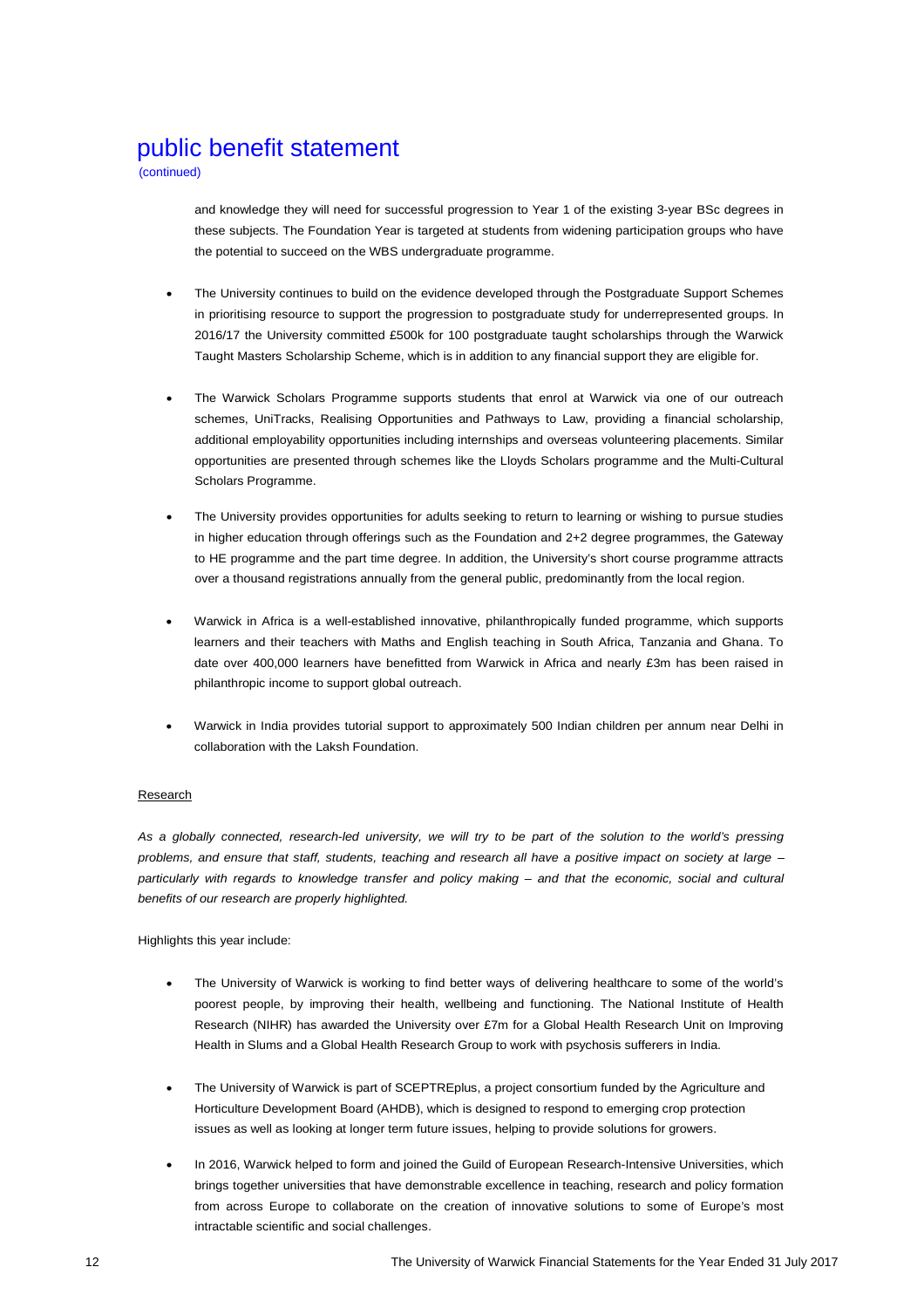# public benefit statement

(continued)

and knowledge they will need for successful progression to Year 1 of the existing 3-year BSc degrees in these subjects. The Foundation Year is targeted at students from widening participation groups who have the potential to succeed on the WBS undergraduate programme.

- The University continues to build on the evidence developed through the Postgraduate Support Schemes in prioritising resource to support the progression to postgraduate study for underrepresented groups. In 2016/17 the University committed £500k for 100 postgraduate taught scholarships through the Warwick Taught Masters Scholarship Scheme, which is in addition to any financial support they are eligible for.

- The Warwick Scholars Programme supports students that enrol at Warwick via one of our outreach schemes, UniTracks, Realising Opportunities and Pathways to Law, providing a financial scholarship, additional employability opportunities including internships and overseas volunteering placements. Similar opportunities are presented through schemes like the Lloyds Scholars programme and the Multi-Cultural Scholars Programme.

- The University provides opportunities for adults seeking to return to learning or wishing to pursue studies in higher education through offerings such as the Foundation and 2+2 degree programmes, the Gateway to HE programme and the part time degree. In addition, the University's short course programme attracts over a thousand registrations annually from the general public, predominantly from the local region.

- Warwick in Africa is a well-established innovative, philanthropically funded programme, which supports learners and their teachers with Maths and English teaching in South Africa, Tanzania and Ghana. To date over 400,000 learners have benefitted from Warwick in Africa and nearly £3m has been raised in philanthropic income to support global outreach.

- Warwick in India provides tutorial support to approximately 500 Indian children per annum near Delhi in collaboration with the Laksh Foundation.

<u>Research</u>

*As a globally connected, research-led university, we will try to be part of the solution to the world's pressing problems, and ensure that staff, students, teaching and research all have a positive impact on society at large – particularly with regards to knowledge transfer and policy making – and that the economic, social and cultural benefits of our research are properly highlighted.*

Highlights this year include:

- The University of Warwick is working to find better ways of delivering healthcare to some of the world's poorest people, by improving their health, wellbeing and functioning. The National Institute of Health Research (NIHR) has awarded the University over £7m for a Global Health Research Unit on Improving Health in Slums and a Global Health Research Group to work with psychosis sufferers in India.

- The University of Warwick is part of SCEPTREplus, a project consortium funded by the Agriculture and Horticulture Development Board (AHDB), which is designed to respond to emerging crop protection issues as well as looking at longer term future issues, helping to provide solutions for growers.

- In 2016, Warwick helped to form and joined the Guild of European Research-Intensive Universities, which brings together universities that have demonstrable excellence in teaching, research and policy formation from across Europe to collaborate on the creation of innovative solutions to some of Europe's most intractable scientific and social challenges.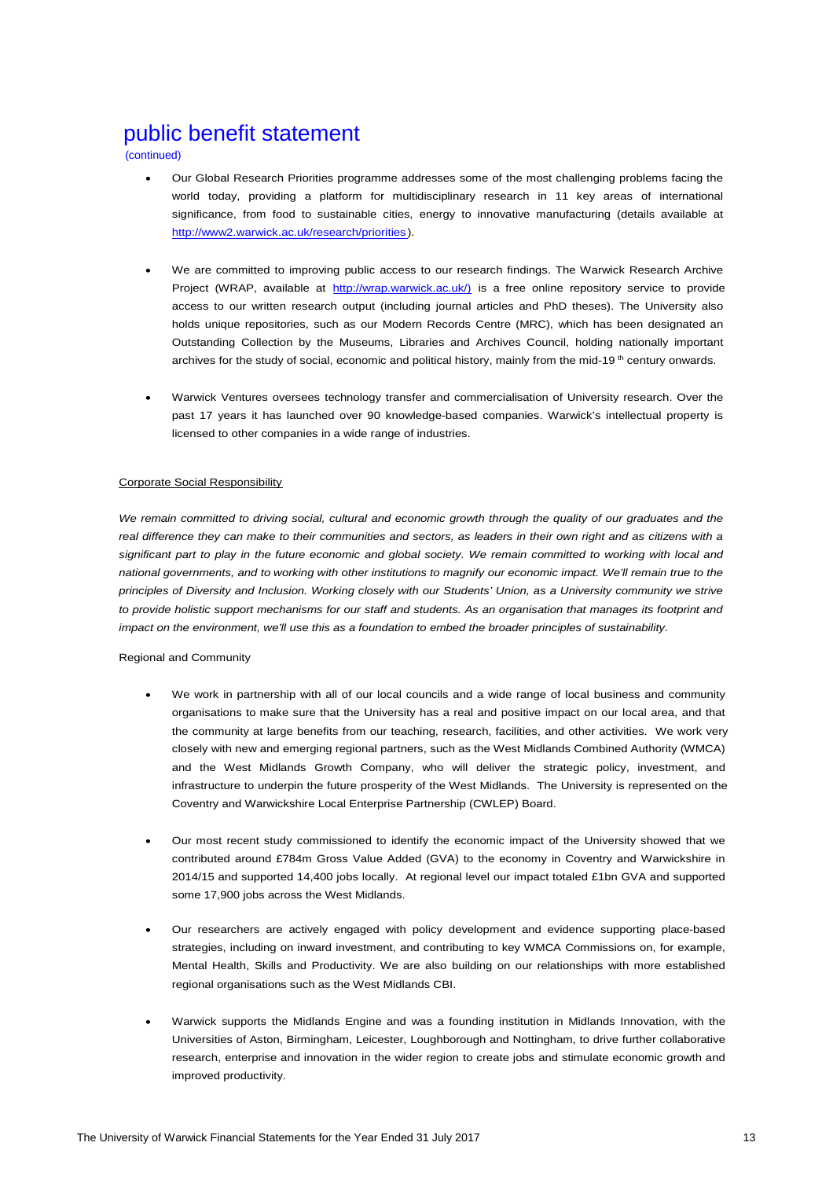# public benefit statement

(continued)

- Our Global Research Priorities programme addresses some of the most challenging problems facing the world today, providing a platform for multidisciplinary research in 11 key areas of international significance, from food to sustainable cities, energy to innovative manufacturing (details available at http://www2.warwick.ac.uk/research/priorities).

- We are committed to improving public access to our research findings. The Warwick Research Archive Project (WRAP, available at http://wrap.warwick.ac.uk/) is a free online repository service to provide access to our written research output (including journal articles and PhD theses). The University also holds unique repositories, such as our Modern Records Centre (MRC), which has been designated an Outstanding Collection by the Museums, Libraries and Archives Council, holding nationally important archives for the study of social, economic and political history, mainly from the mid-19th century onwards.

- Warwick Ventures oversees technology transfer and commercialisation of University research. Over the past 17 years it has launched over 90 knowledge-based companies. Warwick's intellectual property is licensed to other companies in a wide range of industries.

## Corporate Social Responsibility

*We remain committed to driving social, cultural and economic growth through the quality of our graduates and the real difference they can make to their communities and sectors, as leaders in their own right and as citizens with a significant part to play in the future economic and global society. We remain committed to working with local and national governments, and to working with other institutions to magnify our economic impact. We'll remain true to the principles of Diversity and Inclusion. Working closely with our Students' Union, as a University community we strive to provide holistic support mechanisms for our staff and students. As an organisation that manages its footprint and impact on the environment, we'll use this as a foundation to embed the broader principles of sustainability.*

### Regional and Community

- We work in partnership with all of our local councils and a wide range of local business and community organisations to make sure that the University has a real and positive impact on our local area, and that the community at large benefits from our teaching, research, facilities, and other activities. We work very closely with new and emerging regional partners, such as the West Midlands Combined Authority (WMCA) and the West Midlands Growth Company, who will deliver the strategic policy, investment, and infrastructure to underpin the future prosperity of the West Midlands. The University is represented on the Coventry and Warwickshire Local Enterprise Partnership (CWLEP) Board.

- Our most recent study commissioned to identify the economic impact of the University showed that we contributed around £784m Gross Value Added (GVA) to the economy in Coventry and Warwickshire in 2014/15 and supported 14,400 jobs locally. At regional level our impact totaled £1bn GVA and supported some 17,900 jobs across the West Midlands.

- Our researchers are actively engaged with policy development and evidence supporting place-based strategies, including on inward investment, and contributing to key WMCA Commissions on, for example, Mental Health, Skills and Productivity. We are also building on our relationships with more established regional organisations such as the West Midlands CBI.

- Warwick supports the Midlands Engine and was a founding institution in Midlands Innovation, with the Universities of Aston, Birmingham, Leicester, Loughborough and Nottingham, to drive further collaborative research, enterprise and innovation in the wider region to create jobs and stimulate economic growth and improved productivity.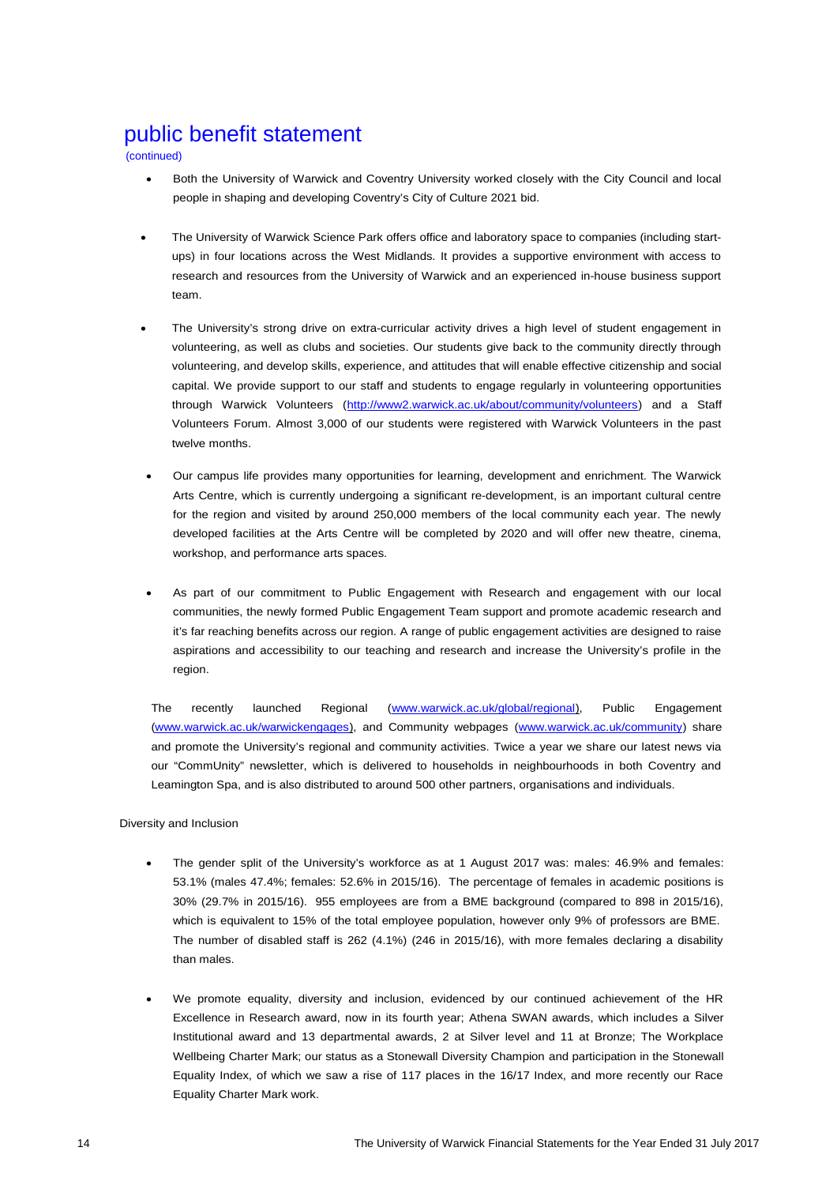# public benefit statement

(continued)

- Both the University of Warwick and Coventry University worked closely with the City Council and local people in shaping and developing Coventry's City of Culture 2021 bid.

- The University of Warwick Science Park offers office and laboratory space to companies (including start-ups) in four locations across the West Midlands. It provides a supportive environment with access to research and resources from the University of Warwick and an experienced in-house business support team.

- The University's strong drive on extra-curricular activity drives a high level of student engagement in volunteering, as well as clubs and societies. Our students give back to the community directly through volunteering, and develop skills, experience, and attitudes that will enable effective citizenship and social capital. We provide support to our staff and students to engage regularly in volunteering opportunities through Warwick Volunteers (http://www2.warwick.ac.uk/about/community/volunteers) and a Staff Volunteers Forum. Almost 3,000 of our students were registered with Warwick Volunteers in the past twelve months.

- Our campus life provides many opportunities for learning, development and enrichment. The Warwick Arts Centre, which is currently undergoing a significant re-development, is an important cultural centre for the region and visited by around 250,000 members of the local community each year. The newly developed facilities at the Arts Centre will be completed by 2020 and will offer new theatre, cinema, workshop, and performance arts spaces.

- As part of our commitment to Public Engagement with Research and engagement with our local communities, the newly formed Public Engagement Team support and promote academic research and it's far reaching benefits across our region. A range of public engagement activities are designed to raise aspirations and accessibility to our teaching and research and increase the University's profile in the region.

The recently launched Regional (www.warwick.ac.uk/global/regional), Public Engagement (www.warwick.ac.uk/warwickengages), and Community webpages (www.warwick.ac.uk/community) share and promote the University's regional and community activities. Twice a year we share our latest news via our "CommUnity" newsletter, which is delivered to households in neighbourhoods in both Coventry and Leamington Spa, and is also distributed to around 500 other partners, organisations and individuals.

Diversity and Inclusion

- The gender split of the University's workforce as at 1 August 2017 was: males: 46.9% and females: 53.1% (males 47.4%; females: 52.6% in 2015/16). The percentage of females in academic positions is 30% (29.7% in 2015/16). 955 employees are from a BME background (compared to 898 in 2015/16), which is equivalent to 15% of the total employee population, however only 9% of professors are BME. The number of disabled staff is 262 (4.1%) (246 in 2015/16), with more females declaring a disability than males.

- We promote equality, diversity and inclusion, evidenced by our continued achievement of the HR Excellence in Research award, now in its fourth year; Athena SWAN awards, which includes a Silver Institutional award and 13 departmental awards, 2 at Silver level and 11 at Bronze; The Workplace Wellbeing Charter Mark; our status as a Stonewall Diversity Champion and participation in the Stonewall Equality Index, of which we saw a rise of 117 places in the 16/17 Index, and more recently our Race Equality Charter Mark work.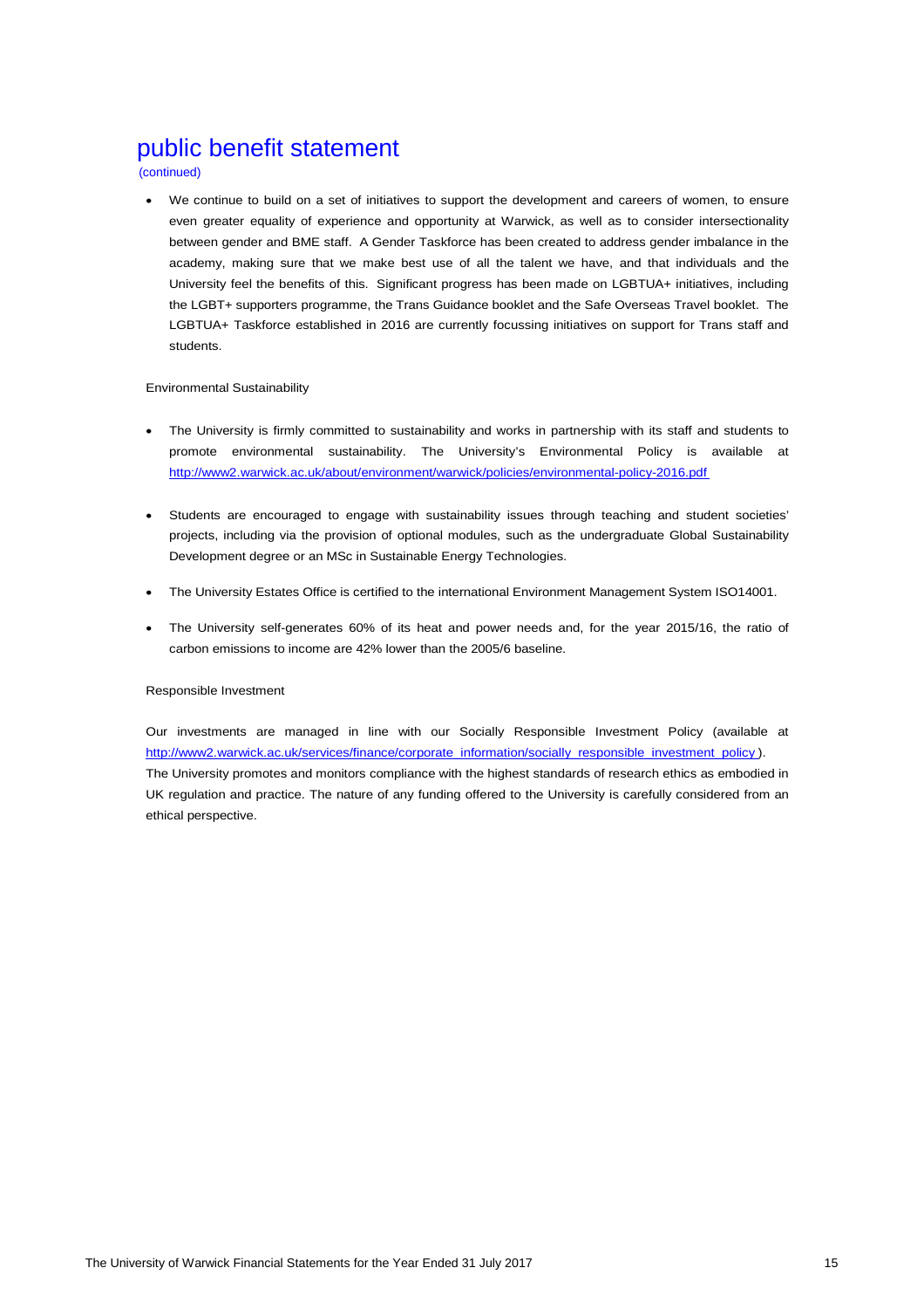# public benefit statement

(continued)

- We continue to build on a set of initiatives to support the development and careers of women, to ensure even greater equality of experience and opportunity at Warwick, as well as to consider intersectionality between gender and BME staff. A Gender Taskforce has been created to address gender imbalance in the academy, making sure that we make best use of all the talent we have, and that individuals and the University feel the benefits of this. Significant progress has been made on LGBTUA+ initiatives, including the LGBT+ supporters programme, the Trans Guidance booklet and the Safe Overseas Travel booklet. The LGBTUA+ Taskforce established in 2016 are currently focussing initiatives on support for Trans staff and students.

Environmental Sustainability

- The University is firmly committed to sustainability and works in partnership with its staff and students to promote environmental sustainability. The University's Environmental Policy is available at http://www2.warwick.ac.uk/about/environment/warwick/policies/environmental-policy-2016.pdf

- Students are encouraged to engage with sustainability issues through teaching and student societies' projects, including via the provision of optional modules, such as the undergraduate Global Sustainability Development degree or an MSc in Sustainable Energy Technologies.

- The University Estates Office is certified to the international Environment Management System ISO14001.

- The University self-generates 60% of its heat and power needs and, for the year 2015/16, the ratio of carbon emissions to income are 42% lower than the 2005/6 baseline.

Responsible Investment

Our investments are managed in line with our Socially Responsible Investment Policy (available at http://www2.warwick.ac.uk/services/finance/corporate_information/socially_responsible_investment_policy ).
The University promotes and monitors compliance with the highest standards of research ethics as embodied in UK regulation and practice. The nature of any funding offered to the University is carefully considered from an ethical perspective.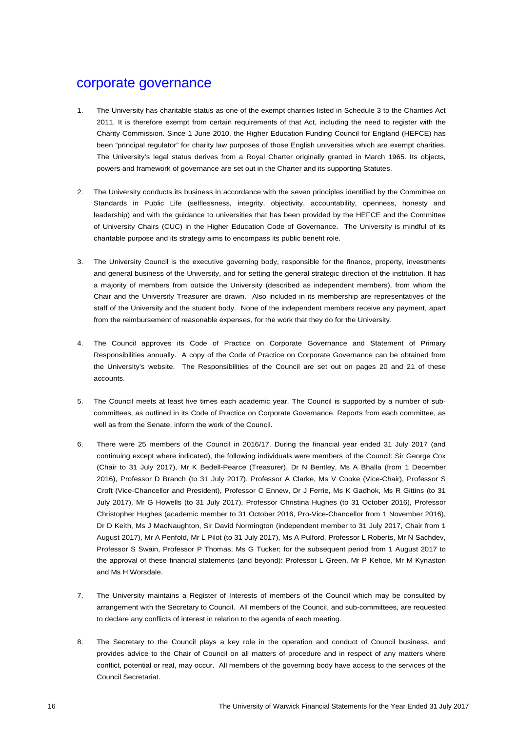# corporate governance

1. The University has charitable status as one of the exempt charities listed in Schedule 3 to the Charities Act 2011. It is therefore exempt from certain requirements of that Act, including the need to register with the Charity Commission. Since 1 June 2010, the Higher Education Funding Council for England (HEFCE) has been "principal regulator" for charity law purposes of those English universities which are exempt charities. The University's legal status derives from a Royal Charter originally granted in March 1965. Its objects, powers and framework of governance are set out in the Charter and its supporting Statutes.

2. The University conducts its business in accordance with the seven principles identified by the Committee on Standards in Public Life (selflessness, integrity, objectivity, accountability, openness, honesty and leadership) and with the guidance to universities that has been provided by the HEFCE and the Committee of University Chairs (CUC) in the Higher Education Code of Governance. The University is mindful of its charitable purpose and its strategy aims to encompass its public benefit role.

3. The University Council is the executive governing body, responsible for the finance, property, investments and general business of the University, and for setting the general strategic direction of the institution. It has a majority of members from outside the University (described as independent members), from whom the Chair and the University Treasurer are drawn. Also included in its membership are representatives of the staff of the University and the student body. None of the independent members receive any payment, apart from the reimbursement of reasonable expenses, for the work that they do for the University.

4. The Council approves its Code of Practice on Corporate Governance and Statement of Primary Responsibilities annually. A copy of the Code of Practice on Corporate Governance can be obtained from the University's website. The Responsibilities of the Council are set out on pages 20 and 21 of these accounts.

5. The Council meets at least five times each academic year. The Council is supported by a number of sub-committees, as outlined in its Code of Practice on Corporate Governance. Reports from each committee, as well as from the Senate, inform the work of the Council.

6. There were 25 members of the Council in 2016/17. During the financial year ended 31 July 2017 (and continuing except where indicated), the following individuals were members of the Council: Sir George Cox (Chair to 31 July 2017), Mr K Bedell-Pearce (Treasurer), Dr N Bentley, Ms A Bhalla (from 1 December 2016), Professor D Branch (to 31 July 2017), Professor A Clarke, Ms V Cooke (Vice-Chair), Professor S Croft (Vice-Chancellor and President), Professor C Ennew, Dr J Ferrie, Ms K Gadhok, Ms R Gittins (to 31 July 2017), Mr G Howells (to 31 July 2017), Professor Christina Hughes (to 31 October 2016), Professor Christopher Hughes (academic member to 31 October 2016, Pro-Vice-Chancellor from 1 November 2016), Dr D Keith, Ms J MacNaughton, Sir David Normington (independent member to 31 July 2017, Chair from 1 August 2017), Mr A Penfold, Mr L Pilot (to 31 July 2017), Ms A Pulford, Professor L Roberts, Mr N Sachdev, Professor S Swain, Professor P Thomas, Ms G Tucker; for the subsequent period from 1 August 2017 to the approval of these financial statements (and beyond): Professor L Green, Mr P Kehoe, Mr M Kynaston and Ms H Worsdale.

7. The University maintains a Register of Interests of members of the Council which may be consulted by arrangement with the Secretary to Council. All members of the Council, and sub-committees, are requested to declare any conflicts of interest in relation to the agenda of each meeting.

8. The Secretary to the Council plays a key role in the operation and conduct of Council business, and provides advice to the Chair of Council on all matters of procedure and in respect of any matters where conflict, potential or real, may occur. All members of the governing body have access to the services of the Council Secretariat.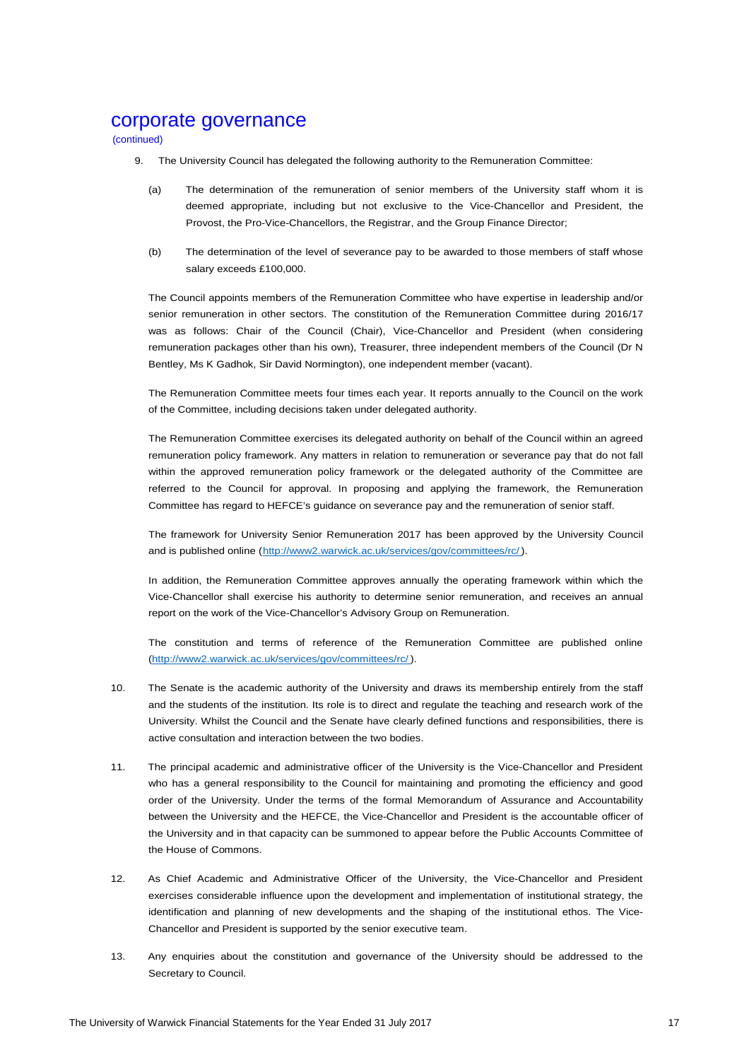# corporate governance

(continued)

9. The University Council has delegated the following authority to the Remuneration Committee:

   (a) The determination of the remuneration of senior members of the University staff whom it is deemed appropriate, including but not exclusive to the Vice-Chancellor and President, the Provost, the Pro-Vice-Chancellors, the Registrar, and the Group Finance Director;

   (b) The determination of the level of severance pay to be awarded to those members of staff whose salary exceeds £100,000.

   The Council appoints members of the Remuneration Committee who have expertise in leadership and/or senior remuneration in other sectors. The constitution of the Remuneration Committee during 2016/17 was as follows: Chair of the Council (Chair), Vice-Chancellor and President (when considering remuneration packages other than his own), Treasurer, three independent members of the Council (Dr N Bentley, Ms K Gadhok, Sir David Normington), one independent member (vacant).

   The Remuneration Committee meets four times each year. It reports annually to the Council on the work of the Committee, including decisions taken under delegated authority.

   The Remuneration Committee exercises its delegated authority on behalf of the Council within an agreed remuneration policy framework. Any matters in relation to remuneration or severance pay that do not fall within the approved remuneration policy framework or the delegated authority of the Committee are referred to the Council for approval. In proposing and applying the framework, the Remuneration Committee has regard to HEFCE's guidance on severance pay and the remuneration of senior staff.

   The framework for University Senior Remuneration 2017 has been approved by the University Council and is published online (http://www2.warwick.ac.uk/services/gov/committees/rc/).

   In addition, the Remuneration Committee approves annually the operating framework within which the Vice-Chancellor shall exercise his authority to determine senior remuneration, and receives an annual report on the work of the Vice-Chancellor's Advisory Group on Remuneration.

   The constitution and terms of reference of the Remuneration Committee are published online (http://www2.warwick.ac.uk/services/gov/committees/rc/).

10. The Senate is the academic authority of the University and draws its membership entirely from the staff and the students of the institution. Its role is to direct and regulate the teaching and research work of the University. Whilst the Council and the Senate have clearly defined functions and responsibilities, there is active consultation and interaction between the two bodies.

11. The principal academic and administrative officer of the University is the Vice-Chancellor and President who has a general responsibility to the Council for maintaining and promoting the efficiency and good order of the University. Under the terms of the formal Memorandum of Assurance and Accountability between the University and the HEFCE, the Vice-Chancellor and President is the accountable officer of the University and in that capacity can be summoned to appear before the Public Accounts Committee of the House of Commons.

12. As Chief Academic and Administrative Officer of the University, the Vice-Chancellor and President exercises considerable influence upon the development and implementation of institutional strategy, the identification and planning of new developments and the shaping of the institutional ethos. The Vice-Chancellor and President is supported by the senior executive team.

13. Any enquiries about the constitution and governance of the University should be addressed to the Secretary to Council.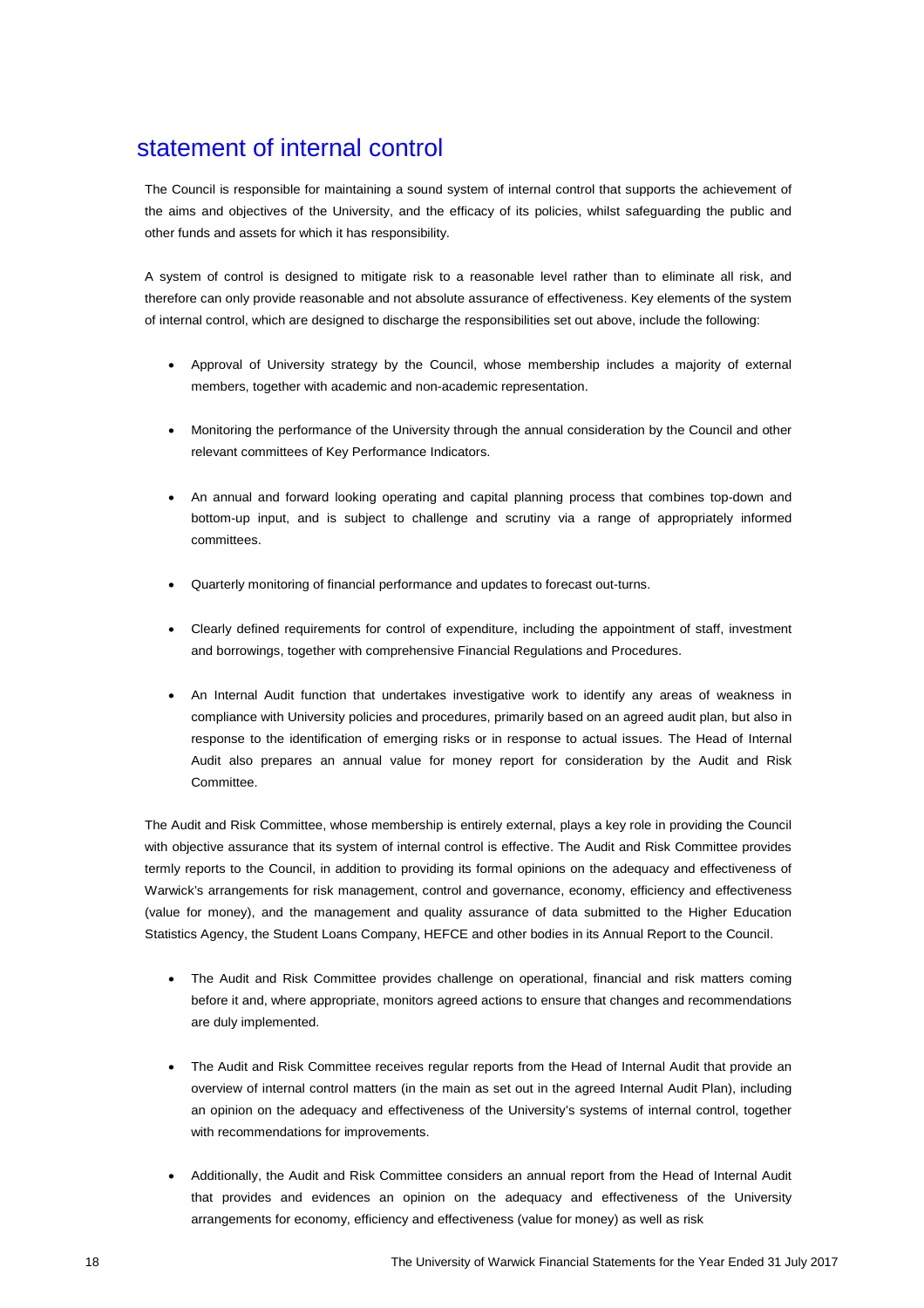# statement of internal control

The Council is responsible for maintaining a sound system of internal control that supports the achievement of the aims and objectives of the University, and the efficacy of its policies, whilst safeguarding the public and other funds and assets for which it has responsibility.

A system of control is designed to mitigate risk to a reasonable level rather than to eliminate all risk, and therefore can only provide reasonable and not absolute assurance of effectiveness. Key elements of the system of internal control, which are designed to discharge the responsibilities set out above, include the following:

- Approval of University strategy by the Council, whose membership includes a majority of external members, together with academic and non-academic representation.
- Monitoring the performance of the University through the annual consideration by the Council and other relevant committees of Key Performance Indicators.
- An annual and forward looking operating and capital planning process that combines top-down and bottom-up input, and is subject to challenge and scrutiny via a range of appropriately informed committees.
- Quarterly monitoring of financial performance and updates to forecast out-turns.
- Clearly defined requirements for control of expenditure, including the appointment of staff, investment and borrowings, together with comprehensive Financial Regulations and Procedures.
- An Internal Audit function that undertakes investigative work to identify any areas of weakness in compliance with University policies and procedures, primarily based on an agreed audit plan, but also in response to the identification of emerging risks or in response to actual issues. The Head of Internal Audit also prepares an annual value for money report for consideration by the Audit and Risk Committee.

The Audit and Risk Committee, whose membership is entirely external, plays a key role in providing the Council with objective assurance that its system of internal control is effective. The Audit and Risk Committee provides termly reports to the Council, in addition to providing its formal opinions on the adequacy and effectiveness of Warwick's arrangements for risk management, control and governance, economy, efficiency and effectiveness (value for money), and the management and quality assurance of data submitted to the Higher Education Statistics Agency, the Student Loans Company, HEFCE and other bodies in its Annual Report to the Council.

- The Audit and Risk Committee provides challenge on operational, financial and risk matters coming before it and, where appropriate, monitors agreed actions to ensure that changes and recommendations are duly implemented.
- The Audit and Risk Committee receives regular reports from the Head of Internal Audit that provide an overview of internal control matters (in the main as set out in the agreed Internal Audit Plan), including an opinion on the adequacy and effectiveness of the University's systems of internal control, together with recommendations for improvements.
- Additionally, the Audit and Risk Committee considers an annual report from the Head of Internal Audit that provides and evidences an opinion on the adequacy and effectiveness of the University arrangements for economy, efficiency and effectiveness (value for money) as well as risk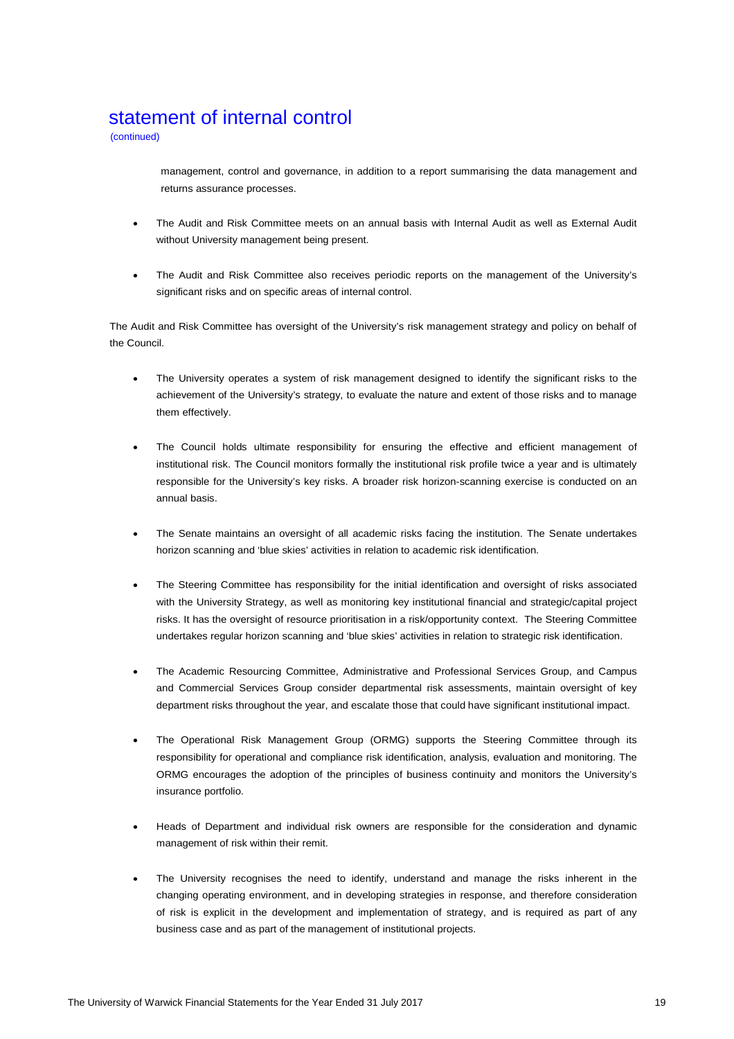# statement of internal control

(continued)

management, control and governance, in addition to a report summarising the data management and returns assurance processes.

- The Audit and Risk Committee meets on an annual basis with Internal Audit as well as External Audit without University management being present.

- The Audit and Risk Committee also receives periodic reports on the management of the University's significant risks and on specific areas of internal control.

The Audit and Risk Committee has oversight of the University's risk management strategy and policy on behalf of the Council.

- The University operates a system of risk management designed to identify the significant risks to the achievement of the University's strategy, to evaluate the nature and extent of those risks and to manage them effectively.

- The Council holds ultimate responsibility for ensuring the effective and efficient management of institutional risk. The Council monitors formally the institutional risk profile twice a year and is ultimately responsible for the University's key risks. A broader risk horizon-scanning exercise is conducted on an annual basis.

- The Senate maintains an oversight of all academic risks facing the institution. The Senate undertakes horizon scanning and 'blue skies' activities in relation to academic risk identification.

- The Steering Committee has responsibility for the initial identification and oversight of risks associated with the University Strategy, as well as monitoring key institutional financial and strategic/capital project risks. It has the oversight of resource prioritisation in a risk/opportunity context. The Steering Committee undertakes regular horizon scanning and 'blue skies' activities in relation to strategic risk identification.

- The Academic Resourcing Committee, Administrative and Professional Services Group, and Campus and Commercial Services Group consider departmental risk assessments, maintain oversight of key department risks throughout the year, and escalate those that could have significant institutional impact.

- The Operational Risk Management Group (ORMG) supports the Steering Committee through its responsibility for operational and compliance risk identification, analysis, evaluation and monitoring. The ORMG encourages the adoption of the principles of business continuity and monitors the University's insurance portfolio.

- Heads of Department and individual risk owners are responsible for the consideration and dynamic management of risk within their remit.

- The University recognises the need to identify, understand and manage the risks inherent in the changing operating environment, and in developing strategies in response, and therefore consideration of risk is explicit in the development and implementation of strategy, and is required as part of any business case and as part of the management of institutional projects.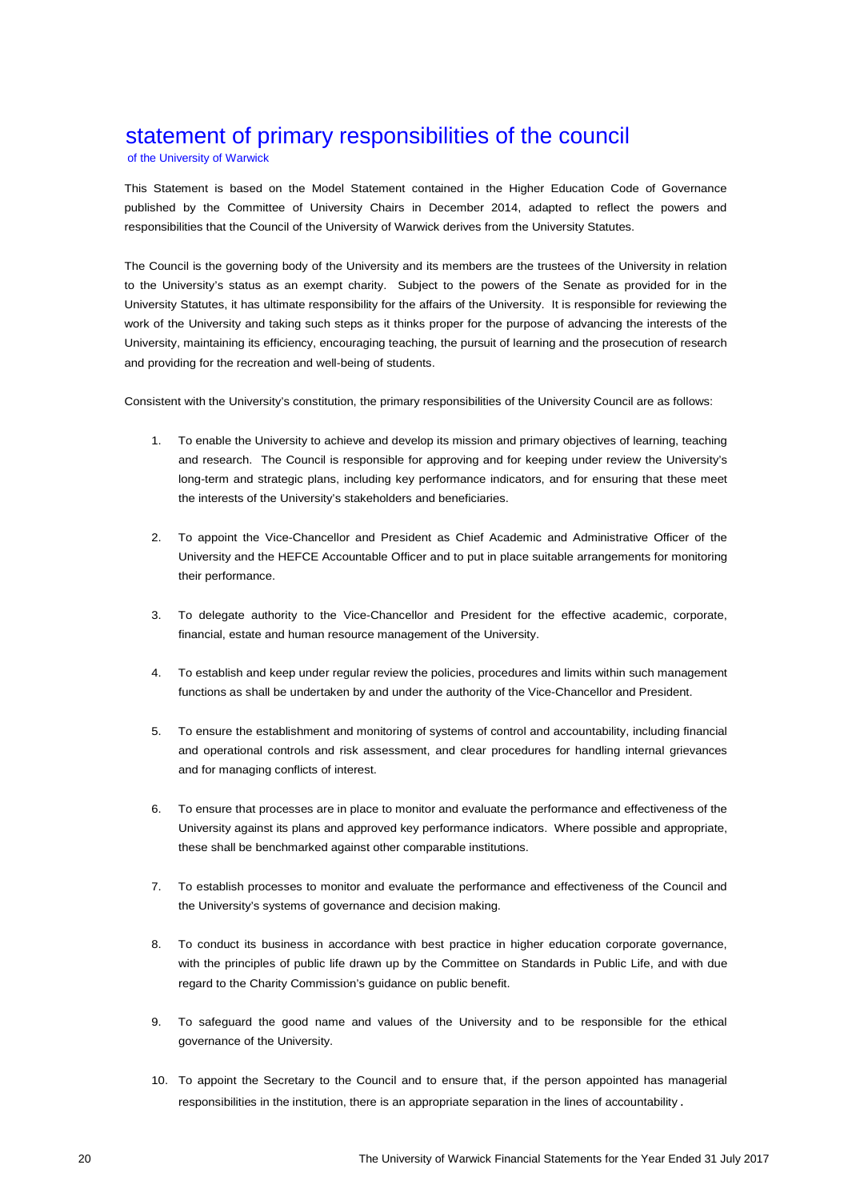# statement of primary responsibilities of the council

of the University of Warwick

This Statement is based on the Model Statement contained in the Higher Education Code of Governance published by the Committee of University Chairs in December 2014, adapted to reflect the powers and responsibilities that the Council of the University of Warwick derives from the University Statutes.

The Council is the governing body of the University and its members are the trustees of the University in relation to the University's status as an exempt charity. Subject to the powers of the Senate as provided for in the University Statutes, it has ultimate responsibility for the affairs of the University. It is responsible for reviewing the work of the University and taking such steps as it thinks proper for the purpose of advancing the interests of the University, maintaining its efficiency, encouraging teaching, the pursuit of learning and the prosecution of research and providing for the recreation and well-being of students.

Consistent with the University's constitution, the primary responsibilities of the University Council are as follows:

1. To enable the University to achieve and develop its mission and primary objectives of learning, teaching and research. The Council is responsible for approving and for keeping under review the University's long-term and strategic plans, including key performance indicators, and for ensuring that these meet the interests of the University's stakeholders and beneficiaries.

2. To appoint the Vice-Chancellor and President as Chief Academic and Administrative Officer of the University and the HEFCE Accountable Officer and to put in place suitable arrangements for monitoring their performance.

3. To delegate authority to the Vice-Chancellor and President for the effective academic, corporate, financial, estate and human resource management of the University.

4. To establish and keep under regular review the policies, procedures and limits within such management functions as shall be undertaken by and under the authority of the Vice-Chancellor and President.

5. To ensure the establishment and monitoring of systems of control and accountability, including financial and operational controls and risk assessment, and clear procedures for handling internal grievances and for managing conflicts of interest.

6. To ensure that processes are in place to monitor and evaluate the performance and effectiveness of the University against its plans and approved key performance indicators. Where possible and appropriate, these shall be benchmarked against other comparable institutions.

7. To establish processes to monitor and evaluate the performance and effectiveness of the Council and the University's systems of governance and decision making.

8. To conduct its business in accordance with best practice in higher education corporate governance, with the principles of public life drawn up by the Committee on Standards in Public Life, and with due regard to the Charity Commission's guidance on public benefit.

9. To safeguard the good name and values of the University and to be responsible for the ethical governance of the University.

10. To appoint the Secretary to the Council and to ensure that, if the person appointed has managerial responsibilities in the institution, there is an appropriate separation in the lines of accountability.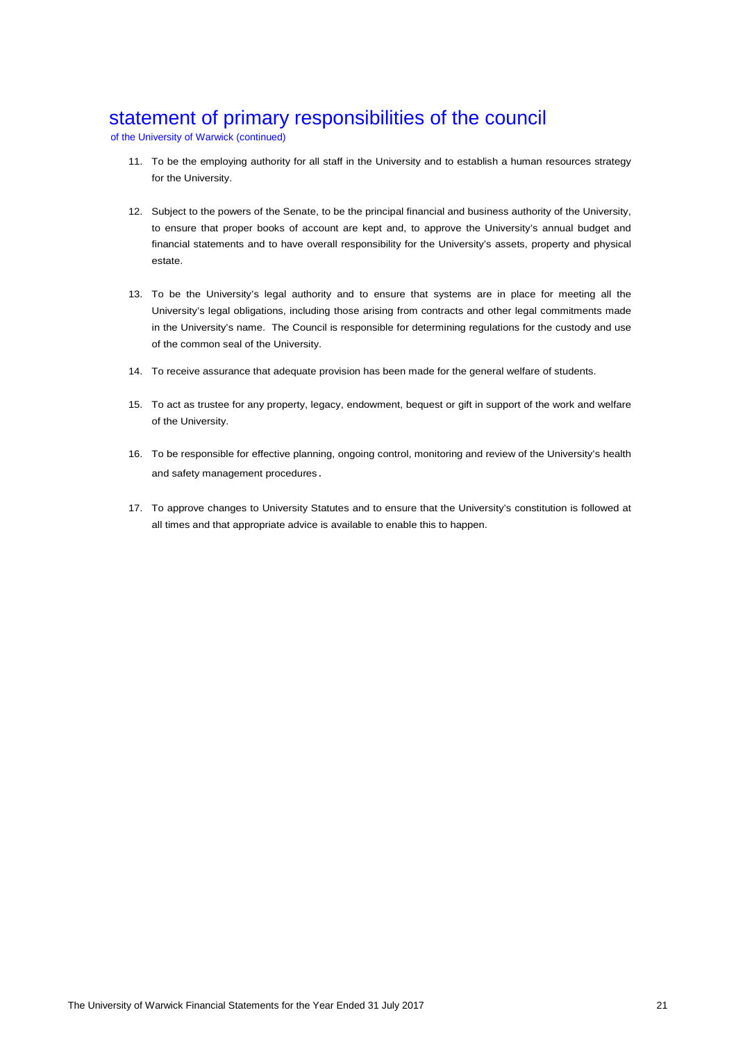# statement of primary responsibilities of the council

of the University of Warwick (continued)

11. To be the employing authority for all staff in the University and to establish a human resources strategy for the University.

12. Subject to the powers of the Senate, to be the principal financial and business authority of the University, to ensure that proper books of account are kept and, to approve the University's annual budget and financial statements and to have overall responsibility for the University's assets, property and physical estate.

13. To be the University's legal authority and to ensure that systems are in place for meeting all the University's legal obligations, including those arising from contracts and other legal commitments made in the University's name. The Council is responsible for determining regulations for the custody and use of the common seal of the University.

14. To receive assurance that adequate provision has been made for the general welfare of students.

15. To act as trustee for any property, legacy, endowment, bequest or gift in support of the work and welfare of the University.

16. To be responsible for effective planning, ongoing control, monitoring and review of the University's health and safety management procedures.

17. To approve changes to University Statutes and to ensure that the University's constitution is followed at all times and that appropriate advice is available to enable this to happen.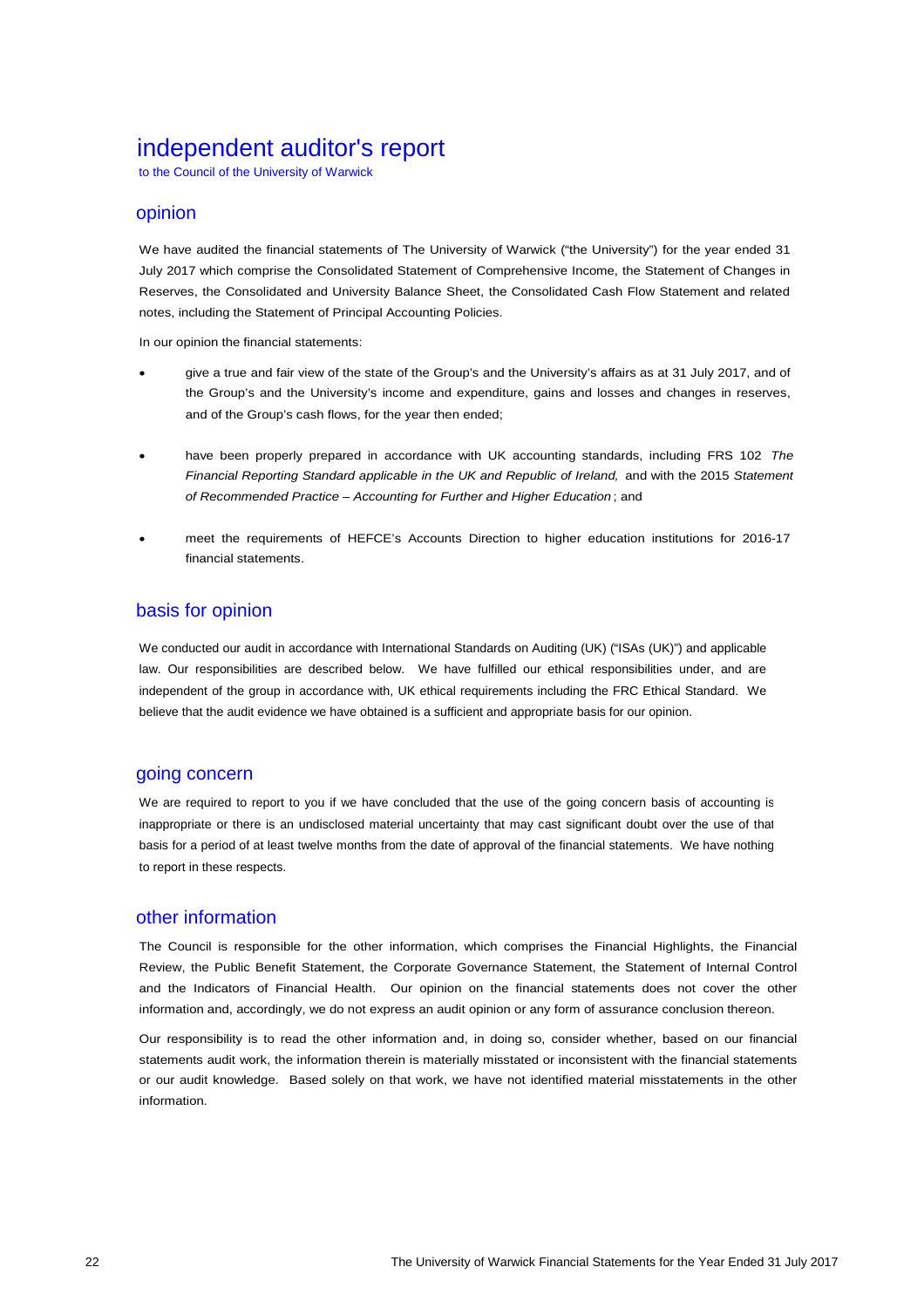# independent auditor's report

to the Council of the University of Warwick

## opinion

We have audited the financial statements of The University of Warwick ("the University") for the year ended 31 July 2017 which comprise the Consolidated Statement of Comprehensive Income, the Statement of Changes in Reserves, the Consolidated and University Balance Sheet, the Consolidated Cash Flow Statement and related notes, including the Statement of Principal Accounting Policies.

In our opinion the financial statements:

- give a true and fair view of the state of the Group's and the University's affairs as at 31 July 2017, and of the Group's and the University's income and expenditure, gains and losses and changes in reserves, and of the Group's cash flows, for the year then ended;
- have been properly prepared in accordance with UK accounting standards, including FRS 102 *The Financial Reporting Standard applicable in the UK and Republic of Ireland,* and with the 2015 *Statement of Recommended Practice – Accounting for Further and Higher Education*; and
- meet the requirements of HEFCE's Accounts Direction to higher education institutions for 2016-17 financial statements.

## basis for opinion

We conducted our audit in accordance with International Standards on Auditing (UK) ("ISAs (UK)") and applicable law. Our responsibilities are described below. We have fulfilled our ethical responsibilities under, and are independent of the group in accordance with, UK ethical requirements including the FRC Ethical Standard. We believe that the audit evidence we have obtained is a sufficient and appropriate basis for our opinion.

## going concern

We are required to report to you if we have concluded that the use of the going concern basis of accounting is inappropriate or there is an undisclosed material uncertainty that may cast significant doubt over the use of that basis for a period of at least twelve months from the date of approval of the financial statements. We have nothing to report in these respects.

## other information

The Council is responsible for the other information, which comprises the Financial Highlights, the Financial Review, the Public Benefit Statement, the Corporate Governance Statement, the Statement of Internal Control and the Indicators of Financial Health. Our opinion on the financial statements does not cover the other information and, accordingly, we do not express an audit opinion or any form of assurance conclusion thereon.

Our responsibility is to read the other information and, in doing so, consider whether, based on our financial statements audit work, the information therein is materially misstated or inconsistent with the financial statements or our audit knowledge. Based solely on that work, we have not identified material misstatements in the other information.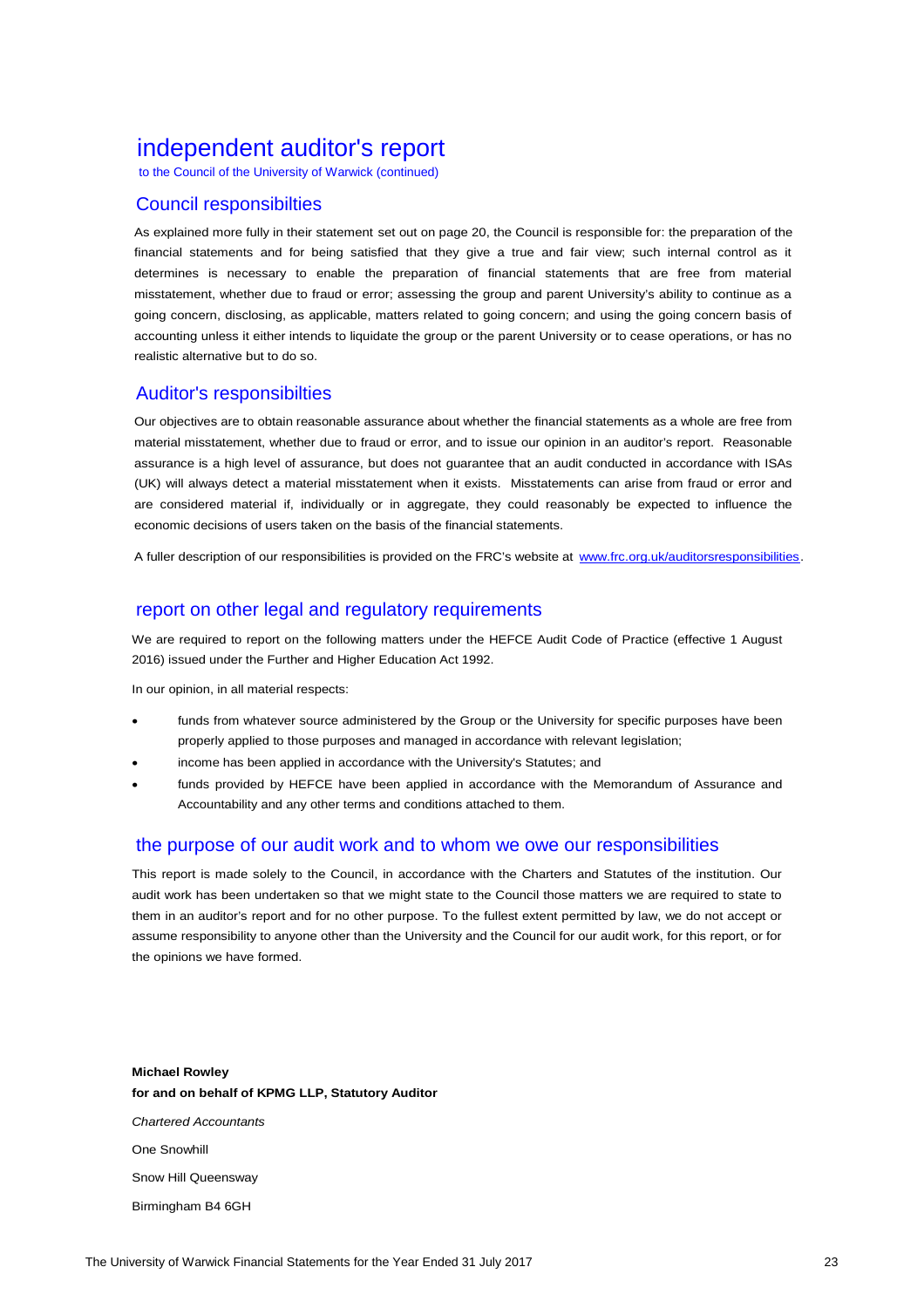# independent auditor's report

to the Council of the University of Warwick (continued)

## Council responsibilties

As explained more fully in their statement set out on page 20, the Council is responsible for: the preparation of the financial statements and for being satisfied that they give a true and fair view; such internal control as it determines is necessary to enable the preparation of financial statements that are free from material misstatement, whether due to fraud or error; assessing the group and parent University's ability to continue as a going concern, disclosing, as applicable, matters related to going concern; and using the going concern basis of accounting unless it either intends to liquidate the group or the parent University or to cease operations, or has no realistic alternative but to do so.

## Auditor's responsibilties

Our objectives are to obtain reasonable assurance about whether the financial statements as a whole are free from material misstatement, whether due to fraud or error, and to issue our opinion in an auditor's report. Reasonable assurance is a high level of assurance, but does not guarantee that an audit conducted in accordance with ISAs (UK) will always detect a material misstatement when it exists. Misstatements can arise from fraud or error and are considered material if, individually or in aggregate, they could reasonably be expected to influence the economic decisions of users taken on the basis of the financial statements.

A fuller description of our responsibilities is provided on the FRC's website at www.frc.org.uk/auditorsresponsibilities.

## report on other legal and regulatory requirements

We are required to report on the following matters under the HEFCE Audit Code of Practice (effective 1 August 2016) issued under the Further and Higher Education Act 1992.

In our opinion, in all material respects:

- funds from whatever source administered by the Group or the University for specific purposes have been properly applied to those purposes and managed in accordance with relevant legislation;
- income has been applied in accordance with the University's Statutes; and
- funds provided by HEFCE have been applied in accordance with the Memorandum of Assurance and Accountability and any other terms and conditions attached to them.

## the purpose of our audit work and to whom we owe our responsibilities

This report is made solely to the Council, in accordance with the Charters and Statutes of the institution. Our audit work has been undertaken so that we might state to the Council those matters we are required to state to them in an auditor's report and for no other purpose. To the fullest extent permitted by law, we do not accept or assume responsibility to anyone other than the University and the Council for our audit work, for this report, or for the opinions we have formed.

**Michael Rowley**
**for and on behalf of KPMG LLP, Statutory Auditor**

*Chartered Accountants*

One Snowhill

Snow Hill Queensway

Birmingham B4 6GH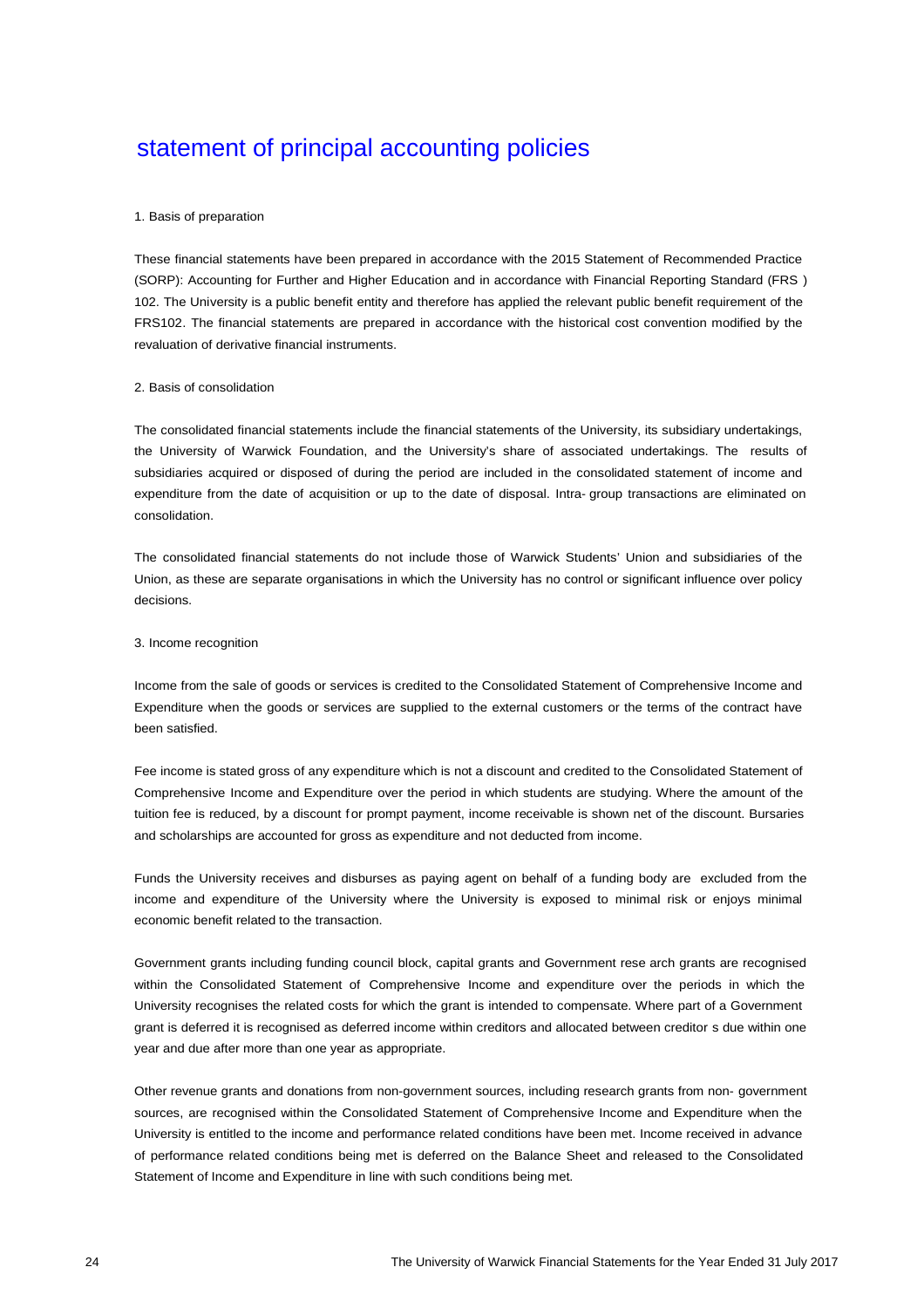# statement of principal accounting policies

1. Basis of preparation

These financial statements have been prepared in accordance with the 2015 Statement of Recommended Practice (SORP): Accounting for Further and Higher Education and in accordance with Financial Reporting Standard (FRS ) 102. The University is a public benefit entity and therefore has applied the relevant public benefit requirement of the FRS102. The financial statements are prepared in accordance with the historical cost convention modified by the revaluation of derivative financial instruments.

2. Basis of consolidation

The consolidated financial statements include the financial statements of the University, its subsidiary undertakings, the University of Warwick Foundation, and the University's share of associated undertakings. The results of subsidiaries acquired or disposed of during the period are included in the consolidated statement of income and expenditure from the date of acquisition or up to the date of disposal. Intra- group transactions are eliminated on consolidation.

The consolidated financial statements do not include those of Warwick Students' Union and subsidiaries of the Union, as these are separate organisations in which the University has no control or significant influence over policy decisions.

3. Income recognition

Income from the sale of goods or services is credited to the Consolidated Statement of Comprehensive Income and Expenditure when the goods or services are supplied to the external customers or the terms of the contract have been satisfied.

Fee income is stated gross of any expenditure which is not a discount and credited to the Consolidated Statement of Comprehensive Income and Expenditure over the period in which students are studying. Where the amount of the tuition fee is reduced, by a discount for prompt payment, income receivable is shown net of the discount. Bursaries and scholarships are accounted for gross as expenditure and not deducted from income.

Funds the University receives and disburses as paying agent on behalf of a funding body are excluded from the income and expenditure of the University where the University is exposed to minimal risk or enjoys minimal economic benefit related to the transaction.

Government grants including funding council block, capital grants and Government rese arch grants are recognised within the Consolidated Statement of Comprehensive Income and expenditure over the periods in which the University recognises the related costs for which the grant is intended to compensate. Where part of a Government grant is deferred it is recognised as deferred income within creditors and allocated between creditor s due within one year and due after more than one year as appropriate.

Other revenue grants and donations from non-government sources, including research grants from non- government sources, are recognised within the Consolidated Statement of Comprehensive Income and Expenditure when the University is entitled to the income and performance related conditions have been met. Income received in advance of performance related conditions being met is deferred on the Balance Sheet and released to the Consolidated Statement of Income and Expenditure in line with such conditions being met.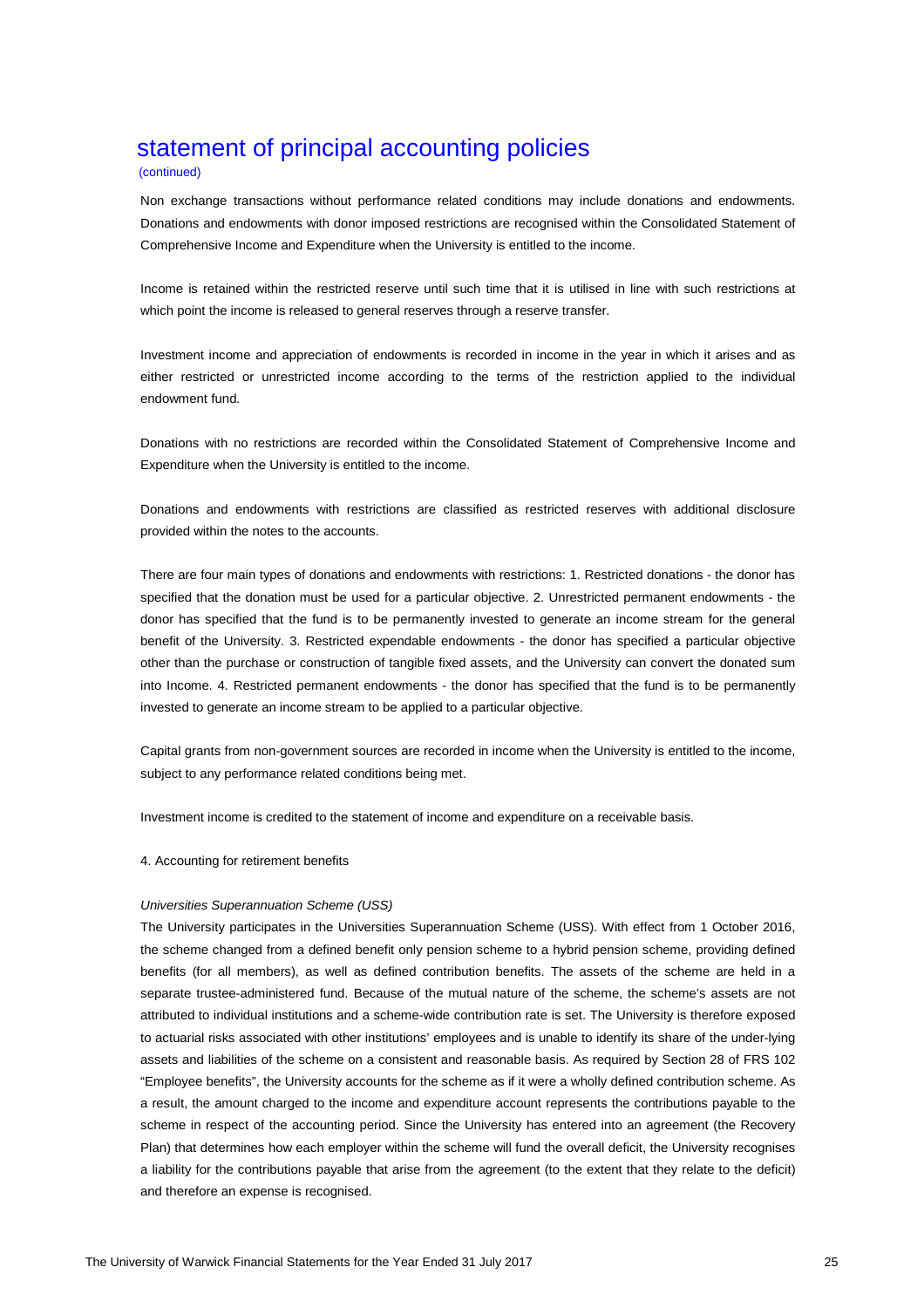# statement of principal accounting policies

(continued)

Non exchange transactions without performance related conditions may include donations and endowments. Donations and endowments with donor imposed restrictions are recognised within the Consolidated Statement of Comprehensive Income and Expenditure when the University is entitled to the income.

Income is retained within the restricted reserve until such time that it is utilised in line with such restrictions at which point the income is released to general reserves through a reserve transfer.

Investment income and appreciation of endowments is recorded in income in the year in which it arises and as either restricted or unrestricted income according to the terms of the restriction applied to the individual endowment fund.

Donations with no restrictions are recorded within the Consolidated Statement of Comprehensive Income and Expenditure when the University is entitled to the income.

Donations and endowments with restrictions are classified as restricted reserves with additional disclosure provided within the notes to the accounts.

There are four main types of donations and endowments with restrictions: 1. Restricted donations - the donor has specified that the donation must be used for a particular objective. 2. Unrestricted permanent endowments - the donor has specified that the fund is to be permanently invested to generate an income stream for the general benefit of the University. 3. Restricted expendable endowments - the donor has specified a particular objective other than the purchase or construction of tangible fixed assets, and the University can convert the donated sum into Income. 4. Restricted permanent endowments - the donor has specified that the fund is to be permanently invested to generate an income stream to be applied to a particular objective.

Capital grants from non-government sources are recorded in income when the University is entitled to the income, subject to any performance related conditions being met.

Investment income is credited to the statement of income and expenditure on a receivable basis.

4. Accounting for retirement benefits

*Universities Superannuation Scheme (USS)*

The University participates in the Universities Superannuation Scheme (USS). With effect from 1 October 2016, the scheme changed from a defined benefit only pension scheme to a hybrid pension scheme, providing defined benefits (for all members), as well as defined contribution benefits. The assets of the scheme are held in a separate trustee-administered fund. Because of the mutual nature of the scheme, the scheme's assets are not attributed to individual institutions and a scheme-wide contribution rate is set. The University is therefore exposed to actuarial risks associated with other institutions' employees and is unable to identify its share of the under-lying assets and liabilities of the scheme on a consistent and reasonable basis. As required by Section 28 of FRS 102 "Employee benefits", the University accounts for the scheme as if it were a wholly defined contribution scheme. As a result, the amount charged to the income and expenditure account represents the contributions payable to the scheme in respect of the accounting period. Since the University has entered into an agreement (the Recovery Plan) that determines how each employer within the scheme will fund the overall deficit, the University recognises a liability for the contributions payable that arise from the agreement (to the extent that they relate to the deficit) and therefore an expense is recognised.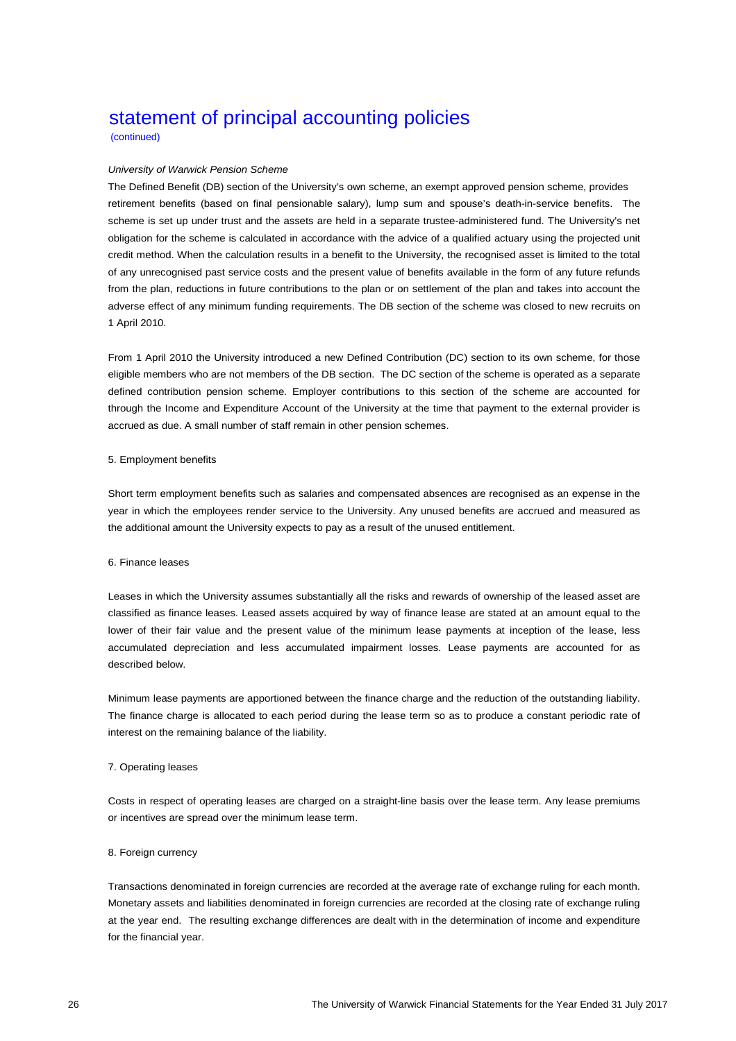# statement of principal accounting policies

(continued)

*University of Warwick Pension Scheme*

The Defined Benefit (DB) section of the University's own scheme, an exempt approved pension scheme, provides retirement benefits (based on final pensionable salary), lump sum and spouse's death-in-service benefits. The scheme is set up under trust and the assets are held in a separate trustee-administered fund. The University's net obligation for the scheme is calculated in accordance with the advice of a qualified actuary using the projected unit credit method. When the calculation results in a benefit to the University, the recognised asset is limited to the total of any unrecognised past service costs and the present value of benefits available in the form of any future refunds from the plan, reductions in future contributions to the plan or on settlement of the plan and takes into account the adverse effect of any minimum funding requirements. The DB section of the scheme was closed to new recruits on 1 April 2010.

From 1 April 2010 the University introduced a new Defined Contribution (DC) section to its own scheme, for those eligible members who are not members of the DB section. The DC section of the scheme is operated as a separate defined contribution pension scheme. Employer contributions to this section of the scheme are accounted for through the Income and Expenditure Account of the University at the time that payment to the external provider is accrued as due. A small number of staff remain in other pension schemes.

5. Employment benefits

Short term employment benefits such as salaries and compensated absences are recognised as an expense in the year in which the employees render service to the University. Any unused benefits are accrued and measured as the additional amount the University expects to pay as a result of the unused entitlement.

6. Finance leases

Leases in which the University assumes substantially all the risks and rewards of ownership of the leased asset are classified as finance leases. Leased assets acquired by way of finance lease are stated at an amount equal to the lower of their fair value and the present value of the minimum lease payments at inception of the lease, less accumulated depreciation and less accumulated impairment losses. Lease payments are accounted for as described below.

Minimum lease payments are apportioned between the finance charge and the reduction of the outstanding liability. The finance charge is allocated to each period during the lease term so as to produce a constant periodic rate of interest on the remaining balance of the liability.

7. Operating leases

Costs in respect of operating leases are charged on a straight-line basis over the lease term. Any lease premiums or incentives are spread over the minimum lease term.

8. Foreign currency

Transactions denominated in foreign currencies are recorded at the average rate of exchange ruling for each month. Monetary assets and liabilities denominated in foreign currencies are recorded at the closing rate of exchange ruling at the year end. The resulting exchange differences are dealt with in the determination of income and expenditure for the financial year.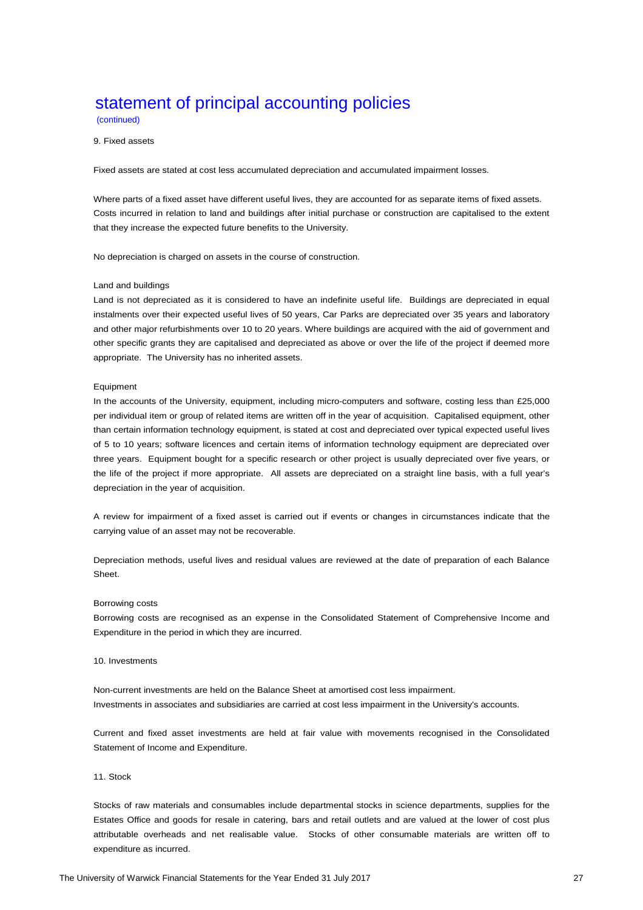# statement of principal accounting policies

(continued)

9. Fixed assets

Fixed assets are stated at cost less accumulated depreciation and accumulated impairment losses.

Where parts of a fixed asset have different useful lives, they are accounted for as separate items of fixed assets. Costs incurred in relation to land and buildings after initial purchase or construction are capitalised to the extent that they increase the expected future benefits to the University.

No depreciation is charged on assets in the course of construction.

Land and buildings

Land is not depreciated as it is considered to have an indefinite useful life. Buildings are depreciated in equal instalments over their expected useful lives of 50 years, Car Parks are depreciated over 35 years and laboratory and other major refurbishments over 10 to 20 years. Where buildings are acquired with the aid of government and other specific grants they are capitalised and depreciated as above or over the life of the project if deemed more appropriate. The University has no inherited assets.

Equipment

In the accounts of the University, equipment, including micro-computers and software, costing less than £25,000 per individual item or group of related items are written off in the year of acquisition. Capitalised equipment, other than certain information technology equipment, is stated at cost and depreciated over typical expected useful lives of 5 to 10 years; software licences and certain items of information technology equipment are depreciated over three years. Equipment bought for a specific research or other project is usually depreciated over five years, or the life of the project if more appropriate. All assets are depreciated on a straight line basis, with a full year's depreciation in the year of acquisition.

A review for impairment of a fixed asset is carried out if events or changes in circumstances indicate that the carrying value of an asset may not be recoverable.

Depreciation methods, useful lives and residual values are reviewed at the date of preparation of each Balance Sheet.

Borrowing costs

Borrowing costs are recognised as an expense in the Consolidated Statement of Comprehensive Income and Expenditure in the period in which they are incurred.

10. Investments

Non-current investments are held on the Balance Sheet at amortised cost less impairment.
Investments in associates and subsidiaries are carried at cost less impairment in the University's accounts.

Current and fixed asset investments are held at fair value with movements recognised in the Consolidated Statement of Income and Expenditure.

11. Stock

Stocks of raw materials and consumables include departmental stocks in science departments, supplies for the Estates Office and goods for resale in catering, bars and retail outlets and are valued at the lower of cost plus attributable overheads and net realisable value. Stocks of other consumable materials are written off to expenditure as incurred.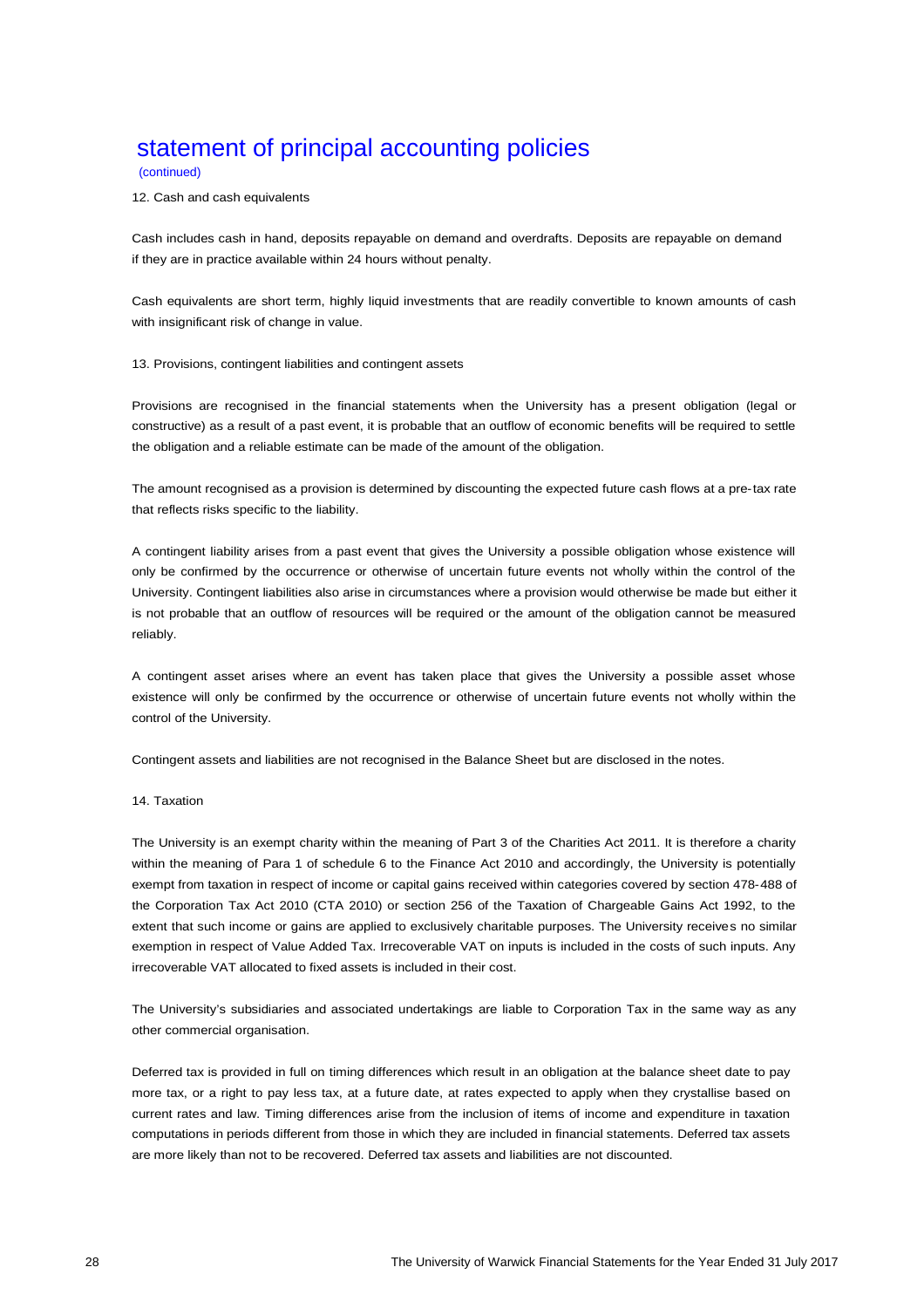# statement of principal accounting policies

(continued)

## 12. Cash and cash equivalents

Cash includes cash in hand, deposits repayable on demand and overdrafts. Deposits are repayable on demand if they are in practice available within 24 hours without penalty.

Cash equivalents are short term, highly liquid investments that are readily convertible to known amounts of cash with insignificant risk of change in value.

## 13. Provisions, contingent liabilities and contingent assets

Provisions are recognised in the financial statements when the University has a present obligation (legal or constructive) as a result of a past event, it is probable that an outflow of economic benefits will be required to settle the obligation and a reliable estimate can be made of the amount of the obligation.

The amount recognised as a provision is determined by discounting the expected future cash flows at a pre-tax rate that reflects risks specific to the liability.

A contingent liability arises from a past event that gives the University a possible obligation whose existence will only be confirmed by the occurrence or otherwise of uncertain future events not wholly within the control of the University. Contingent liabilities also arise in circumstances where a provision would otherwise be made but either it is not probable that an outflow of resources will be required or the amount of the obligation cannot be measured reliably.

A contingent asset arises where an event has taken place that gives the University a possible asset whose existence will only be confirmed by the occurrence or otherwise of uncertain future events not wholly within the control of the University.

Contingent assets and liabilities are not recognised in the Balance Sheet but are disclosed in the notes.

## 14. Taxation

The University is an exempt charity within the meaning of Part 3 of the Charities Act 2011. It is therefore a charity within the meaning of Para 1 of schedule 6 to the Finance Act 2010 and accordingly, the University is potentially exempt from taxation in respect of income or capital gains received within categories covered by section 478-488 of the Corporation Tax Act 2010 (CTA 2010) or section 256 of the Taxation of Chargeable Gains Act 1992, to the extent that such income or gains are applied to exclusively charitable purposes. The University receives no similar exemption in respect of Value Added Tax. Irrecoverable VAT on inputs is included in the costs of such inputs. Any irrecoverable VAT allocated to fixed assets is included in their cost.

The University's subsidiaries and associated undertakings are liable to Corporation Tax in the same way as any other commercial organisation.

Deferred tax is provided in full on timing differences which result in an obligation at the balance sheet date to pay more tax, or a right to pay less tax, at a future date, at rates expected to apply when they crystallise based on current rates and law. Timing differences arise from the inclusion of items of income and expenditure in taxation computations in periods different from those in which they are included in financial statements. Deferred tax assets are more likely than not to be recovered. Deferred tax assets and liabilities are not discounted.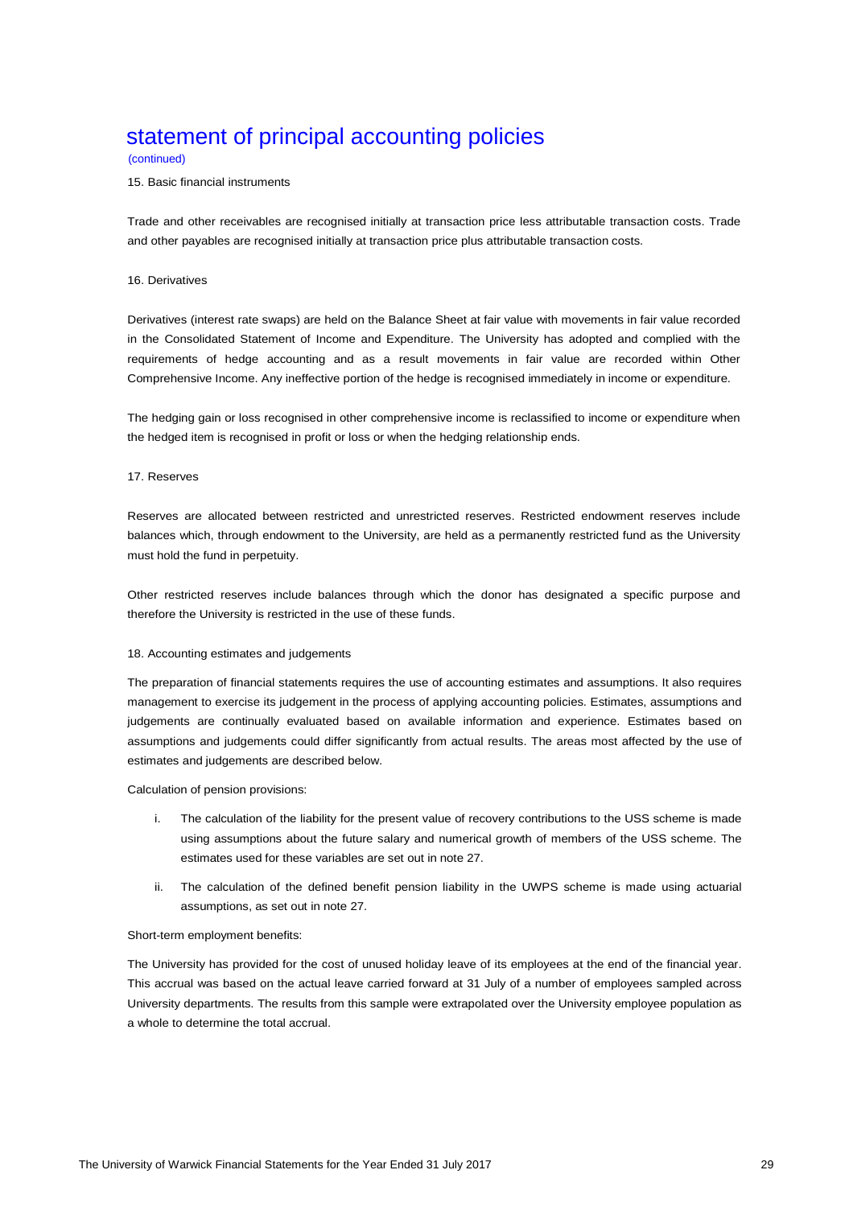# statement of principal accounting policies

(continued)

15. Basic financial instruments

Trade and other receivables are recognised initially at transaction price less attributable transaction costs. Trade and other payables are recognised initially at transaction price plus attributable transaction costs.

16. Derivatives

Derivatives (interest rate swaps) are held on the Balance Sheet at fair value with movements in fair value recorded in the Consolidated Statement of Income and Expenditure. The University has adopted and complied with the requirements of hedge accounting and as a result movements in fair value are recorded within Other Comprehensive Income. Any ineffective portion of the hedge is recognised immediately in income or expenditure.

The hedging gain or loss recognised in other comprehensive income is reclassified to income or expenditure when the hedged item is recognised in profit or loss or when the hedging relationship ends.

17. Reserves

Reserves are allocated between restricted and unrestricted reserves. Restricted endowment reserves include balances which, through endowment to the University, are held as a permanently restricted fund as the University must hold the fund in perpetuity.

Other restricted reserves include balances through which the donor has designated a specific purpose and therefore the University is restricted in the use of these funds.

18. Accounting estimates and judgements

The preparation of financial statements requires the use of accounting estimates and assumptions. It also requires management to exercise its judgement in the process of applying accounting policies. Estimates, assumptions and judgements are continually evaluated based on available information and experience. Estimates based on assumptions and judgements could differ significantly from actual results. The areas most affected by the use of estimates and judgements are described below.

Calculation of pension provisions:

i. The calculation of the liability for the present value of recovery contributions to the USS scheme is made using assumptions about the future salary and numerical growth of members of the USS scheme. The estimates used for these variables are set out in note 27.

ii. The calculation of the defined benefit pension liability in the UWPS scheme is made using actuarial assumptions, as set out in note 27.

Short-term employment benefits:

The University has provided for the cost of unused holiday leave of its employees at the end of the financial year. This accrual was based on the actual leave carried forward at 31 July of a number of employees sampled across University departments. The results from this sample were extrapolated over the University employee population as a whole to determine the total accrual.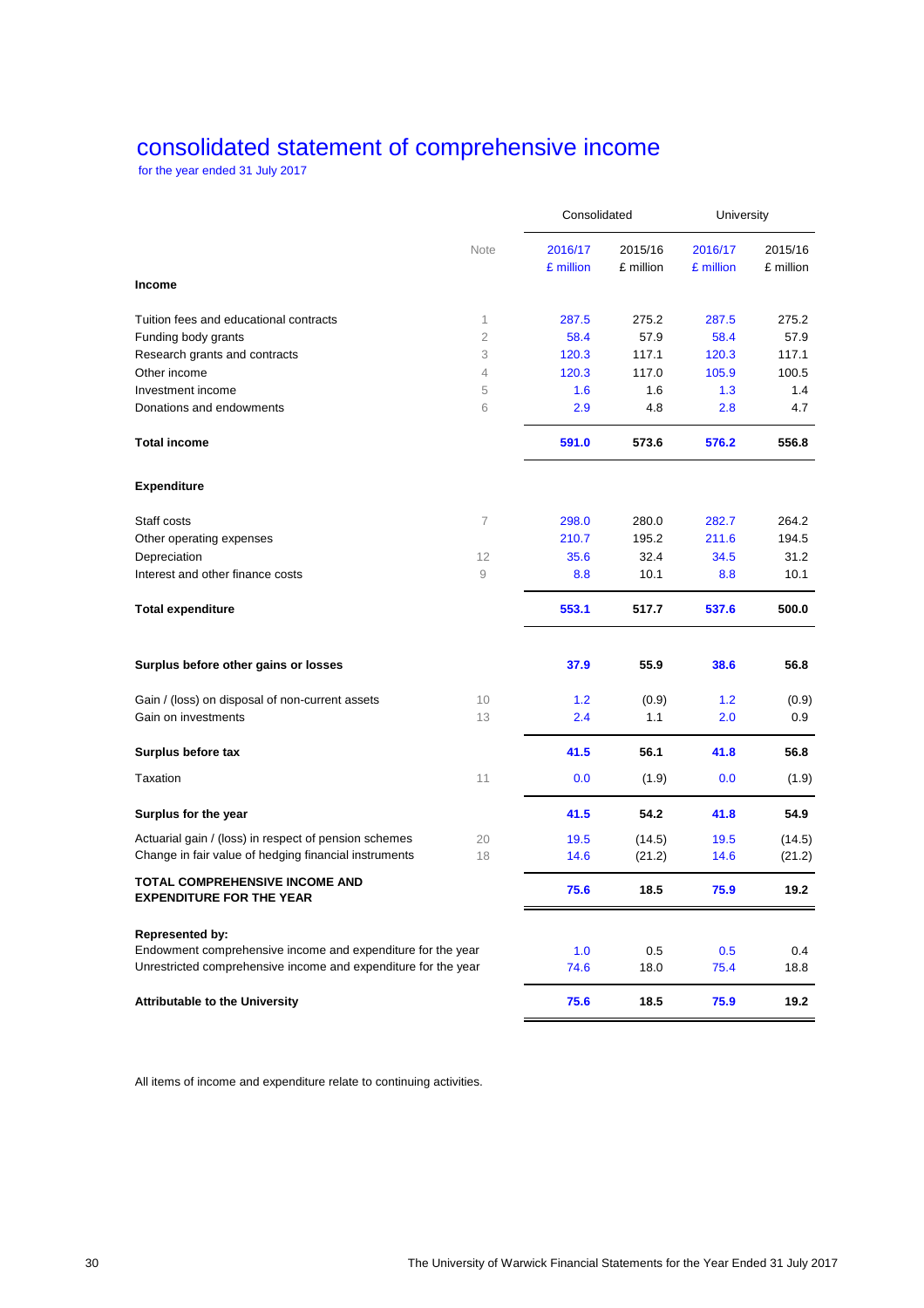# consolidated statement of comprehensive income

for the year ended 31 July 2017

| | Note | Consolidated | | University | |
|---|---|---|---|---|---|
| | | 2016/17 £ million | 2015/16 £ million | 2016/17 £ million | 2015/16 £ million |
| **Income** | | | | | |
| Tuition fees and educational contracts | 1 | 287.5 | 275.2 | 287.5 | 275.2 |
| Funding body grants | 2 | 58.4 | 57.9 | 58.4 | 57.9 |
| Research grants and contracts | 3 | 120.3 | 117.1 | 120.3 | 117.1 |
| Other income | 4 | 120.3 | 117.0 | 105.9 | 100.5 |
| Investment income | 5 | 1.6 | 1.6 | 1.3 | 1.4 |
| Donations and endowments | 6 | 2.9 | 4.8 | 2.8 | 4.7 |
| **Total income** | | **591.0** | **573.6** | **576.2** | **556.8** |
| **Expenditure** | | | | | |
| Staff costs | 7 | 298.0 | 280.0 | 282.7 | 264.2 |
| Other operating expenses | | 210.7 | 195.2 | 211.6 | 194.5 |
| Depreciation | 12 | 35.6 | 32.4 | 34.5 | 31.2 |
| Interest and other finance costs | 9 | 8.8 | 10.1 | 8.8 | 10.1 |
| **Total expenditure** | | **553.1** | **517.7** | **537.6** | **500.0** |
| **Surplus before other gains or losses** | | **37.9** | **55.9** | **38.6** | **56.8** |
| Gain / (loss) on disposal of non-current assets | 10 | 1.2 | (0.9) | 1.2 | (0.9) |
| Gain on investments | 13 | 2.4 | 1.1 | 2.0 | 0.9 |
| **Surplus before tax** | | **41.5** | **56.1** | **41.8** | **56.8** |
| Taxation | 11 | 0.0 | (1.9) | 0.0 | (1.9) |
| **Surplus for the year** | | **41.5** | **54.2** | **41.8** | **54.9** |
| Actuarial gain / (loss) in respect of pension schemes | 20 | 19.5 | (14.5) | 19.5 | (14.5) |
| Change in fair value of hedging financial instruments | 18 | 14.6 | (21.2) | 14.6 | (21.2) |
| **TOTAL COMPREHENSIVE INCOME AND EXPENDITURE FOR THE YEAR** | | **75.6** | **18.5** | **75.9** | **19.2** |
| **Represented by:** | | | | | |
| Endowment comprehensive income and expenditure for the year | | 1.0 | 0.5 | 0.5 | 0.4 |
| Unrestricted comprehensive income and expenditure for the year | | 74.6 | 18.0 | 75.4 | 18.8 |
| **Attributable to the University** | | **75.6** | **18.5** | **75.9** | **19.2** |

All items of income and expenditure relate to continuing activities.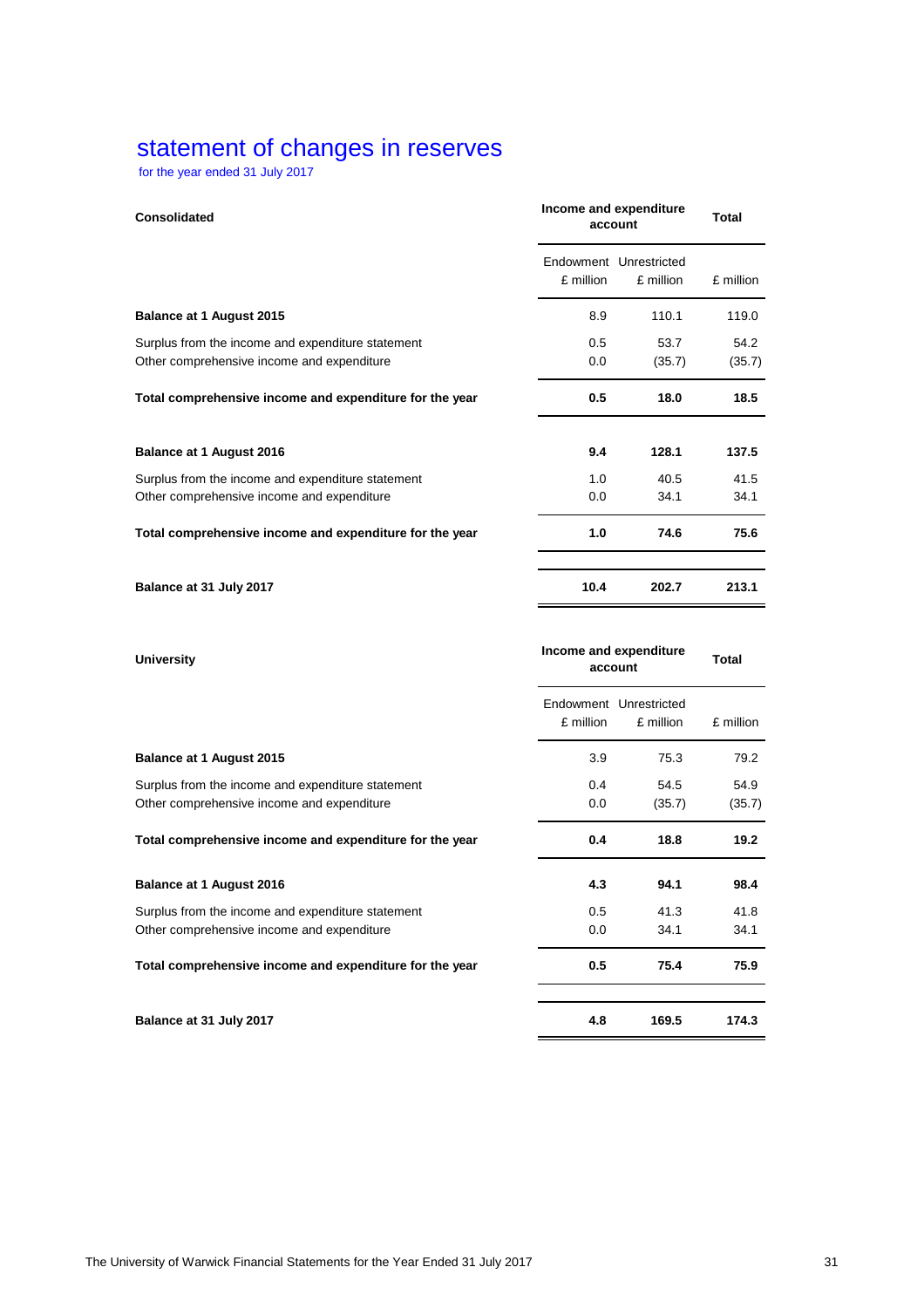# statement of changes in reserves

for the year ended 31 July 2017

| **Consolidated** | **Income and expenditure account** | | **Total** |
|---|---|---|---|
| | Endowment £ million | Unrestricted £ million | £ million |
| **Balance at 1 August 2015** | 8.9 | 110.1 | 119.0 |
| Surplus from the income and expenditure statement | 0.5 | 53.7 | 54.2 |
| Other comprehensive income and expenditure | 0.0 | (35.7) | (35.7) |
| **Total comprehensive income and expenditure for the year** | **0.5** | **18.0** | **18.5** |
| **Balance at 1 August 2016** | **9.4** | **128.1** | **137.5** |
| Surplus from the income and expenditure statement | 1.0 | 40.5 | 41.5 |
| Other comprehensive income and expenditure | 0.0 | 34.1 | 34.1 |
| **Total comprehensive income and expenditure for the year** | **1.0** | **74.6** | **75.6** |
| **Balance at 31 July 2017** | **10.4** | **202.7** | **213.1** |

| **University** | **Income and expenditure account** | | **Total** |
|---|---|---|---|
| | Endowment £ million | Unrestricted £ million | £ million |
| **Balance at 1 August 2015** | 3.9 | 75.3 | 79.2 |
| Surplus from the income and expenditure statement | 0.4 | 54.5 | 54.9 |
| Other comprehensive income and expenditure | 0.0 | (35.7) | (35.7) |
| **Total comprehensive income and expenditure for the year** | **0.4** | **18.8** | **19.2** |
| **Balance at 1 August 2016** | **4.3** | **94.1** | **98.4** |
| Surplus from the income and expenditure statement | 0.5 | 41.3 | 41.8 |
| Other comprehensive income and expenditure | 0.0 | 34.1 | 34.1 |
| **Total comprehensive income and expenditure for the year** | **0.5** | **75.4** | **75.9** |
| **Balance at 31 July 2017** | **4.8** | **169.5** | **174.3** |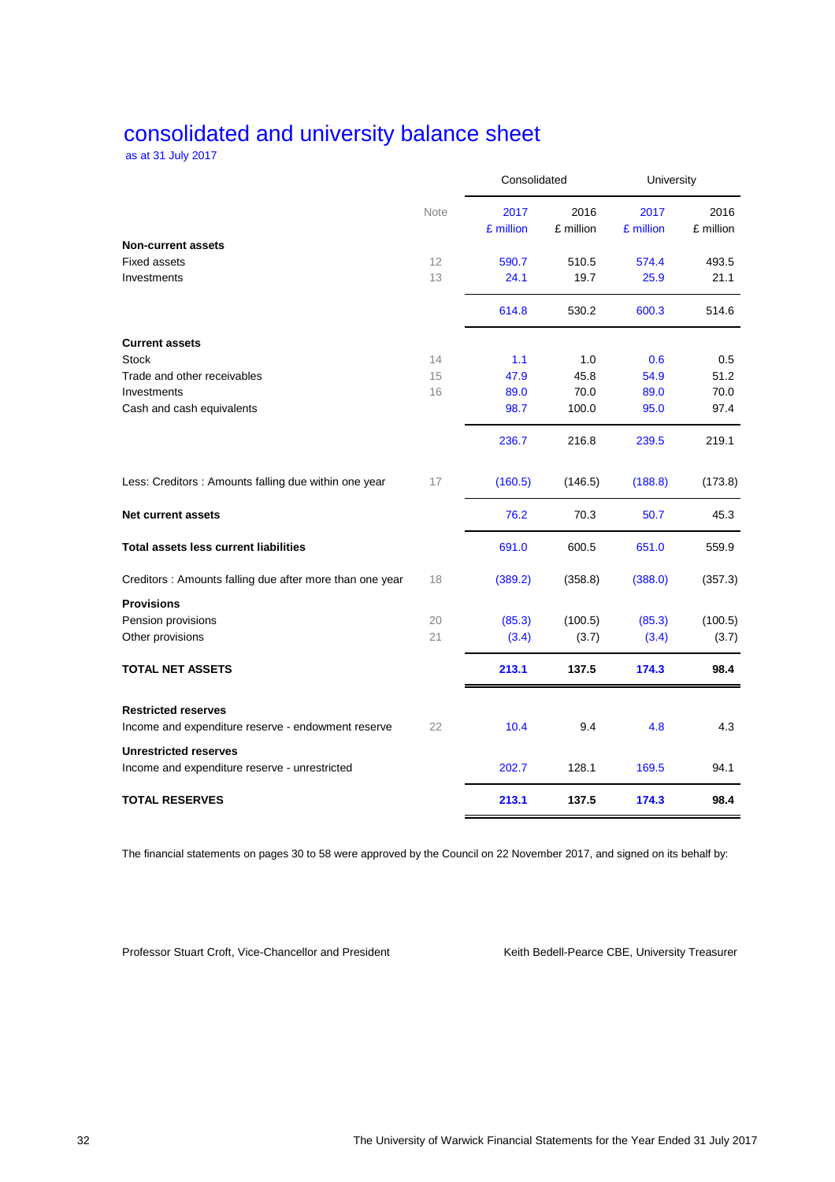# consolidated and university balance sheet

as at 31 July 2017

| | Note | Consolidated | | University | |
|---|---|---|---|---|---|
| | | 2017 £ million | 2016 £ million | 2017 £ million | 2016 £ million |
| **Non-current assets** | | | | | |
| Fixed assets | 12 | 590.7 | 510.5 | 574.4 | 493.5 |
| Investments | 13 | 24.1 | 19.7 | 25.9 | 21.1 |
| | | 614.8 | 530.2 | 600.3 | 514.6 |
| **Current assets** | | | | | |
| Stock | 14 | 1.1 | 1.0 | 0.6 | 0.5 |
| Trade and other receivables | 15 | 47.9 | 45.8 | 54.9 | 51.2 |
| Investments | 16 | 89.0 | 70.0 | 89.0 | 70.0 |
| Cash and cash equivalents | | 98.7 | 100.0 | 95.0 | 97.4 |
| | | 236.7 | 216.8 | 239.5 | 219.1 |
| Less: Creditors : Amounts falling due within one year | 17 | (160.5) | (146.5) | (188.8) | (173.8) |
| **Net current assets** | | 76.2 | 70.3 | 50.7 | 45.3 |
| **Total assets less current liabilities** | | 691.0 | 600.5 | 651.0 | 559.9 |
| Creditors : Amounts falling due after more than one year | 18 | (389.2) | (358.8) | (388.0) | (357.3) |
| **Provisions** | | | | | |
| Pension provisions | 20 | (85.3) | (100.5) | (85.3) | (100.5) |
| Other provisions | 21 | (3.4) | (3.7) | (3.4) | (3.7) |
| **TOTAL NET ASSETS** | | **213.1** | **137.5** | **174.3** | **98.4** |
| **Restricted reserves** | | | | | |
| Income and expenditure reserve - endowment reserve | 22 | 10.4 | 9.4 | 4.8 | 4.3 |
| **Unrestricted reserves** | | | | | |
| Income and expenditure reserve - unrestricted | | 202.7 | 128.1 | 169.5 | 94.1 |
| **TOTAL RESERVES** | | **213.1** | **137.5** | **174.3** | **98.4** |

The financial statements on pages 30 to 58 were approved by the Council on 22 November 2017, and signed on its behalf by:

Professor Stuart Croft, Vice-Chancellor and President

Keith Bedell-Pearce CBE, University Treasurer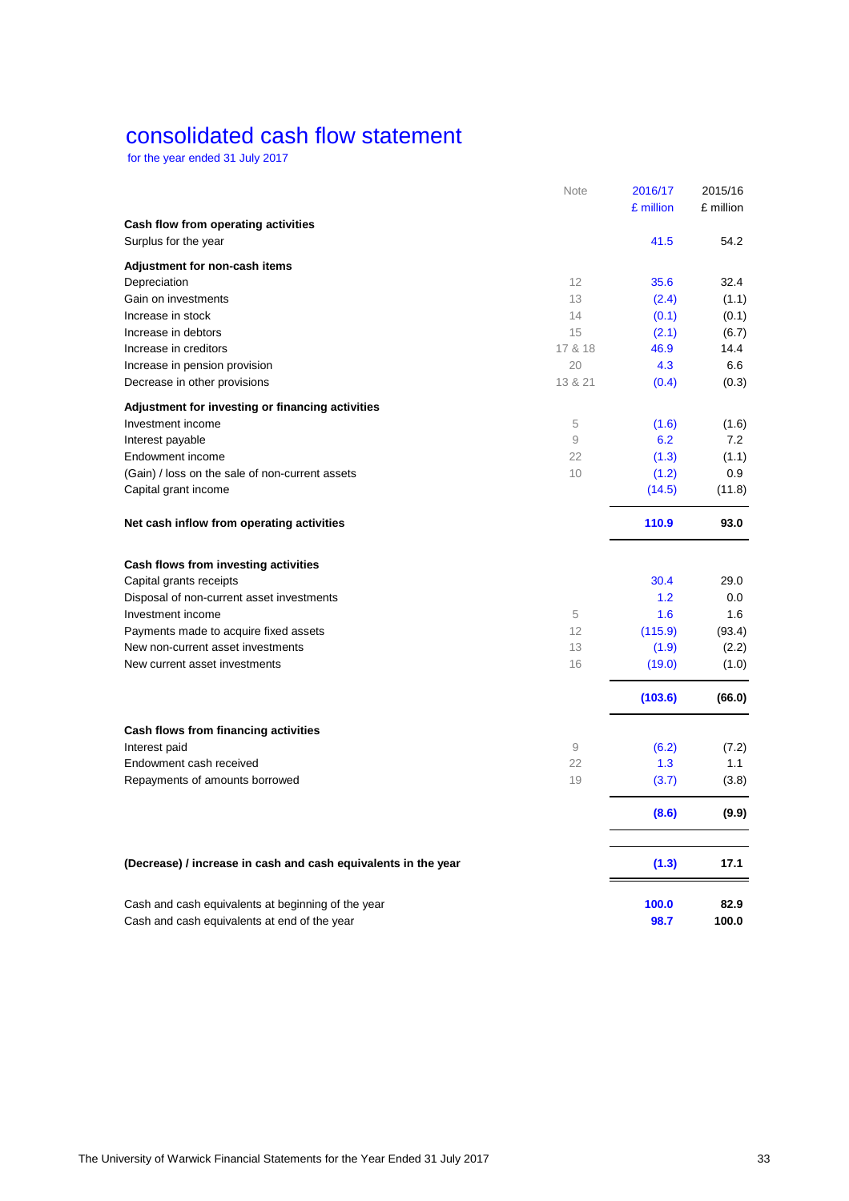# consolidated cash flow statement

for the year ended 31 July 2017

| | Note | 2016/17<br>£ million | 2015/16<br>£ million |
|---|---|---|---|
| **Cash flow from operating activities** | | | |
| Surplus for the year | | 41.5 | 54.2 |
| **Adjustment for non-cash items** | | | |
| Depreciation | 12 | 35.6 | 32.4 |
| Gain on investments | 13 | (2.4) | (1.1) |
| Increase in stock | 14 | (0.1) | (0.1) |
| Increase in debtors | 15 | (2.1) | (6.7) |
| Increase in creditors | 17 & 18 | 46.9 | 14.4 |
| Increase in pension provision | 20 | 4.3 | 6.6 |
| Decrease in other provisions | 13 & 21 | (0.4) | (0.3) |
| **Adjustment for investing or financing activities** | | | |
| Investment income | 5 | (1.6) | (1.6) |
| Interest payable | 9 | 6.2 | 7.2 |
| Endowment income | 22 | (1.3) | (1.1) |
| (Gain) / loss on the sale of non-current assets | 10 | (1.2) | 0.9 |
| Capital grant income | | (14.5) | (11.8) |
| **Net cash inflow from operating activities** | | **110.9** | **93.0** |
| **Cash flows from investing activities** | | | |
| Capital grants receipts | | 30.4 | 29.0 |
| Disposal of non-current asset investments | | 1.2 | 0.0 |
| Investment income | 5 | 1.6 | 1.6 |
| Payments made to acquire fixed assets | 12 | (115.9) | (93.4) |
| New non-current asset investments | 13 | (1.9) | (2.2) |
| New current asset investments | 16 | (19.0) | (1.0) |
| | | **(103.6)** | **(66.0)** |
| **Cash flows from financing activities** | | | |
| Interest paid | 9 | (6.2) | (7.2) |
| Endowment cash received | 22 | 1.3 | 1.1 |
| Repayments of amounts borrowed | 19 | (3.7) | (3.8) |
| | | **(8.6)** | **(9.9)** |
| **(Decrease) / increase in cash and cash equivalents in the year** | | **(1.3)** | **17.1** |
| Cash and cash equivalents at beginning of the year | | **100.0** | **82.9** |
| Cash and cash equivalents at end of the year | | **98.7** | **100.0** |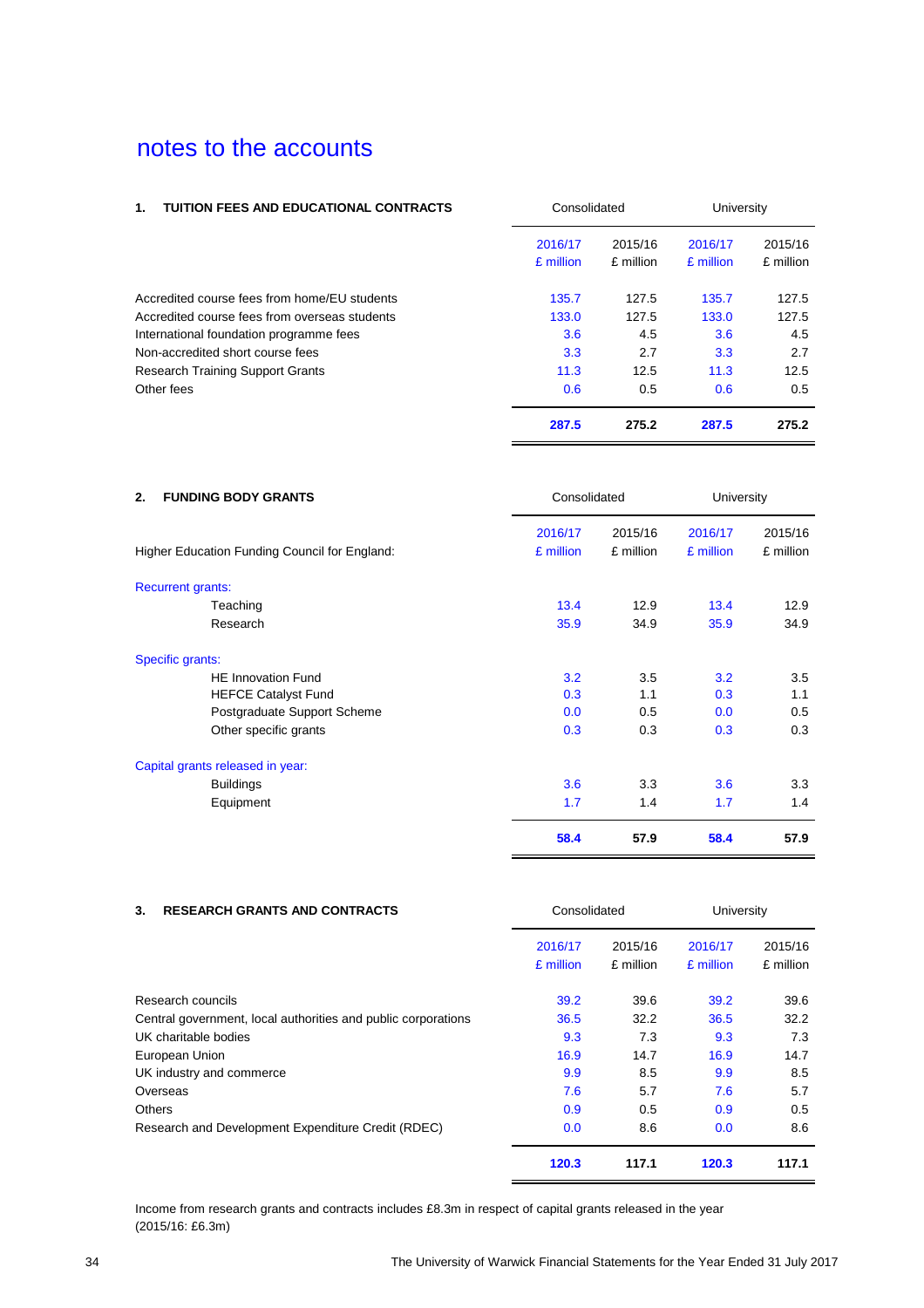# notes to the accounts

| 1. TUITION FEES AND EDUCATIONAL CONTRACTS | Consolidated | | University | |
|---|---|---|---|---|
| | 2016/17 £ million | 2015/16 £ million | 2016/17 £ million | 2015/16 £ million |
| Accredited course fees from home/EU students | 135.7 | 127.5 | 135.7 | 127.5 |
| Accredited course fees from overseas students | 133.0 | 127.5 | 133.0 | 127.5 |
| International foundation programme fees | 3.6 | 4.5 | 3.6 | 4.5 |
| Non-accredited short course fees | 3.3 | 2.7 | 3.3 | 2.7 |
| Research Training Support Grants | 11.3 | 12.5 | 11.3 | 12.5 |
| Other fees | 0.6 | 0.5 | 0.6 | 0.5 |
| | **287.5** | **275.2** | **287.5** | **275.2** |

| 2. FUNDING BODY GRANTS | Consolidated | | University | |
|---|---|---|---|---|
| Higher Education Funding Council for England: | 2016/17 £ million | 2015/16 £ million | 2016/17 £ million | 2015/16 £ million |
| Recurrent grants: | | | | |
| Teaching | 13.4 | 12.9 | 13.4 | 12.9 |
| Research | 35.9 | 34.9 | 35.9 | 34.9 |
| Specific grants: | | | | |
| HE Innovation Fund | 3.2 | 3.5 | 3.2 | 3.5 |
| HEFCE Catalyst Fund | 0.3 | 1.1 | 0.3 | 1.1 |
| Postgraduate Support Scheme | 0.0 | 0.5 | 0.0 | 0.5 |
| Other specific grants | 0.3 | 0.3 | 0.3 | 0.3 |
| Capital grants released in year: | | | | |
| Buildings | 3.6 | 3.3 | 3.6 | 3.3 |
| Equipment | 1.7 | 1.4 | 1.7 | 1.4 |
| | **58.4** | **57.9** | **58.4** | **57.9** |

| 3. RESEARCH GRANTS AND CONTRACTS | Consolidated | | University | |
|---|---|---|---|---|
| | 2016/17 £ million | 2015/16 £ million | 2016/17 £ million | 2015/16 £ million |
| Research councils | 39.2 | 39.6 | 39.2 | 39.6 |
| Central government, local authorities and public corporations | 36.5 | 32.2 | 36.5 | 32.2 |
| UK charitable bodies | 9.3 | 7.3 | 9.3 | 7.3 |
| European Union | 16.9 | 14.7 | 16.9 | 14.7 |
| UK industry and commerce | 9.9 | 8.5 | 9.9 | 8.5 |
| Overseas | 7.6 | 5.7 | 7.6 | 5.7 |
| Others | 0.9 | 0.5 | 0.9 | 0.5 |
| Research and Development Expenditure Credit (RDEC) | 0.0 | 8.6 | 0.0 | 8.6 |
| | **120.3** | **117.1** | **120.3** | **117.1** |

Income from research grants and contracts includes £8.3m in respect of capital grants released in the year (2015/16: £6.3m)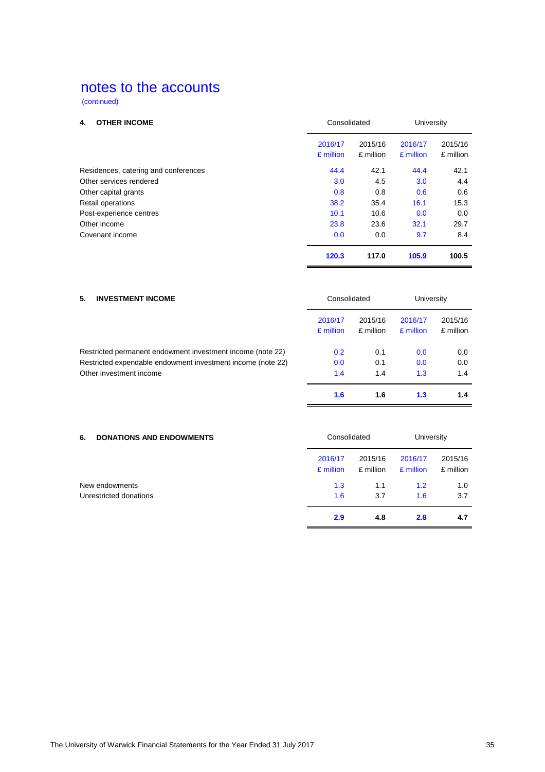# notes to the accounts

(continued)

## 4. OTHER INCOME

| | Consolidated | | University | |
|---|---|---|---|---|
| | 2016/17 £ million | 2015/16 £ million | 2016/17 £ million | 2015/16 £ million |
| Residences, catering and conferences | 44.4 | 42.1 | 44.4 | 42.1 |
| Other services rendered | 3.0 | 4.5 | 3.0 | 4.4 |
| Other capital grants | 0.8 | 0.8 | 0.6 | 0.6 |
| Retail operations | 38.2 | 35.4 | 16.1 | 15.3 |
| Post-experience centres | 10.1 | 10.6 | 0.0 | 0.0 |
| Other income | 23.8 | 23.6 | 32.1 | 29.7 |
| Covenant income | 0.0 | 0.0 | 9.7 | 8.4 |
| | **120.3** | **117.0** | **105.9** | **100.5** |

## 5. INVESTMENT INCOME

| | Consolidated | | University | |
|---|---|---|---|---|
| | 2016/17 £ million | 2015/16 £ million | 2016/17 £ million | 2015/16 £ million |
| Restricted permanent endowment investment income (note 22) | 0.2 | 0.1 | 0.0 | 0.0 |
| Restricted expendable endowment investment income (note 22) | 0.0 | 0.1 | 0.0 | 0.0 |
| Other investment income | 1.4 | 1.4 | 1.3 | 1.4 |
| | **1.6** | **1.6** | **1.3** | **1.4** |

## 6. DONATIONS AND ENDOWMENTS

| | Consolidated | | University | |
|---|---|---|---|---|
| | 2016/17 £ million | 2015/16 £ million | 2016/17 £ million | 2015/16 £ million |
| New endowments | 1.3 | 1.1 | 1.2 | 1.0 |
| Unrestricted donations | 1.6 | 3.7 | 1.6 | 3.7 |
| | **2.9** | **4.8** | **2.8** | **4.7** |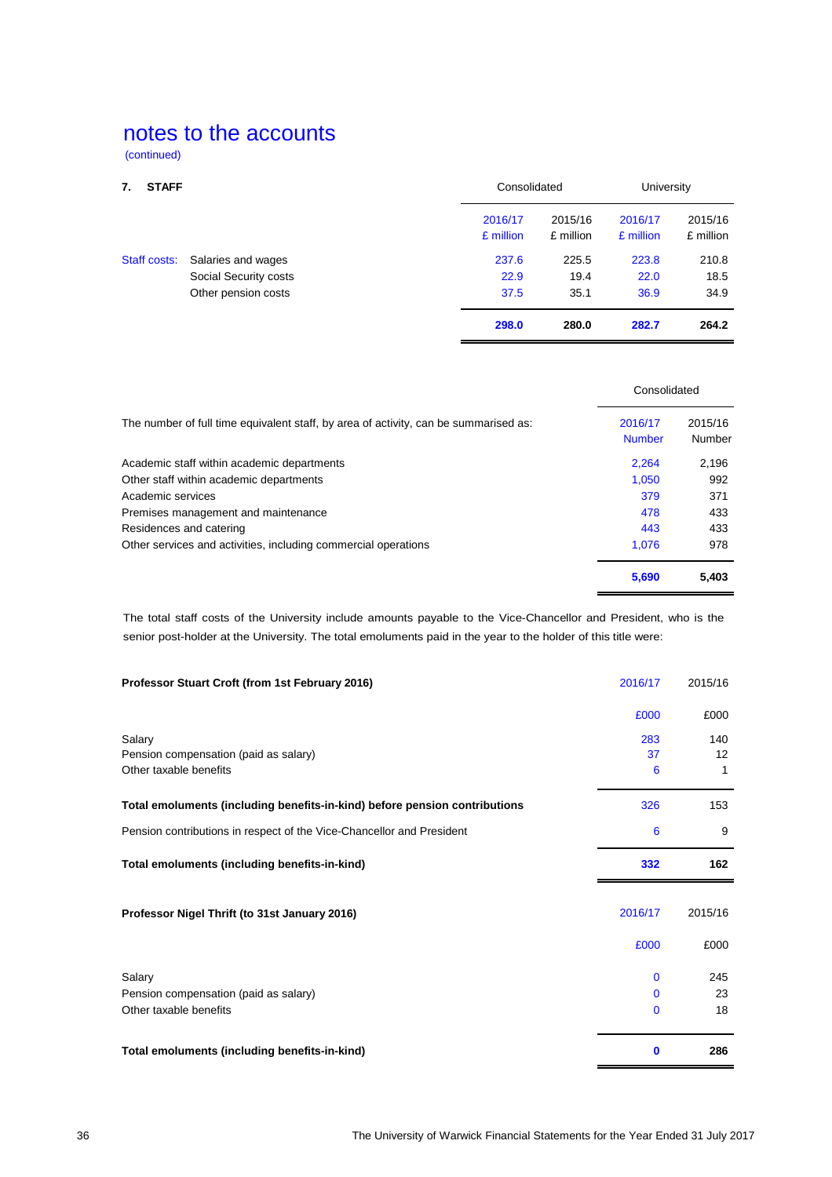# notes to the accounts

(continued)

## 7. STAFF

| | | Consolidated | | University | |
|---|---|---|---|---|---|
| | | 2016/17 £ million | 2015/16 £ million | 2016/17 £ million | 2015/16 £ million |
| Staff costs: | Salaries and wages | 237.6 | 225.5 | 223.8 | 210.8 |
| | Social Security costs | 22.9 | 19.4 | 22.0 | 18.5 |
| | Other pension costs | 37.5 | 35.1 | 36.9 | 34.9 |
| | | **298.0** | **280.0** | **282.7** | **264.2** |

| | Consolidated | |
|---|---|---|
| The number of full time equivalent staff, by area of activity, can be summarised as: | 2016/17 Number | 2015/16 Number |
| Academic staff within academic departments | 2,264 | 2,196 |
| Other staff within academic departments | 1,050 | 992 |
| Academic services | 379 | 371 |
| Premises management and maintenance | 478 | 433 |
| Residences and catering | 443 | 433 |
| Other services and activities, including commercial operations | 1,076 | 978 |
| | **5,690** | **5,403** |

The total staff costs of the University include amounts payable to the Vice-Chancellor and President, who is the senior post-holder at the University. The total emoluments paid in the year to the holder of this title were:

| **Professor Stuart Croft (from 1st February 2016)** | 2016/17 | 2015/16 |
|---|---|---|
| | £000 | £000 |
| Salary | 283 | 140 |
| Pension compensation (paid as salary) | 37 | 12 |
| Other taxable benefits | 6 | 1 |
| **Total emoluments (including benefits-in-kind) before pension contributions** | 326 | 153 |
| Pension contributions in respect of the Vice-Chancellor and President | 6 | 9 |
| **Total emoluments (including benefits-in-kind)** | **332** | **162** |

| **Professor Nigel Thrift (to 31st January 2016)** | 2016/17 | 2015/16 |
|---|---|---|
| | £000 | £000 |
| Salary | 0 | 245 |
| Pension compensation (paid as salary) | 0 | 23 |
| Other taxable benefits | 0 | 18 |
| **Total emoluments (including benefits-in-kind)** | **0** | **286** |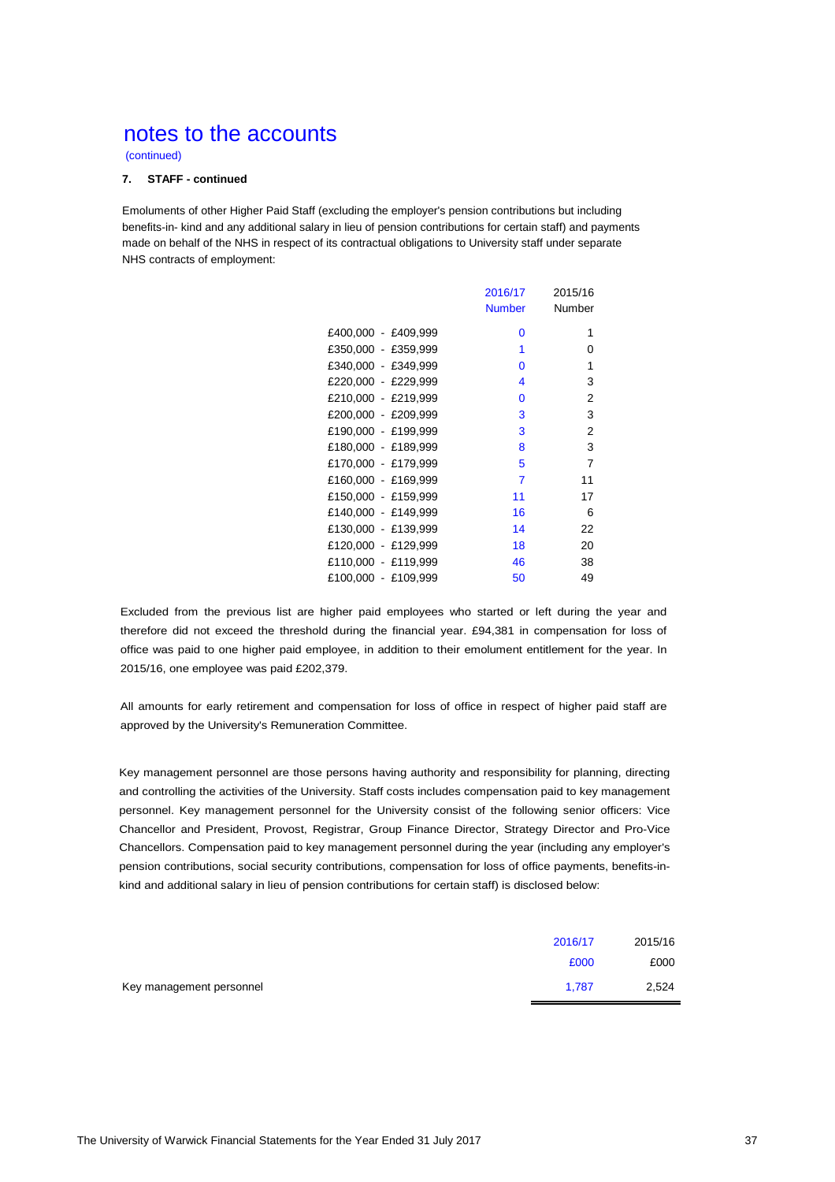# notes to the accounts

(continued)

**7. STAFF - continued**

Emoluments of other Higher Paid Staff (excluding the employer's pension contributions but including benefits-in- kind and any additional salary in lieu of pension contributions for certain staff) and payments made on behalf of the NHS in respect of its contractual obligations to University staff under separate NHS contracts of employment:

| | 2016/17 Number | 2015/16 Number |
|---|---|---|
| £400,000 - £409,999 | 0 | 1 |
| £350,000 - £359,999 | 1 | 0 |
| £340,000 - £349,999 | 0 | 1 |
| £220,000 - £229,999 | 4 | 3 |
| £210,000 - £219,999 | 0 | 2 |
| £200,000 - £209,999 | 3 | 3 |
| £190,000 - £199,999 | 3 | 2 |
| £180,000 - £189,999 | 8 | 3 |
| £170,000 - £179,999 | 5 | 7 |
| £160,000 - £169,999 | 7 | 11 |
| £150,000 - £159,999 | 11 | 17 |
| £140,000 - £149,999 | 16 | 6 |
| £130,000 - £139,999 | 14 | 22 |
| £120,000 - £129,999 | 18 | 20 |
| £110,000 - £119,999 | 46 | 38 |
| £100,000 - £109,999 | 50 | 49 |

Excluded from the previous list are higher paid employees who started or left during the year and therefore did not exceed the threshold during the financial year. £94,381 in compensation for loss of office was paid to one higher paid employee, in addition to their emolument entitlement for the year. In 2015/16, one employee was paid £202,379.

All amounts for early retirement and compensation for loss of office in respect of higher paid staff are approved by the University's Remuneration Committee.

Key management personnel are those persons having authority and responsibility for planning, directing and controlling the activities of the University. Staff costs includes compensation paid to key management personnel. Key management personnel for the University consist of the following senior officers: Vice Chancellor and President, Provost, Registrar, Group Finance Director, Strategy Director and Pro-Vice Chancellors. Compensation paid to key management personnel during the year (including any employer's pension contributions, social security contributions, compensation for loss of office payments, benefits-in-kind and additional salary in lieu of pension contributions for certain staff) is disclosed below:

| | 2016/17 £000 | 2015/16 £000 |
|---|---|---|
| Key management personnel | 1,787 | 2,524 |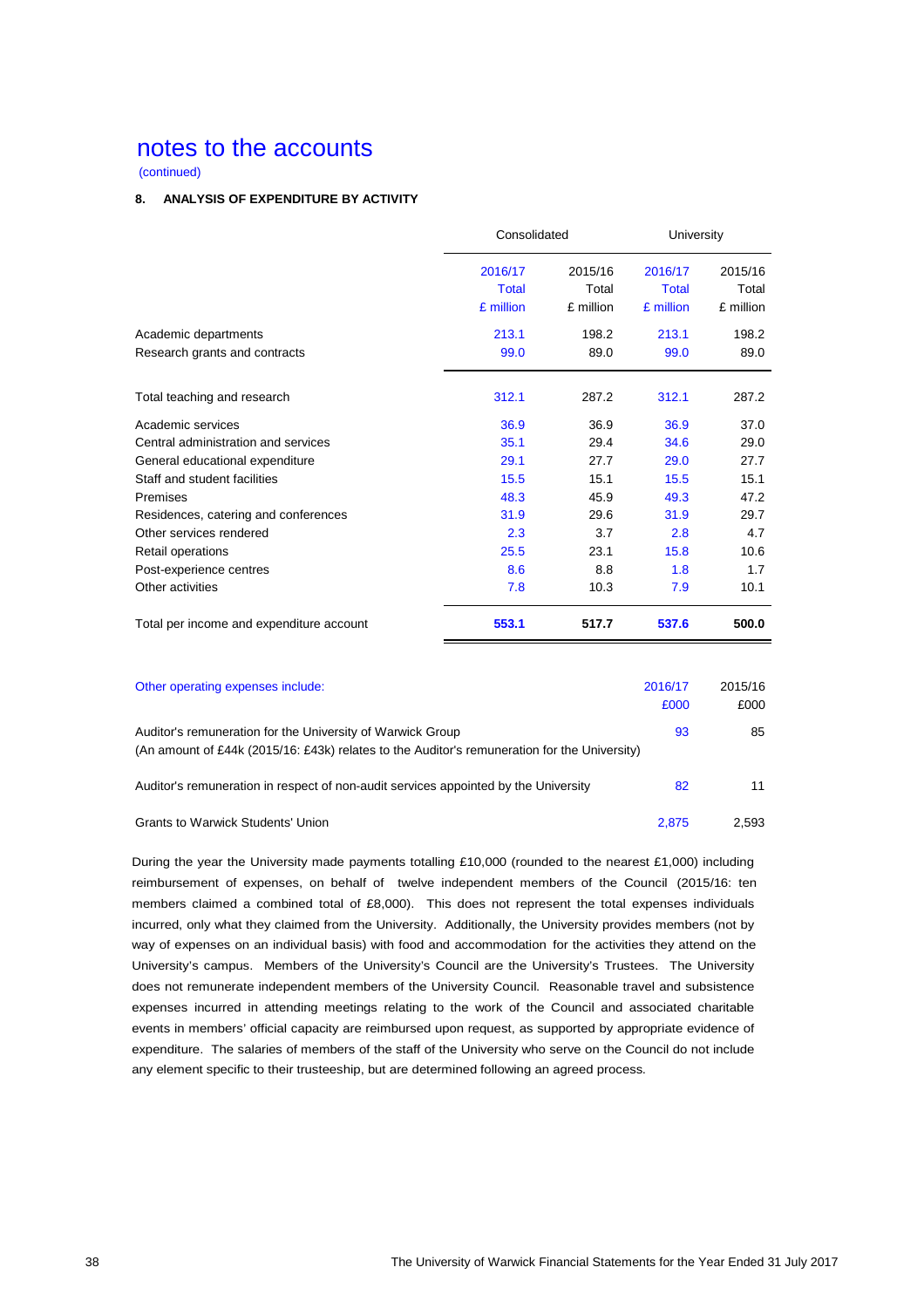# notes to the accounts

(continued)

### 8. ANALYSIS OF EXPENDITURE BY ACTIVITY

| | Consolidated | | University | |
|---|---|---|---|---|
| | 2016/17 Total £ million | 2015/16 Total £ million | 2016/17 Total £ million | 2015/16 Total £ million |
| Academic departments | 213.1 | 198.2 | 213.1 | 198.2 |
| Research grants and contracts | 99.0 | 89.0 | 99.0 | 89.0 |
| Total teaching and research | 312.1 | 287.2 | 312.1 | 287.2 |
| Academic services | 36.9 | 36.9 | 36.9 | 37.0 |
| Central administration and services | 35.1 | 29.4 | 34.6 | 29.0 |
| General educational expenditure | 29.1 | 27.7 | 29.0 | 27.7 |
| Staff and student facilities | 15.5 | 15.1 | 15.5 | 15.1 |
| Premises | 48.3 | 45.9 | 49.3 | 47.2 |
| Residences, catering and conferences | 31.9 | 29.6 | 31.9 | 29.7 |
| Other services rendered | 2.3 | 3.7 | 2.8 | 4.7 |
| Retail operations | 25.5 | 23.1 | 15.8 | 10.6 |
| Post-experience centres | 8.6 | 8.8 | 1.8 | 1.7 |
| Other activities | 7.8 | 10.3 | 7.9 | 10.1 |
| **Total per income and expenditure account** | **553.1** | **517.7** | **537.6** | **500.0** |

| Other operating expenses include: | 2016/17 £000 | 2015/16 £000 |
|---|---|---|
| Auditor's remuneration for the University of Warwick Group (An amount of £44k (2015/16: £43k) relates to the Auditor's remuneration for the University) | 93 | 85 |
| Auditor's remuneration in respect of non-audit services appointed by the University | 82 | 11 |
| Grants to Warwick Students' Union | 2,875 | 2,593 |

During the year the University made payments totalling £10,000 (rounded to the nearest £1,000) including reimbursement of expenses, on behalf of twelve independent members of the Council (2015/16: ten members claimed a combined total of £8,000). This does not represent the total expenses individuals incurred, only what they claimed from the University. Additionally, the University provides members (not by way of expenses on an individual basis) with food and accommodation for the activities they attend on the University's campus. Members of the University's Council are the University's Trustees. The University does not remunerate independent members of the University Council. Reasonable travel and subsistence expenses incurred in attending meetings relating to the work of the Council and associated charitable events in members' official capacity are reimbursed upon request, as supported by appropriate evidence of expenditure. The salaries of members of the staff of the University who serve on the Council do not include any element specific to their trusteeship, but are determined following an agreed process.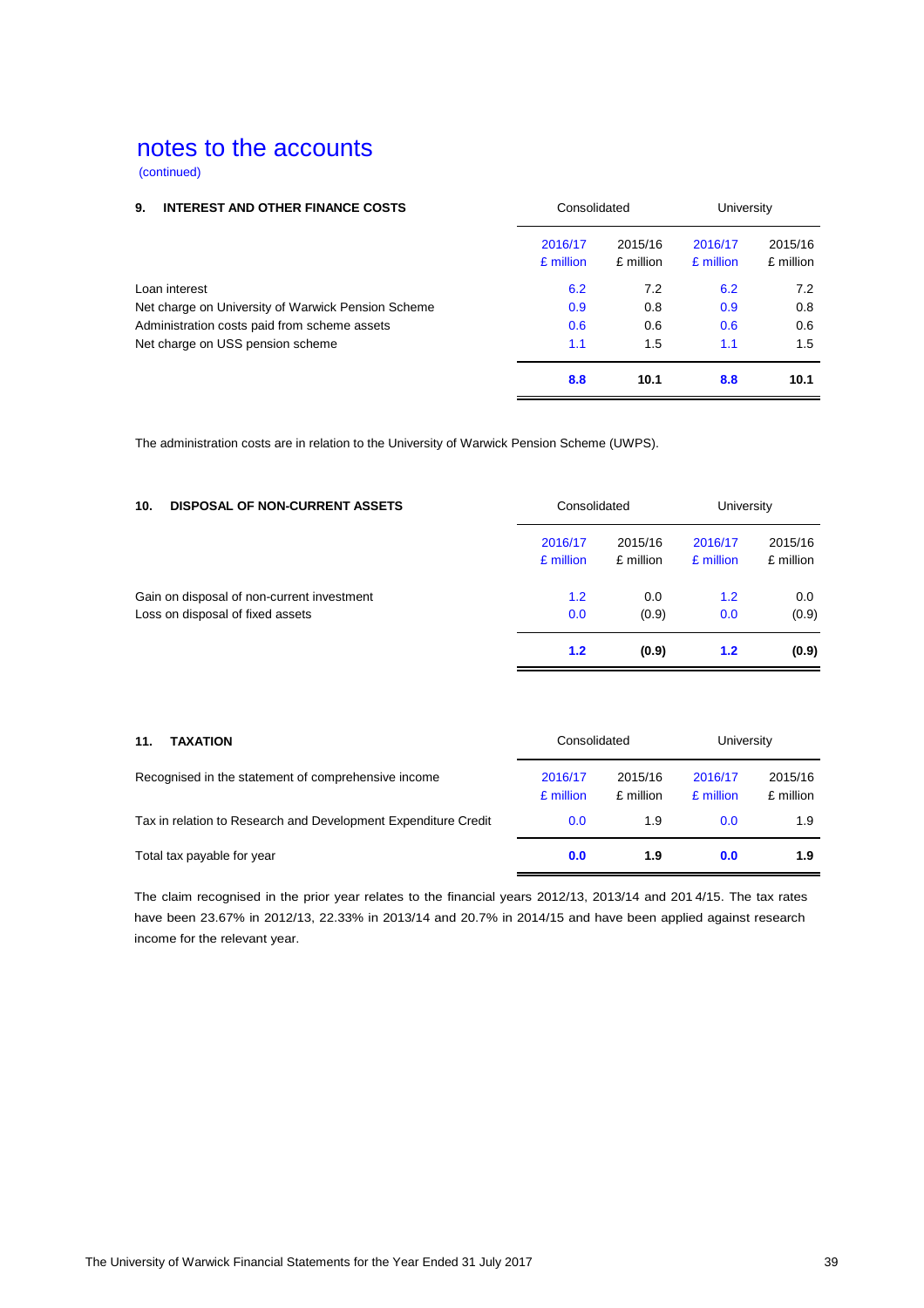# notes to the accounts

(continued)

| 9. INTEREST AND OTHER FINANCE COSTS | Consolidated | | University | |
|---|---|---|---|---|
| | 2016/17 £ million | 2015/16 £ million | 2016/17 £ million | 2015/16 £ million |
| Loan interest | 6.2 | 7.2 | 6.2 | 7.2 |
| Net charge on University of Warwick Pension Scheme | 0.9 | 0.8 | 0.9 | 0.8 |
| Administration costs paid from scheme assets | 0.6 | 0.6 | 0.6 | 0.6 |
| Net charge on USS pension scheme | 1.1 | 1.5 | 1.1 | 1.5 |
| | **8.8** | **10.1** | **8.8** | **10.1** |

The administration costs are in relation to the University of Warwick Pension Scheme (UWPS).

| 10. DISPOSAL OF NON-CURRENT ASSETS | Consolidated | | University | |
|---|---|---|---|---|
| | 2016/17 £ million | 2015/16 £ million | 2016/17 £ million | 2015/16 £ million |
| Gain on disposal of non-current investment | 1.2 | 0.0 | 1.2 | 0.0 |
| Loss on disposal of fixed assets | 0.0 | (0.9) | 0.0 | (0.9) |
| | **1.2** | **(0.9)** | **1.2** | **(0.9)** |

| 11. TAXATION | Consolidated | | University | |
|---|---|---|---|---|
| Recognised in the statement of comprehensive income | 2016/17 £ million | 2015/16 £ million | 2016/17 £ million | 2015/16 £ million |
| Tax in relation to Research and Development Expenditure Credit | 0.0 | 1.9 | 0.0 | 1.9 |
| Total tax payable for year | **0.0** | **1.9** | **0.0** | **1.9** |

The claim recognised in the prior year relates to the financial years 2012/13, 2013/14 and 2014/15. The tax rates have been 23.67% in 2012/13, 22.33% in 2013/14 and 20.7% in 2014/15 and have been applied against research income for the relevant year.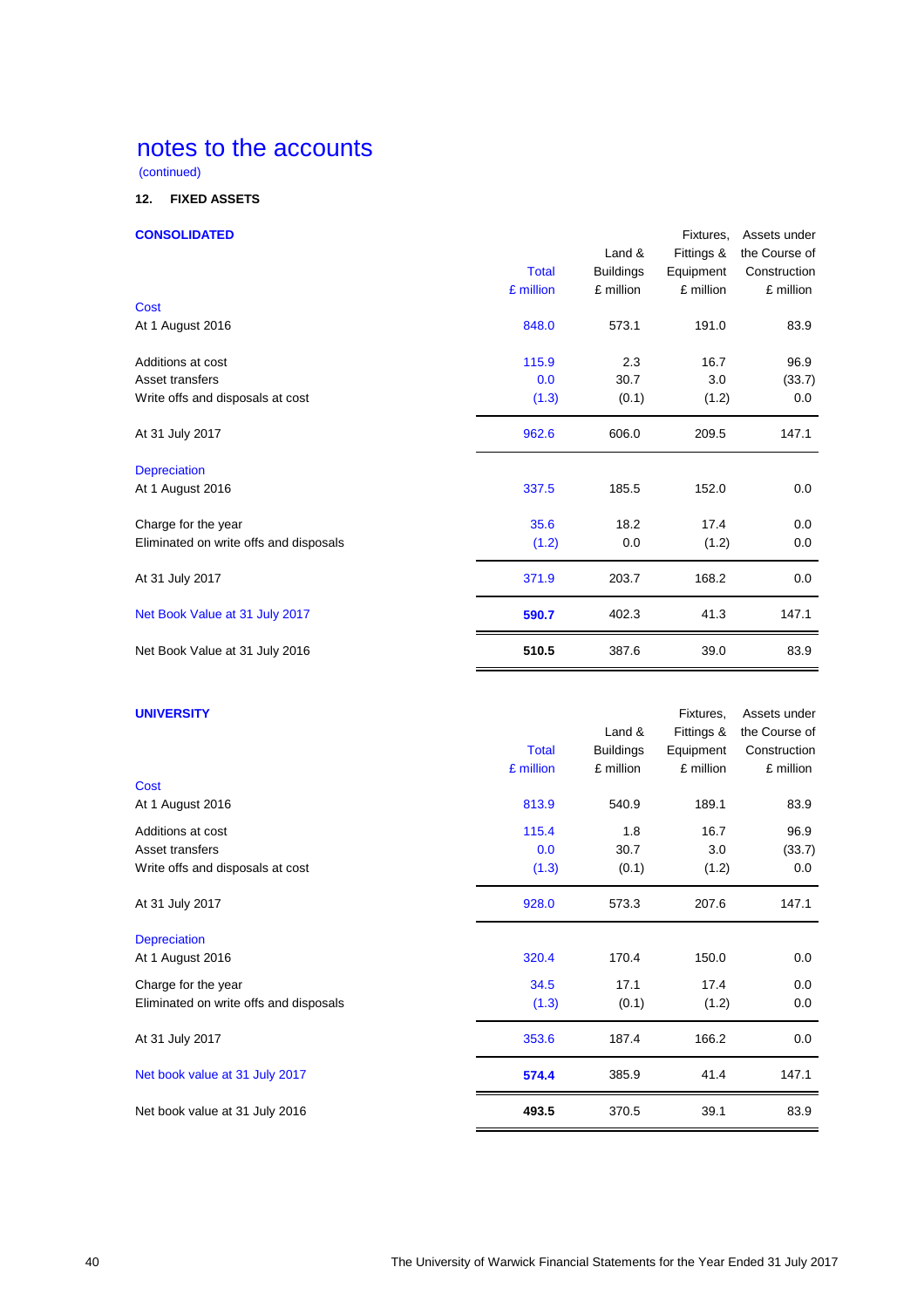# notes to the accounts

(continued)

## 12. FIXED ASSETS

### CONSOLIDATED

| | Total £ million | Land & Buildings £ million | Fixtures, Fittings & Equipment £ million | Assets under the Course of Construction £ million |
|---|---|---|---|---|
| **Cost** | | | | |
| At 1 August 2016 | 848.0 | 573.1 | 191.0 | 83.9 |
| Additions at cost | 115.9 | 2.3 | 16.7 | 96.9 |
| Asset transfers | 0.0 | 30.7 | 3.0 | (33.7) |
| Write offs and disposals at cost | (1.3) | (0.1) | (1.2) | 0.0 |
| At 31 July 2017 | 962.6 | 606.0 | 209.5 | 147.1 |
| **Depreciation** | | | | |
| At 1 August 2016 | 337.5 | 185.5 | 152.0 | 0.0 |
| Charge for the year | 35.6 | 18.2 | 17.4 | 0.0 |
| Eliminated on write offs and disposals | (1.2) | 0.0 | (1.2) | 0.0 |
| At 31 July 2017 | 371.9 | 203.7 | 168.2 | 0.0 |
| Net Book Value at 31 July 2017 | **590.7** | 402.3 | 41.3 | 147.1 |
| Net Book Value at 31 July 2016 | **510.5** | 387.6 | 39.0 | 83.9 |

### UNIVERSITY

| | Total £ million | Land & Buildings £ million | Fixtures, Fittings & Equipment £ million | Assets under the Course of Construction £ million |
|---|---|---|---|---|
| **Cost** | | | | |
| At 1 August 2016 | 813.9 | 540.9 | 189.1 | 83.9 |
| Additions at cost | 115.4 | 1.8 | 16.7 | 96.9 |
| Asset transfers | 0.0 | 30.7 | 3.0 | (33.7) |
| Write offs and disposals at cost | (1.3) | (0.1) | (1.2) | 0.0 |
| At 31 July 2017 | 928.0 | 573.3 | 207.6 | 147.1 |
| **Depreciation** | | | | |
| At 1 August 2016 | 320.4 | 170.4 | 150.0 | 0.0 |
| Charge for the year | 34.5 | 17.1 | 17.4 | 0.0 |
| Eliminated on write offs and disposals | (1.3) | (0.1) | (1.2) | 0.0 |
| At 31 July 2017 | 353.6 | 187.4 | 166.2 | 0.0 |
| Net book value at 31 July 2017 | **574.4** | 385.9 | 41.4 | 147.1 |
| Net book value at 31 July 2016 | **493.5** | 370.5 | 39.1 | 83.9 |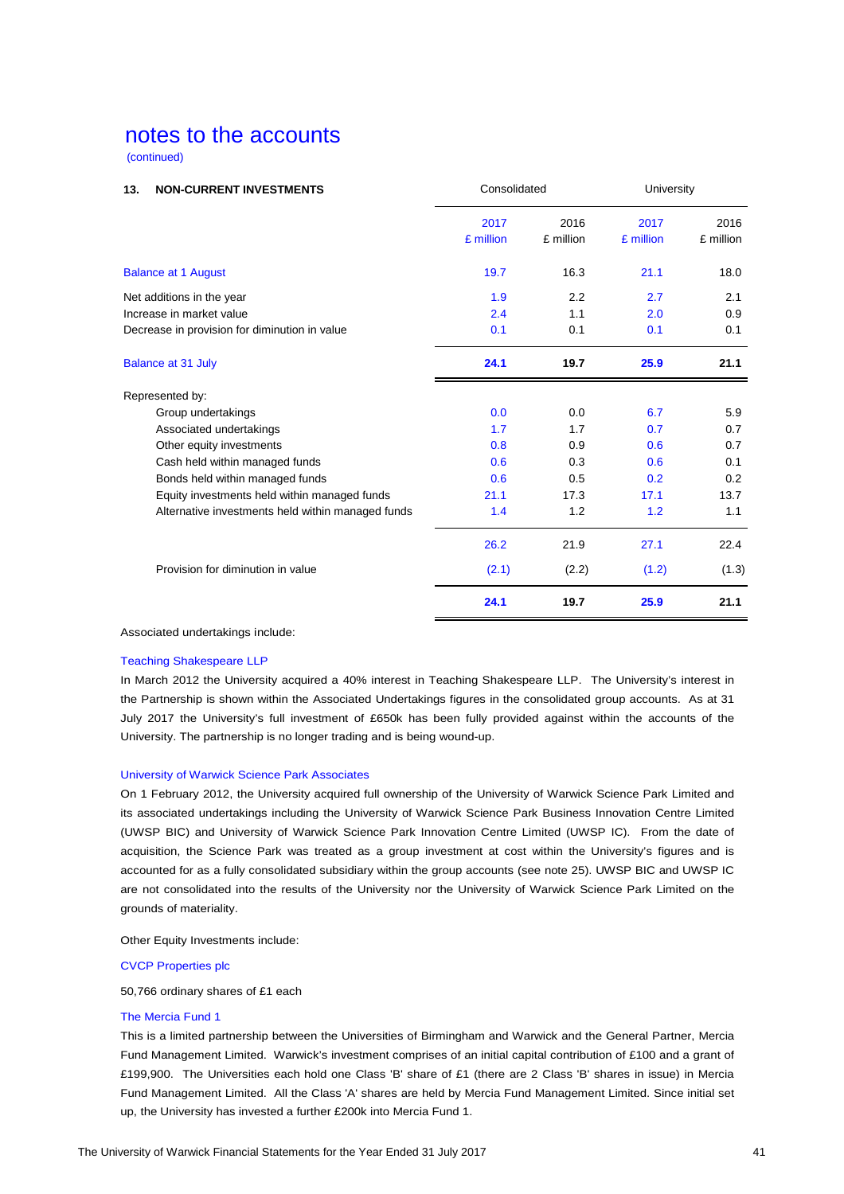# notes to the accounts

(continued)

| 13. NON-CURRENT INVESTMENTS | Consolidated | | University | |
|---|---|---|---|---|
| | 2017 £ million | 2016 £ million | 2017 £ million | 2016 £ million |
| Balance at 1 August | 19.7 | 16.3 | 21.1 | 18.0 |
| Net additions in the year | 1.9 | 2.2 | 2.7 | 2.1 |
| Increase in market value | 2.4 | 1.1 | 2.0 | 0.9 |
| Decrease in provision for diminution in value | 0.1 | 0.1 | 0.1 | 0.1 |
| **Balance at 31 July** | **24.1** | **19.7** | **25.9** | **21.1** |
| Represented by: | | | | |
| Group undertakings | 0.0 | 0.0 | 6.7 | 5.9 |
| Associated undertakings | 1.7 | 1.7 | 0.7 | 0.7 |
| Other equity investments | 0.8 | 0.9 | 0.6 | 0.7 |
| Cash held within managed funds | 0.6 | 0.3 | 0.6 | 0.1 |
| Bonds held within managed funds | 0.6 | 0.5 | 0.2 | 0.2 |
| Equity investments held within managed funds | 21.1 | 17.3 | 17.1 | 13.7 |
| Alternative investments held within managed funds | 1.4 | 1.2 | 1.2 | 1.1 |
| | 26.2 | 21.9 | 27.1 | 22.4 |
| Provision for diminution in value | (2.1) | (2.2) | (1.2) | (1.3) |
| | **24.1** | **19.7** | **25.9** | **21.1** |

Associated undertakings include:

Teaching Shakespeare LLP

In March 2012 the University acquired a 40% interest in Teaching Shakespeare LLP. The University's interest in the Partnership is shown within the Associated Undertakings figures in the consolidated group accounts. As at 31 July 2017 the University's full investment of £650k has been fully provided against within the accounts of the University. The partnership is no longer trading and is being wound-up.

University of Warwick Science Park Associates

On 1 February 2012, the University acquired full ownership of the University of Warwick Science Park Limited and its associated undertakings including the University of Warwick Science Park Business Innovation Centre Limited (UWSP BIC) and University of Warwick Science Park Innovation Centre Limited (UWSP IC). From the date of acquisition, the Science Park was treated as a group investment at cost within the University's figures and is accounted for as a fully consolidated subsidiary within the group accounts (see note 25). UWSP BIC and UWSP IC are not consolidated into the results of the University nor the University of Warwick Science Park Limited on the grounds of materiality.

Other Equity Investments include:

CVCP Properties plc

50,766 ordinary shares of £1 each

The Mercia Fund 1

This is a limited partnership between the Universities of Birmingham and Warwick and the General Partner, Mercia Fund Management Limited. Warwick's investment comprises of an initial capital contribution of £100 and a grant of £199,900. The Universities each hold one Class 'B' share of £1 (there are 2 Class 'B' shares in issue) in Mercia Fund Management Limited. All the Class 'A' shares are held by Mercia Fund Management Limited. Since initial set up, the University has invested a further £200k into Mercia Fund 1.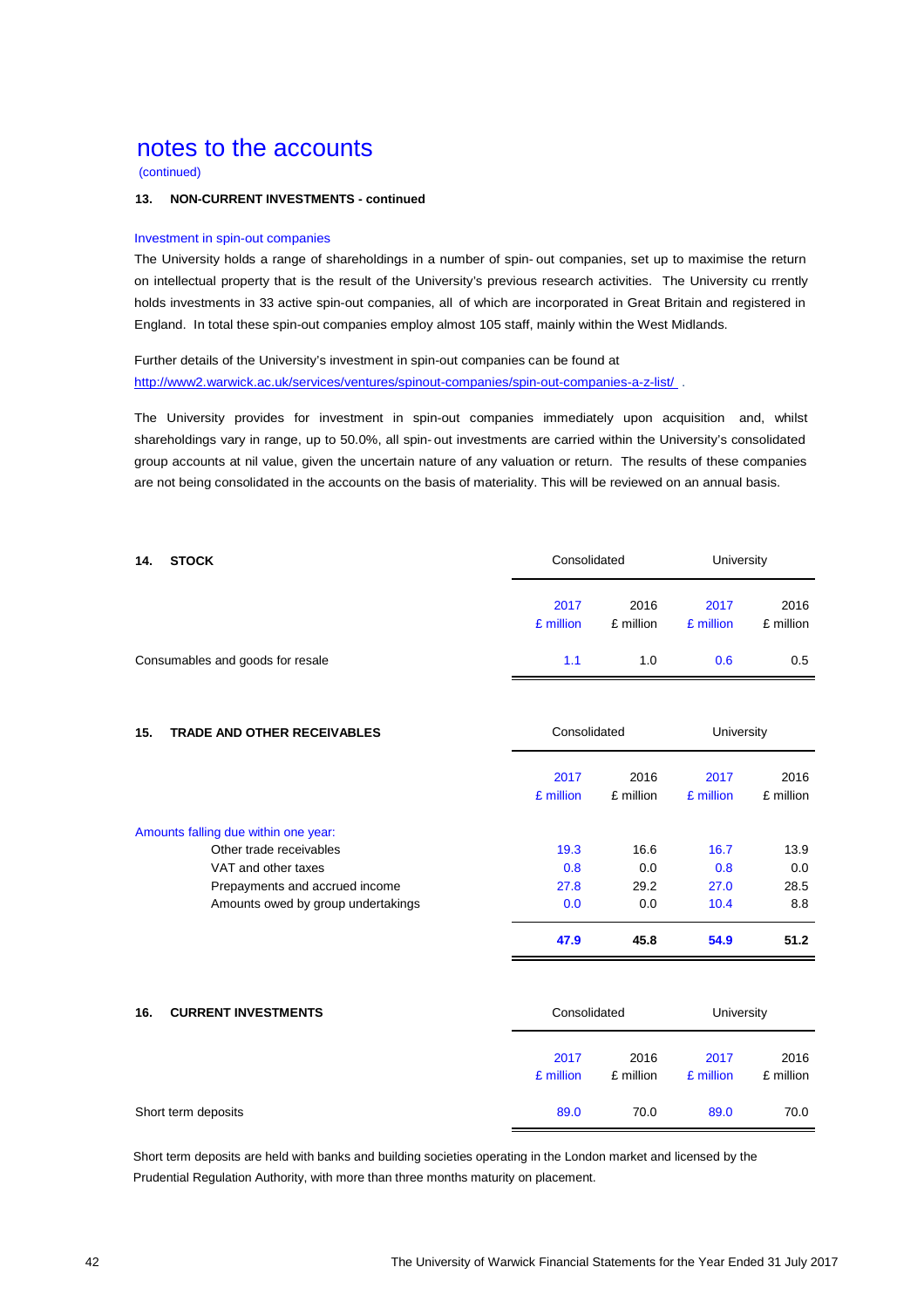# notes to the accounts

(continued)

**13. NON-CURRENT INVESTMENTS - continued**

Investment in spin-out companies

The University holds a range of shareholdings in a number of spin- out companies, set up to maximise the return on intellectual property that is the result of the University's previous research activities. The University cu rrently holds investments in 33 active spin-out companies, all of which are incorporated in Great Britain and registered in England. In total these spin-out companies employ almost 105 staff, mainly within the West Midlands.

Further details of the University's investment in spin-out companies can be found at http://www2.warwick.ac.uk/services/ventures/spinout-companies/spin-out-companies-a-z-list/ .

The University provides for investment in spin-out companies immediately upon acquisition and, whilst shareholdings vary in range, up to 50.0%, all spin- out investments are carried within the University's consolidated group accounts at nil value, given the uncertain nature of any valuation or return. The results of these companies are not being consolidated in the accounts on the basis of materiality. This will be reviewed on an annual basis.

**14. STOCK**

| | Consolidated | | University | |
|---|---|---|---|---|
| | 2017 £ million | 2016 £ million | 2017 £ million | 2016 £ million |
| Consumables and goods for resale | 1.1 | 1.0 | 0.6 | 0.5 |

**15. TRADE AND OTHER RECEIVABLES**

| | Consolidated | | University | |
|---|---|---|---|---|
| | 2017 £ million | 2016 £ million | 2017 £ million | 2016 £ million |
| Amounts falling due within one year: | | | | |
| Other trade receivables | 19.3 | 16.6 | 16.7 | 13.9 |
| VAT and other taxes | 0.8 | 0.0 | 0.8 | 0.0 |
| Prepayments and accrued income | 27.8 | 29.2 | 27.0 | 28.5 |
| Amounts owed by group undertakings | 0.0 | 0.0 | 10.4 | 8.8 |
| | **47.9** | **45.8** | **54.9** | **51.2** |

**16. CURRENT INVESTMENTS**

| | Consolidated | | University | |
|---|---|---|---|---|
| | 2017 £ million | 2016 £ million | 2017 £ million | 2016 £ million |
| Short term deposits | 89.0 | 70.0 | 89.0 | 70.0 |

Short term deposits are held with banks and building societies operating in the London market and licensed by the Prudential Regulation Authority, with more than three months maturity on placement.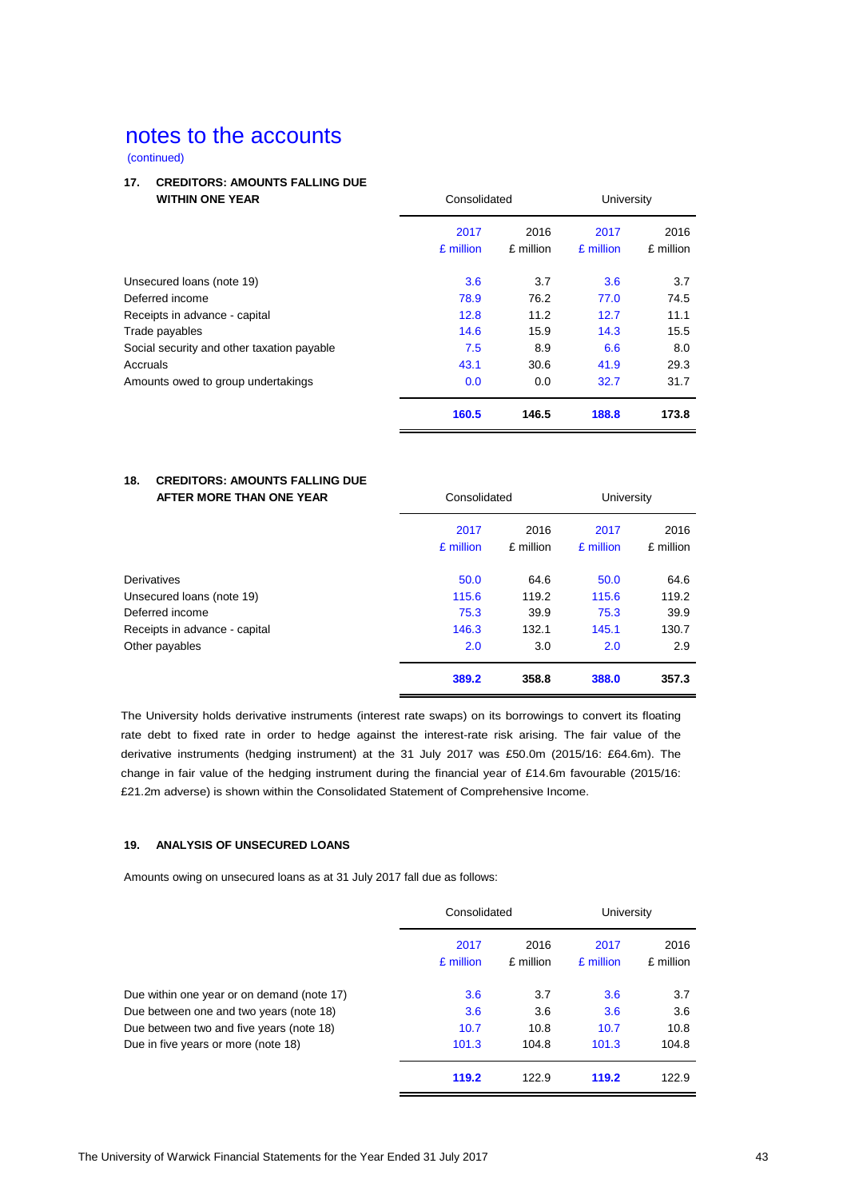# notes to the accounts

(continued)

### 17. CREDITORS: AMOUNTS FALLING DUE WITHIN ONE YEAR

| | Consolidated | | University | |
|---|---|---|---|---|
| | 2017 £ million | 2016 £ million | 2017 £ million | 2016 £ million |
| Unsecured loans (note 19) | 3.6 | 3.7 | 3.6 | 3.7 |
| Deferred income | 78.9 | 76.2 | 77.0 | 74.5 |
| Receipts in advance - capital | 12.8 | 11.2 | 12.7 | 11.1 |
| Trade payables | 14.6 | 15.9 | 14.3 | 15.5 |
| Social security and other taxation payable | 7.5 | 8.9 | 6.6 | 8.0 |
| Accruals | 43.1 | 30.6 | 41.9 | 29.3 |
| Amounts owed to group undertakings | 0.0 | 0.0 | 32.7 | 31.7 |
| | **160.5** | **146.5** | **188.8** | **173.8** |

### 18. CREDITORS: AMOUNTS FALLING DUE AFTER MORE THAN ONE YEAR

| | Consolidated | | University | |
|---|---|---|---|---|
| | 2017 £ million | 2016 £ million | 2017 £ million | 2016 £ million |
| Derivatives | 50.0 | 64.6 | 50.0 | 64.6 |
| Unsecured loans (note 19) | 115.6 | 119.2 | 115.6 | 119.2 |
| Deferred income | 75.3 | 39.9 | 75.3 | 39.9 |
| Receipts in advance - capital | 146.3 | 132.1 | 145.1 | 130.7 |
| Other payables | 2.0 | 3.0 | 2.0 | 2.9 |
| | **389.2** | **358.8** | **388.0** | **357.3** |

The University holds derivative instruments (interest rate swaps) on its borrowings to convert its floating rate debt to fixed rate in order to hedge against the interest-rate risk arising. The fair value of the derivative instruments (hedging instrument) at the 31 July 2017 was £50.0m (2015/16: £64.6m). The change in fair value of the hedging instrument during the financial year of £14.6m favourable (2015/16: £21.2m adverse) is shown within the Consolidated Statement of Comprehensive Income.

### 19. ANALYSIS OF UNSECURED LOANS

Amounts owing on unsecured loans as at 31 July 2017 fall due as follows:

| | Consolidated | | University | |
|---|---|---|---|---|
| | 2017 £ million | 2016 £ million | 2017 £ million | 2016 £ million |
| Due within one year or on demand (note 17) | 3.6 | 3.7 | 3.6 | 3.7 |
| Due between one and two years (note 18) | 3.6 | 3.6 | 3.6 | 3.6 |
| Due between two and five years (note 18) | 10.7 | 10.8 | 10.7 | 10.8 |
| Due in five years or more (note 18) | 101.3 | 104.8 | 101.3 | 104.8 |
| | **119.2** | 122.9 | **119.2** | 122.9 |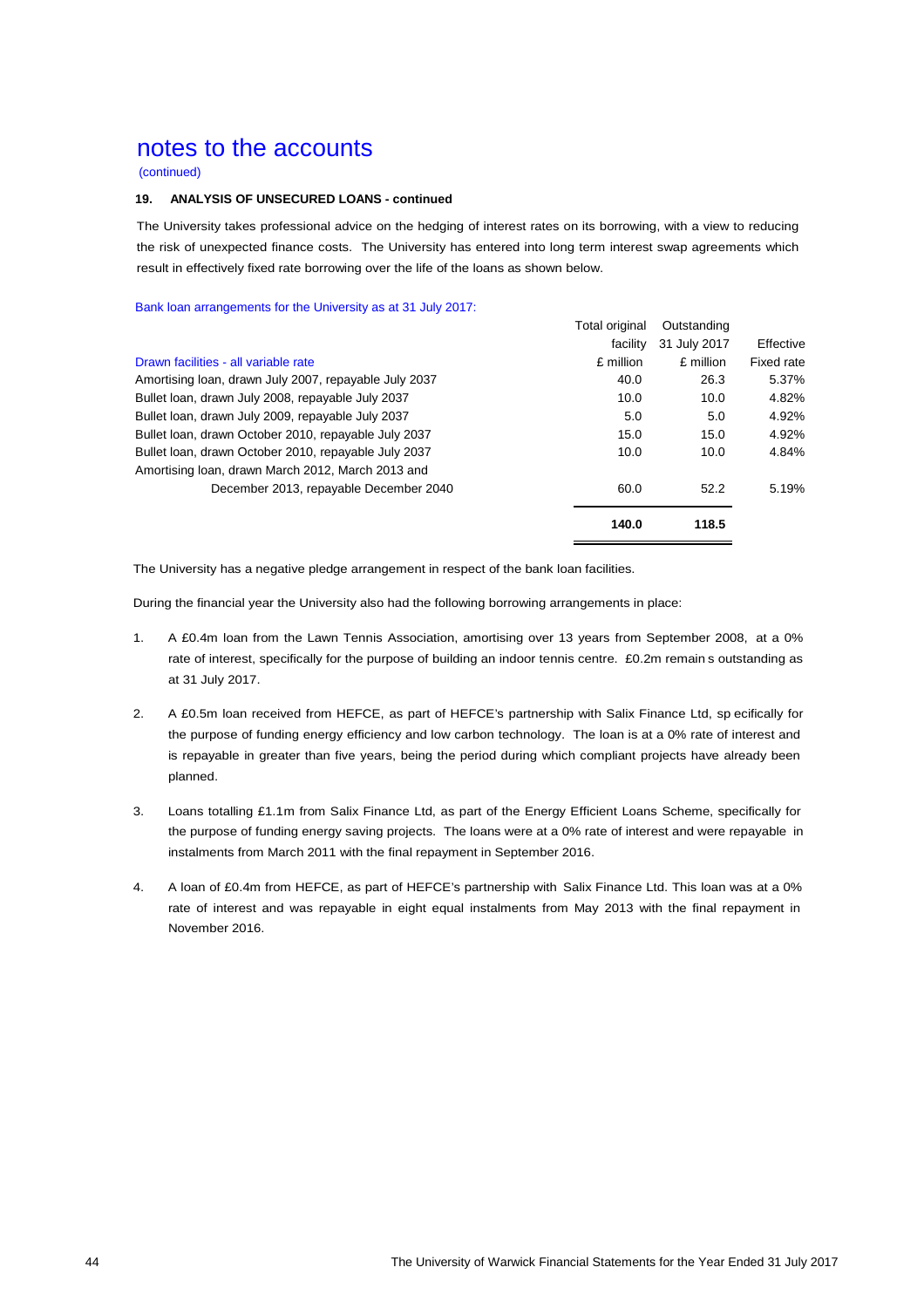# notes to the accounts

(continued)

### 19. ANALYSIS OF UNSECURED LOANS - continued

The University takes professional advice on the hedging of interest rates on its borrowing, with a view to reducing the risk of unexpected finance costs. The University has entered into long term interest swap agreements which result in effectively fixed rate borrowing over the life of the loans as shown below.

Bank loan arrangements for the University as at 31 July 2017:

| | Total original facility | Outstanding 31 July 2017 | Effective |
|---|---|---|---|
| Drawn facilities - all variable rate | £ million | £ million | Fixed rate |
| Amortising loan, drawn July 2007, repayable July 2037 | 40.0 | 26.3 | 5.37% |
| Bullet loan, drawn July 2008, repayable July 2037 | 10.0 | 10.0 | 4.82% |
| Bullet loan, drawn July 2009, repayable July 2037 | 5.0 | 5.0 | 4.92% |
| Bullet loan, drawn October 2010, repayable July 2037 | 15.0 | 15.0 | 4.92% |
| Bullet loan, drawn October 2010, repayable July 2037 | 10.0 | 10.0 | 4.84% |
| Amortising loan, drawn March 2012, March 2013 and December 2013, repayable December 2040 | 60.0 | 52.2 | 5.19% |
| | **140.0** | **118.5** | |

The University has a negative pledge arrangement in respect of the bank loan facilities.

During the financial year the University also had the following borrowing arrangements in place:

1. A £0.4m loan from the Lawn Tennis Association, amortising over 13 years from September 2008, at a 0% rate of interest, specifically for the purpose of building an indoor tennis centre. £0.2m remains outstanding as at 31 July 2017.

2. A £0.5m loan received from HEFCE, as part of HEFCE's partnership with Salix Finance Ltd, specifically for the purpose of funding energy efficiency and low carbon technology. The loan is at a 0% rate of interest and is repayable in greater than five years, being the period during which compliant projects have already been planned.

3. Loans totalling £1.1m from Salix Finance Ltd, as part of the Energy Efficient Loans Scheme, specifically for the purpose of funding energy saving projects. The loans were at a 0% rate of interest and were repayable in instalments from March 2011 with the final repayment in September 2016.

4. A loan of £0.4m from HEFCE, as part of HEFCE's partnership with Salix Finance Ltd. This loan was at a 0% rate of interest and was repayable in eight equal instalments from May 2013 with the final repayment in November 2016.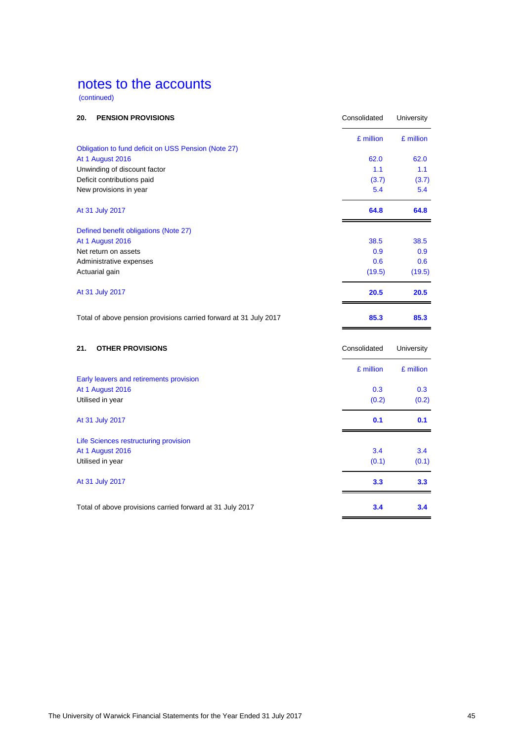# notes to the accounts

(continued)

## 20. PENSION PROVISIONS

| | Consolidated | University |
|---|---|---|
| | £ million | £ million |
| Obligation to fund deficit on USS Pension (Note 27) | | |
| At 1 August 2016 | 62.0 | 62.0 |
| Unwinding of discount factor | 1.1 | 1.1 |
| Deficit contributions paid | (3.7) | (3.7) |
| New provisions in year | 5.4 | 5.4 |
| At 31 July 2017 | **64.8** | **64.8** |
| Defined benefit obligations (Note 27) | | |
| At 1 August 2016 | 38.5 | 38.5 |
| Net return on assets | 0.9 | 0.9 |
| Administrative expenses | 0.6 | 0.6 |
| Actuarial gain | (19.5) | (19.5) |
| At 31 July 2017 | **20.5** | **20.5** |
| Total of above pension provisions carried forward at 31 July 2017 | **85.3** | **85.3** |

## 21. OTHER PROVISIONS

| | Consolidated | University |
|---|---|---|
| | £ million | £ million |
| Early leavers and retirements provision | | |
| At 1 August 2016 | 0.3 | 0.3 |
| Utilised in year | (0.2) | (0.2) |
| At 31 July 2017 | **0.1** | **0.1** |
| Life Sciences restructuring provision | | |
| At 1 August 2016 | 3.4 | 3.4 |
| Utilised in year | (0.1) | (0.1) |
| At 31 July 2017 | **3.3** | **3.3** |
| Total of above provisions carried forward at 31 July 2017 | **3.4** | **3.4** |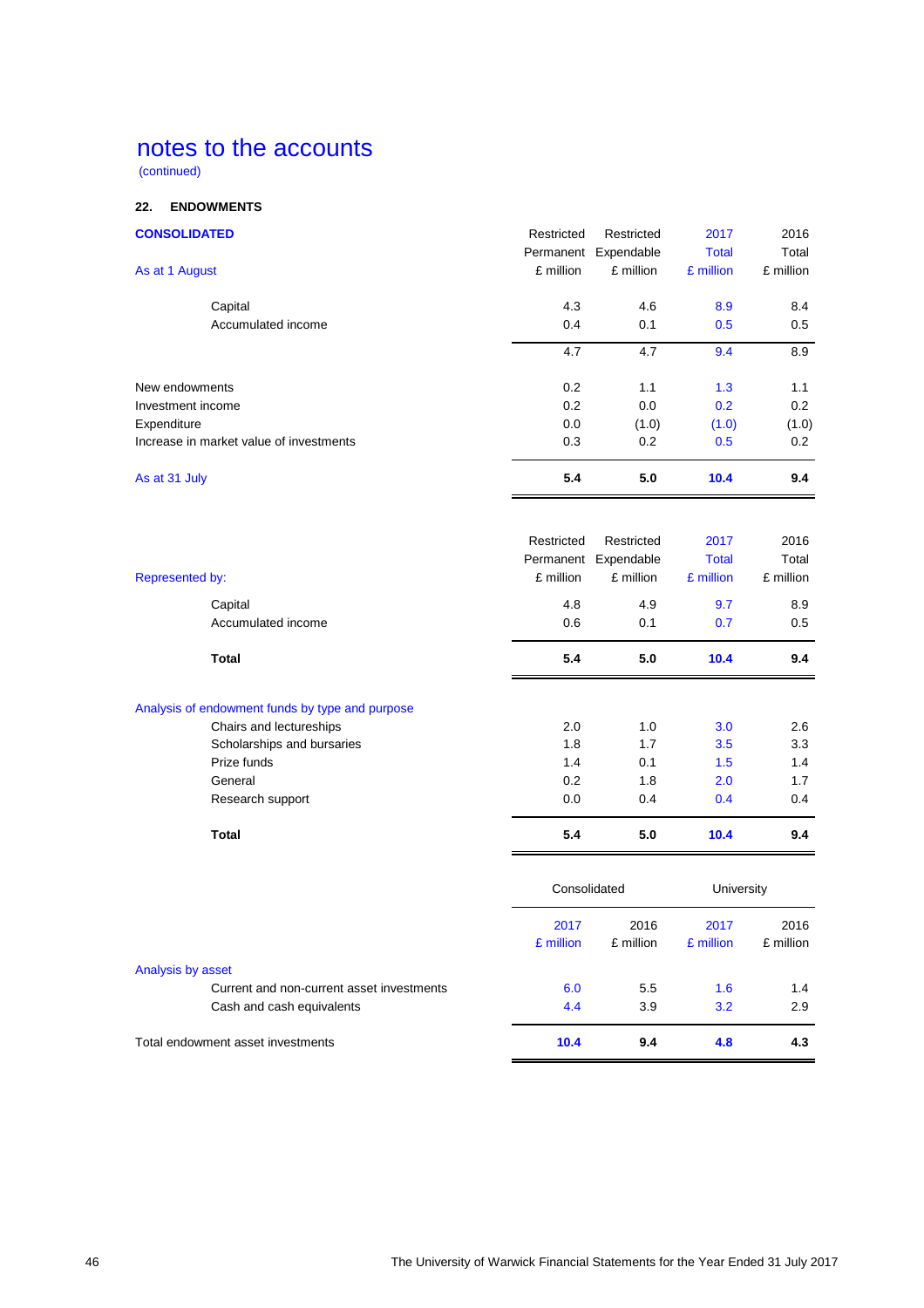# notes to the accounts

(continued)

## 22. ENDOWMENTS

**CONSOLIDATED**

| As at 1 August | Restricted Permanent £ million | Restricted Expendable £ million | 2017 Total £ million | 2016 Total £ million |
|---|---|---|---|---|
| Capital | 4.3 | 4.6 | 8.9 | 8.4 |
| Accumulated income | 0.4 | 0.1 | 0.5 | 0.5 |
| | 4.7 | 4.7 | 9.4 | 8.9 |
| New endowments | 0.2 | 1.1 | 1.3 | 1.1 |
| Investment income | 0.2 | 0.0 | 0.2 | 0.2 |
| Expenditure | 0.0 | (1.0) | (1.0) | (1.0) |
| Increase in market value of investments | 0.3 | 0.2 | 0.5 | 0.2 |
| As at 31 July | **5.4** | **5.0** | **10.4** | **9.4** |

| Represented by: | Restricted Permanent £ million | Restricted Expendable £ million | 2017 Total £ million | 2016 Total £ million |
|---|---|---|---|---|
| Capital | 4.8 | 4.9 | 9.7 | 8.9 |
| Accumulated income | 0.6 | 0.1 | 0.7 | 0.5 |
| **Total** | **5.4** | **5.0** | **10.4** | **9.4** |
| **Analysis of endowment funds by type and purpose** | | | | |
| Chairs and lectureships | 2.0 | 1.0 | 3.0 | 2.6 |
| Scholarships and bursaries | 1.8 | 1.7 | 3.5 | 3.3 |
| Prize funds | 1.4 | 0.1 | 1.5 | 1.4 |
| General | 0.2 | 1.8 | 2.0 | 1.7 |
| Research support | 0.0 | 0.4 | 0.4 | 0.4 |
| **Total** | **5.4** | **5.0** | **10.4** | **9.4** |

| | Consolidated | | University | |
|---|---|---|---|---|
| | 2017 £ million | 2016 £ million | 2017 £ million | 2016 £ million |
| **Analysis by asset** | | | | |
| Current and non-current asset investments | 6.0 | 5.5 | 1.6 | 1.4 |
| Cash and cash equivalents | 4.4 | 3.9 | 3.2 | 2.9 |
| Total endowment asset investments | **10.4** | **9.4** | **4.8** | **4.3** |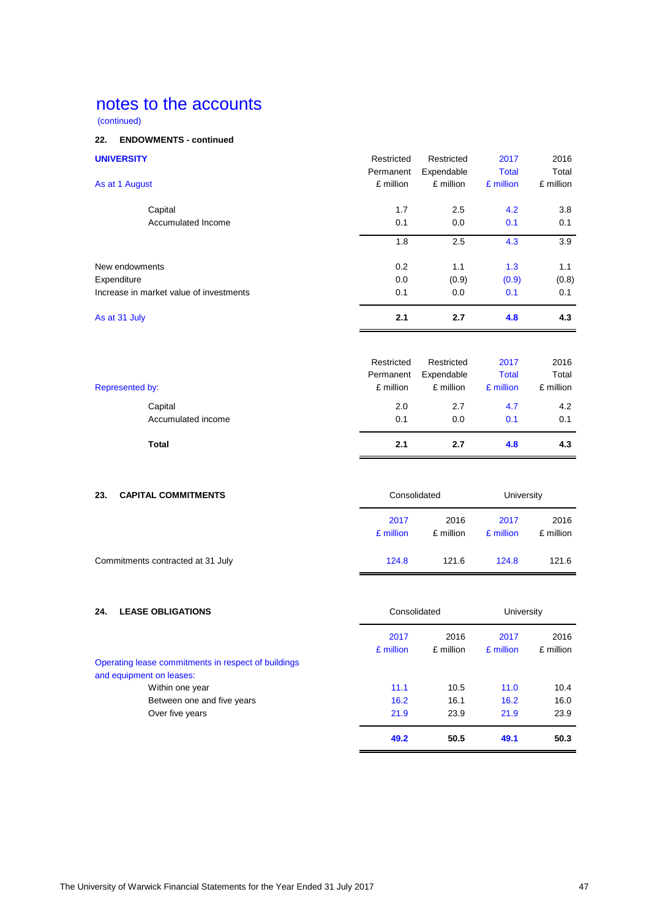# notes to the accounts

(continued)

### 22. ENDOWMENTS - continued

| **UNIVERSITY** | Restricted Permanent | Restricted Expendable | 2017 Total | 2016 Total |
|---|---|---|---|---|
| As at 1 August | £ million | £ million | £ million | £ million |
| Capital | 1.7 | 2.5 | 4.2 | 3.8 |
| Accumulated Income | 0.1 | 0.0 | 0.1 | 0.1 |
| | 1.8 | 2.5 | 4.3 | 3.9 |
| New endowments | 0.2 | 1.1 | 1.3 | 1.1 |
| Expenditure | 0.0 | (0.9) | (0.9) | (0.8) |
| Increase in market value of investments | 0.1 | 0.0 | 0.1 | 0.1 |
| As at 31 July | **2.1** | **2.7** | **4.8** | **4.3** |

| Represented by: | Restricted Permanent £ million | Restricted Expendable £ million | 2017 Total £ million | 2016 Total £ million |
|---|---|---|---|---|
| Capital | 2.0 | 2.7 | 4.7 | 4.2 |
| Accumulated income | 0.1 | 0.0 | 0.1 | 0.1 |
| **Total** | **2.1** | **2.7** | **4.8** | **4.3** |

### 23. CAPITAL COMMITMENTS

| | Consolidated | | University | |
|---|---|---|---|---|
| | 2017 £ million | 2016 £ million | 2017 £ million | 2016 £ million |
| Commitments contracted at 31 July | 124.8 | 121.6 | 124.8 | 121.6 |

### 24. LEASE OBLIGATIONS

| | Consolidated | | University | |
|---|---|---|---|---|
| | 2017 £ million | 2016 £ million | 2017 £ million | 2016 £ million |
| Operating lease commitments in respect of buildings and equipment on leases: | | | | |
| Within one year | 11.1 | 10.5 | 11.0 | 10.4 |
| Between one and five years | 16.2 | 16.1 | 16.2 | 16.0 |
| Over five years | 21.9 | 23.9 | 21.9 | 23.9 |
| | **49.2** | **50.5** | **49.1** | **50.3** |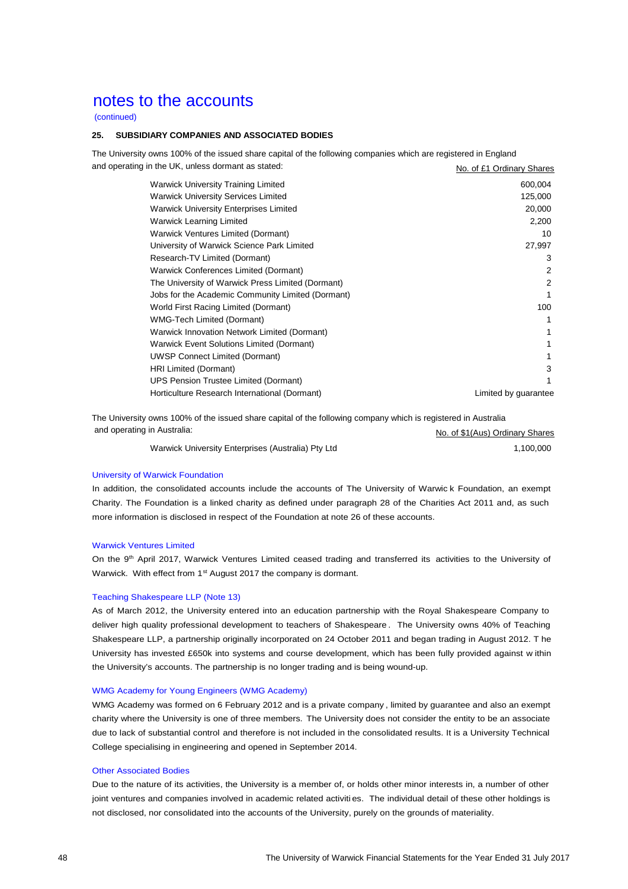# notes to the accounts

(continued)

## 25. SUBSIDIARY COMPANIES AND ASSOCIATED BODIES

The University owns 100% of the issued share capital of the following companies which are registered in England and operating in the UK, unless dormant as stated:

| | No. of £1 Ordinary Shares |
|---|---|
| Warwick University Training Limited | 600,004 |
| Warwick University Services Limited | 125,000 |
| Warwick University Enterprises Limited | 20,000 |
| Warwick Learning Limited | 2,200 |
| Warwick Ventures Limited (Dormant) | 10 |
| University of Warwick Science Park Limited | 27,997 |
| Research-TV Limited (Dormant) | 3 |
| Warwick Conferences Limited (Dormant) | 2 |
| The University of Warwick Press Limited (Dormant) | 2 |
| Jobs for the Academic Community Limited (Dormant) | 1 |
| World First Racing Limited (Dormant) | 100 |
| WMG-Tech Limited (Dormant) | 1 |
| Warwick Innovation Network Limited (Dormant) | 1 |
| Warwick Event Solutions Limited (Dormant) | 1 |
| UWSP Connect Limited (Dormant) | 1 |
| HRI Limited (Dormant) | 3 |
| UPS Pension Trustee Limited (Dormant) | 1 |
| Horticulture Research International (Dormant) | Limited by guarantee |

The University owns 100% of the issued share capital of the following company which is registered in Australia and operating in Australia:

| | No. of $1(Aus) Ordinary Shares |
|---|---|
| Warwick University Enterprises (Australia) Pty Ltd | 1,100,000 |

### University of Warwick Foundation

In addition, the consolidated accounts include the accounts of The University of Warwick Foundation, an exempt Charity. The Foundation is a linked charity as defined under paragraph 28 of the Charities Act 2011 and, as such more information is disclosed in respect of the Foundation at note 26 of these accounts.

### Warwick Ventures Limited

On the 9th April 2017, Warwick Ventures Limited ceased trading and transferred its activities to the University of Warwick. With effect from 1st August 2017 the company is dormant.

### Teaching Shakespeare LLP (Note 13)

As of March 2012, the University entered into an education partnership with the Royal Shakespeare Company to deliver high quality professional development to teachers of Shakespeare. The University owns 40% of Teaching Shakespeare LLP, a partnership originally incorporated on 24 October 2011 and began trading in August 2012. The University has invested £650k into systems and course development, which has been fully provided against within the University's accounts. The partnership is no longer trading and is being wound-up.

### WMG Academy for Young Engineers (WMG Academy)

WMG Academy was formed on 6 February 2012 and is a private company, limited by guarantee and also an exempt charity where the University is one of three members. The University does not consider the entity to be an associate due to lack of substantial control and therefore is not included in the consolidated results. It is a University Technical College specialising in engineering and opened in September 2014.

### Other Associated Bodies

Due to the nature of its activities, the University is a member of, or holds other minor interests in, a number of other joint ventures and companies involved in academic related activities. The individual detail of these other holdings is not disclosed, nor consolidated into the accounts of the University, purely on the grounds of materiality.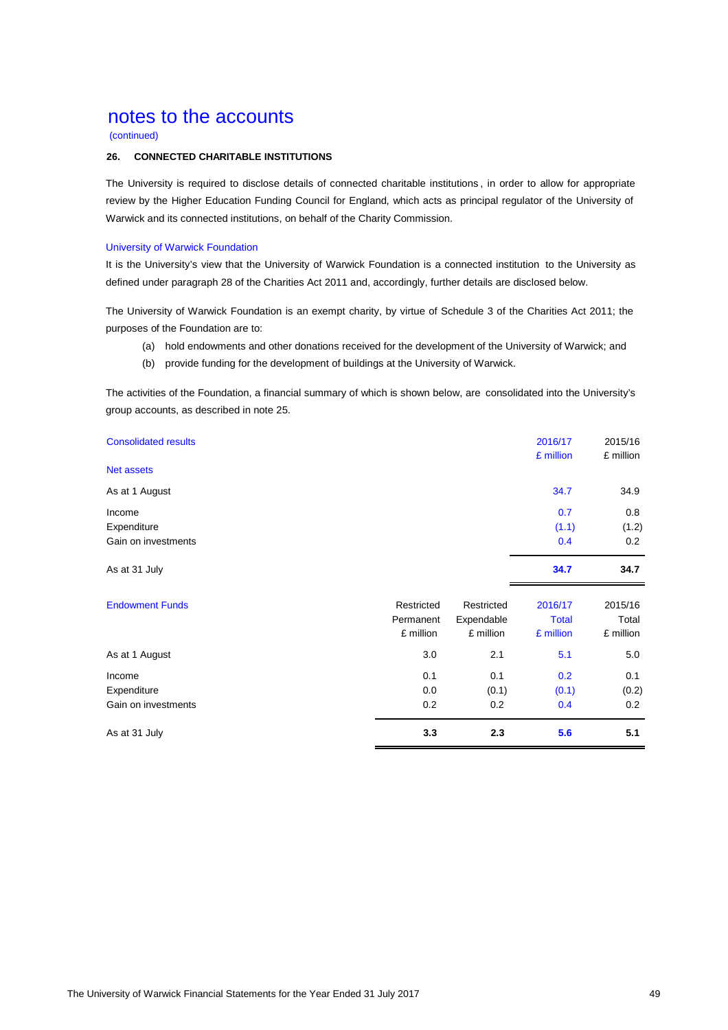# notes to the accounts

(continued)

**26. CONNECTED CHARITABLE INSTITUTIONS**

The University is required to disclose details of connected charitable institutions, in order to allow for appropriate review by the Higher Education Funding Council for England, which acts as principal regulator of the University of Warwick and its connected institutions, on behalf of the Charity Commission.

### University of Warwick Foundation

It is the University's view that the University of Warwick Foundation is a connected institution to the University as defined under paragraph 28 of the Charities Act 2011 and, accordingly, further details are disclosed below.

The University of Warwick Foundation is an exempt charity, by virtue of Schedule 3 of the Charities Act 2011; the purposes of the Foundation are to:

(a) hold endowments and other donations received for the development of the University of Warwick; and

(b) provide funding for the development of buildings at the University of Warwick.

The activities of the Foundation, a financial summary of which is shown below, are consolidated into the University's group accounts, as described in note 25.

| Consolidated results | 2016/17 £ million | 2015/16 £ million |
|---|---|---|
| **Net assets** | | |
| As at 1 August | 34.7 | 34.9 |
| Income | 0.7 | 0.8 |
| Expenditure | (1.1) | (1.2) |
| Gain on investments | 0.4 | 0.2 |
| As at 31 July | **34.7** | **34.7** |

| Endowment Funds | Restricted Permanent £ million | Restricted Expendable £ million | 2016/17 Total £ million | 2015/16 Total £ million |
|---|---|---|---|---|
| As at 1 August | 3.0 | 2.1 | 5.1 | 5.0 |
| Income | 0.1 | 0.1 | 0.2 | 0.1 |
| Expenditure | 0.0 | (0.1) | (0.1) | (0.2) |
| Gain on investments | 0.2 | 0.2 | 0.4 | 0.2 |
| As at 31 July | **3.3** | **2.3** | **5.6** | **5.1** |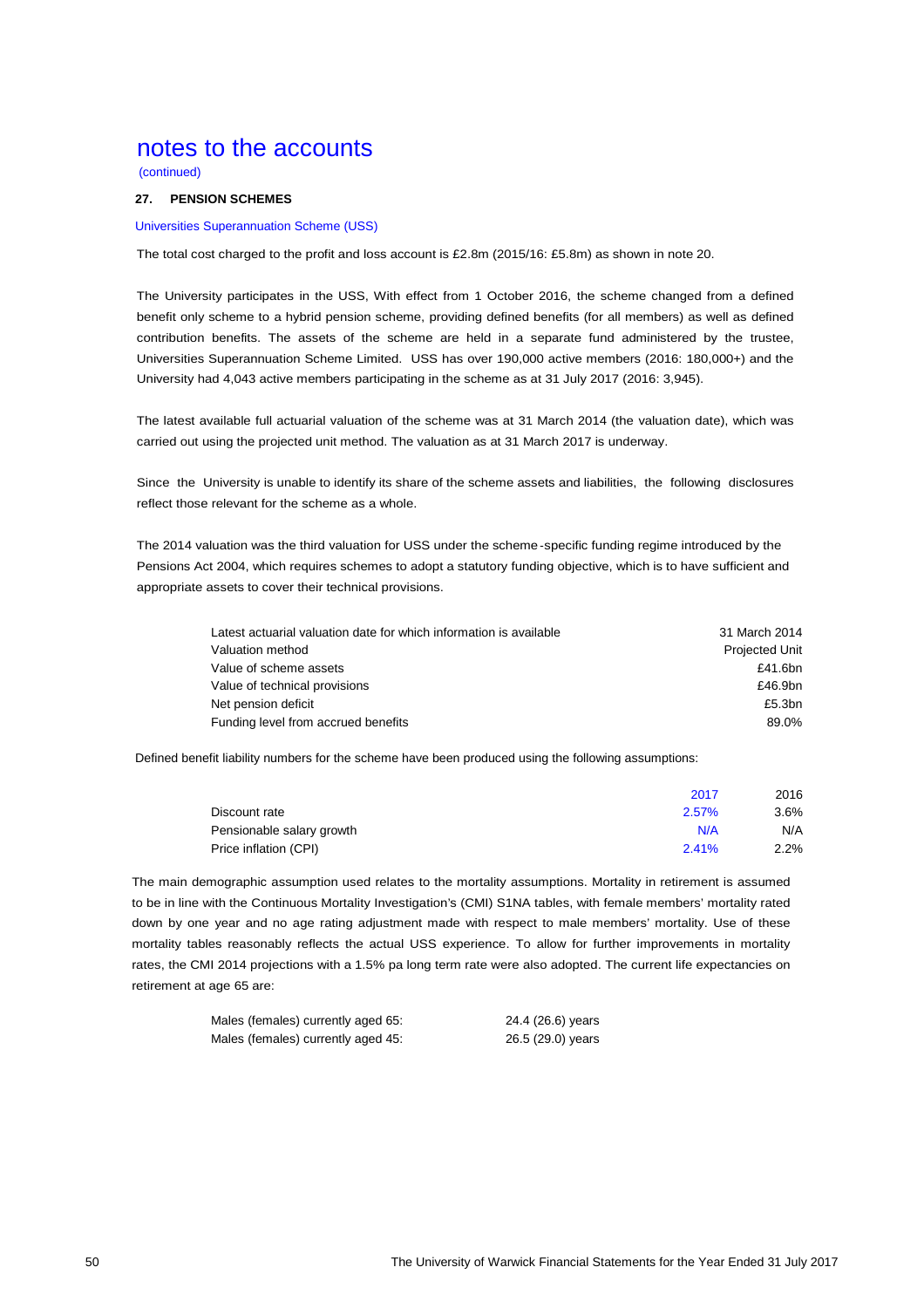# notes to the accounts

(continued)

## 27. PENSION SCHEMES

### Universities Superannuation Scheme (USS)

The total cost charged to the profit and loss account is £2.8m (2015/16: £5.8m) as shown in note 20.

The University participates in the USS, With effect from 1 October 2016, the scheme changed from a defined benefit only scheme to a hybrid pension scheme, providing defined benefits (for all members) as well as defined contribution benefits. The assets of the scheme are held in a separate fund administered by the trustee, Universities Superannuation Scheme Limited. USS has over 190,000 active members (2016: 180,000+) and the University had 4,043 active members participating in the scheme as at 31 July 2017 (2016: 3,945).

The latest available full actuarial valuation of the scheme was at 31 March 2014 (the valuation date), which was carried out using the projected unit method. The valuation as at 31 March 2017 is underway.

Since the University is unable to identify its share of the scheme assets and liabilities, the following disclosures reflect those relevant for the scheme as a whole.

The 2014 valuation was the third valuation for USS under the scheme-specific funding regime introduced by the Pensions Act 2004, which requires schemes to adopt a statutory funding objective, which is to have sufficient and appropriate assets to cover their technical provisions.

| | |
|---|---|
| Latest actuarial valuation date for which information is available | 31 March 2014 |
| Valuation method | Projected Unit |
| Value of scheme assets | £41.6bn |
| Value of technical provisions | £46.9bn |
| Net pension deficit | £5.3bn |
| Funding level from accrued benefits | 89.0% |

Defined benefit liability numbers for the scheme have been produced using the following assumptions:

| | 2017 | 2016 |
|---|---|---|
| Discount rate | 2.57% | 3.6% |
| Pensionable salary growth | N/A | N/A |
| Price inflation (CPI) | 2.41% | 2.2% |

The main demographic assumption used relates to the mortality assumptions. Mortality in retirement is assumed to be in line with the Continuous Mortality Investigation's (CMI) S1NA tables, with female members' mortality rated down by one year and no age rating adjustment made with respect to male members' mortality. Use of these mortality tables reasonably reflects the actual USS experience. To allow for further improvements in mortality rates, the CMI 2014 projections with a 1.5% pa long term rate were also adopted. The current life expectancies on retirement at age 65 are:

| | |
|---|---|
| Males (females) currently aged 65: | 24.4 (26.6) years |
| Males (females) currently aged 45: | 26.5 (29.0) years |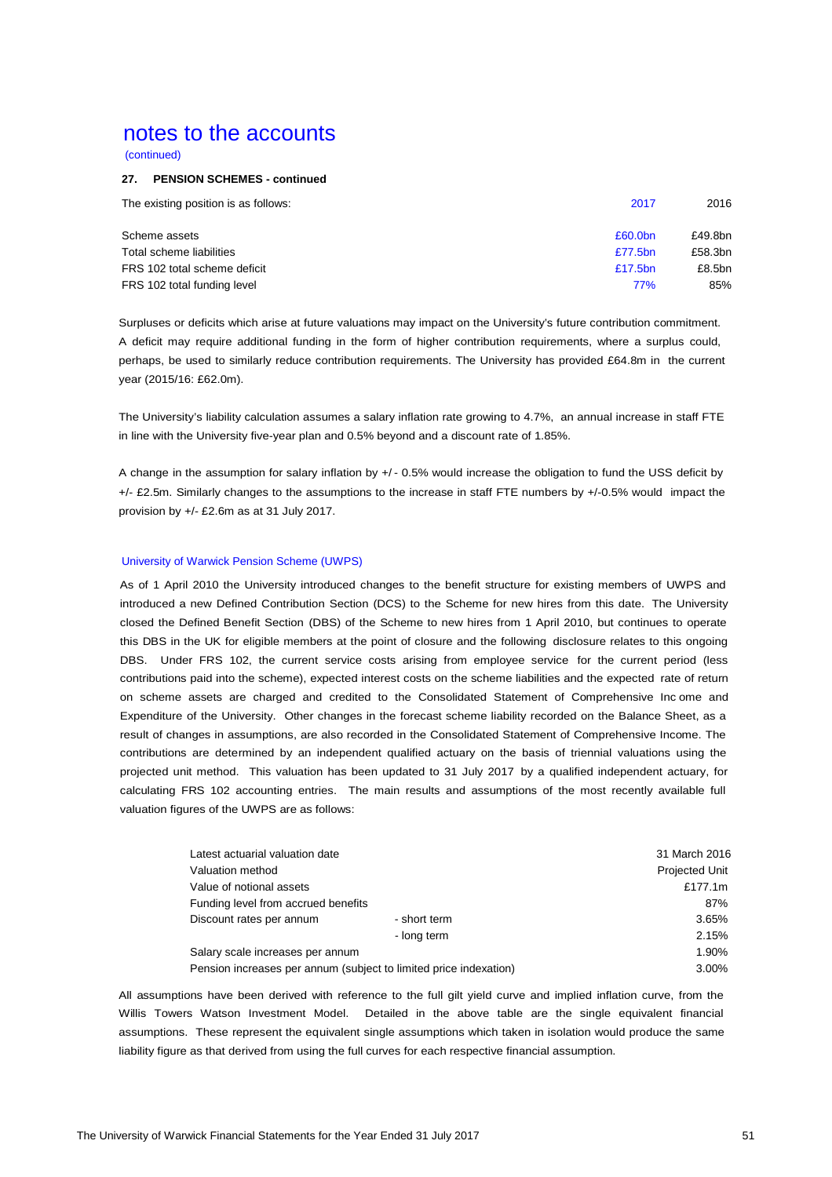# notes to the accounts

(continued)

### 27. PENSION SCHEMES - continued

| The existing position is as follows: | 2017 | 2016 |
|---|---|---|
| Scheme assets | £60.0bn | £49.8bn |
| Total scheme liabilities | £77.5bn | £58.3bn |
| FRS 102 total scheme deficit | £17.5bn | £8.5bn |
| FRS 102 total funding level | 77% | 85% |

Surpluses or deficits which arise at future valuations may impact on the University's future contribution commitment. A deficit may require additional funding in the form of higher contribution requirements, where a surplus could, perhaps, be used to similarly reduce contribution requirements. The University has provided £64.8m in the current year (2015/16: £62.0m).

The University's liability calculation assumes a salary inflation rate growing to 4.7%, an annual increase in staff FTE in line with the University five-year plan and 0.5% beyond and a discount rate of 1.85%.

A change in the assumption for salary inflation by +/- 0.5% would increase the obligation to fund the USS deficit by +/- £2.5m. Similarly changes to the assumptions to the increase in staff FTE numbers by +/-0.5% would impact the provision by +/- £2.6m as at 31 July 2017.

#### University of Warwick Pension Scheme (UWPS)

As of 1 April 2010 the University introduced changes to the benefit structure for existing members of UWPS and introduced a new Defined Contribution Section (DCS) to the Scheme for new hires from this date. The University closed the Defined Benefit Section (DBS) of the Scheme to new hires from 1 April 2010, but continues to operate this DBS in the UK for eligible members at the point of closure and the following disclosure relates to this ongoing DBS. Under FRS 102, the current service costs arising from employee service for the current period (less contributions paid into the scheme), expected interest costs on the scheme liabilities and the expected rate of return on scheme assets are charged and credited to the Consolidated Statement of Comprehensive Income and Expenditure of the University. Other changes in the forecast scheme liability recorded on the Balance Sheet, as a result of changes in assumptions, are also recorded in the Consolidated Statement of Comprehensive Income. The contributions are determined by an independent qualified actuary on the basis of triennial valuations using the projected unit method. This valuation has been updated to 31 July 2017 by a qualified independent actuary, for calculating FRS 102 accounting entries. The main results and assumptions of the most recently available full valuation figures of the UWPS are as follows:

| | | |
|---|---|---|
| Latest actuarial valuation date | | 31 March 2016 |
| Valuation method | | Projected Unit |
| Value of notional assets | | £177.1m |
| Funding level from accrued benefits | | 87% |
| Discount rates per annum | - short term | 3.65% |
| | - long term | 2.15% |
| Salary scale increases per annum | | 1.90% |
| Pension increases per annum (subject to limited price indexation) | | 3.00% |

All assumptions have been derived with reference to the full gilt yield curve and implied inflation curve, from the Willis Towers Watson Investment Model. Detailed in the above table are the single equivalent financial assumptions. These represent the equivalent single assumptions which taken in isolation would produce the same liability figure as that derived from using the full curves for each respective financial assumption.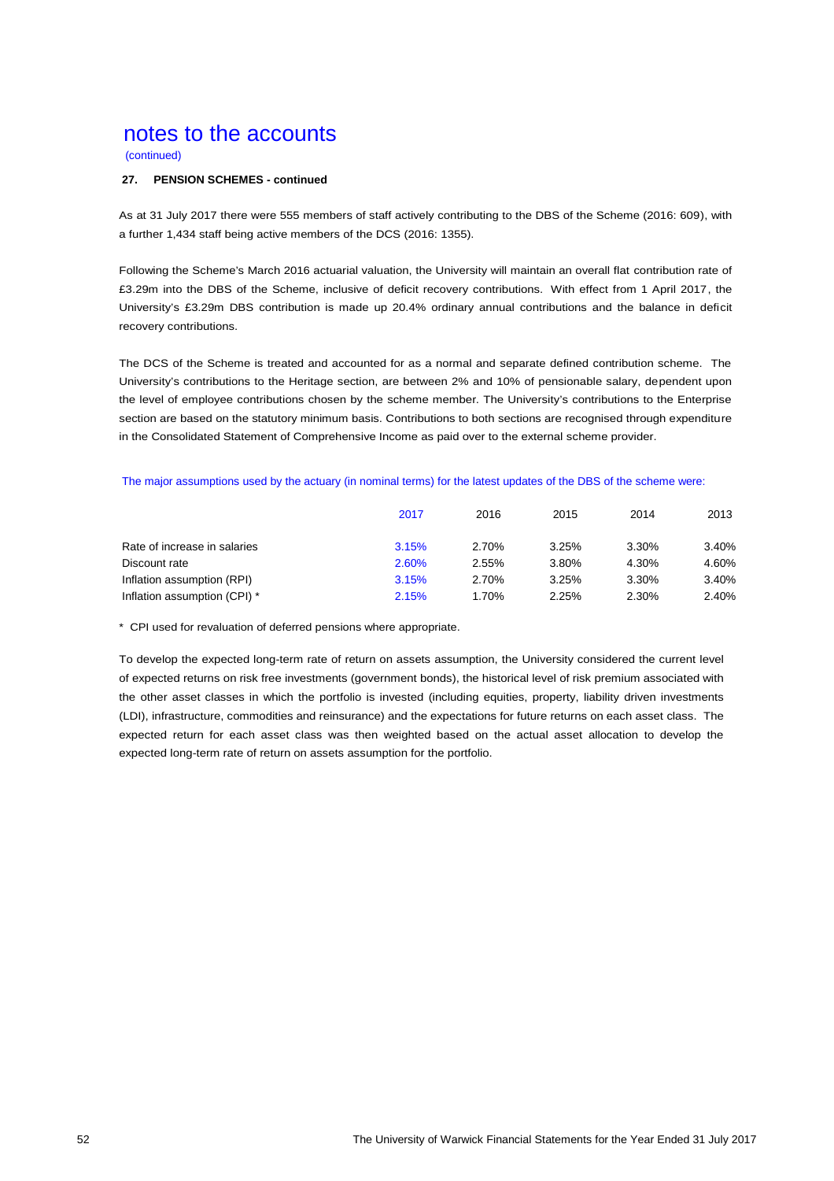# notes to the accounts

(continued)

**27. PENSION SCHEMES - continued**

As at 31 July 2017 there were 555 members of staff actively contributing to the DBS of the Scheme (2016: 609), with a further 1,434 staff being active members of the DCS (2016: 1355).

Following the Scheme's March 2016 actuarial valuation, the University will maintain an overall flat contribution rate of £3.29m into the DBS of the Scheme, inclusive of deficit recovery contributions. With effect from 1 April 2017, the University's £3.29m DBS contribution is made up 20.4% ordinary annual contributions and the balance in deficit recovery contributions.

The DCS of the Scheme is treated and accounted for as a normal and separate defined contribution scheme. The University's contributions to the Heritage section, are between 2% and 10% of pensionable salary, dependent upon the level of employee contributions chosen by the scheme member. The University's contributions to the Enterprise section are based on the statutory minimum basis. Contributions to both sections are recognised through expenditure in the Consolidated Statement of Comprehensive Income as paid over to the external scheme provider.

The major assumptions used by the actuary (in nominal terms) for the latest updates of the DBS of the scheme were:

| | 2017 | 2016 | 2015 | 2014 | 2013 |
|---|---|---|---|---|---|
| Rate of increase in salaries | 3.15% | 2.70% | 3.25% | 3.30% | 3.40% |
| Discount rate | 2.60% | 2.55% | 3.80% | 4.30% | 4.60% |
| Inflation assumption (RPI) | 3.15% | 2.70% | 3.25% | 3.30% | 3.40% |
| Inflation assumption (CPI) * | 2.15% | 1.70% | 2.25% | 2.30% | 2.40% |

\* CPI used for revaluation of deferred pensions where appropriate.

To develop the expected long-term rate of return on assets assumption, the University considered the current level of expected returns on risk free investments (government bonds), the historical level of risk premium associated with the other asset classes in which the portfolio is invested (including equities, property, liability driven investments (LDI), infrastructure, commodities and reinsurance) and the expectations for future returns on each asset class. The expected return for each asset class was then weighted based on the actual asset allocation to develop the expected long-term rate of return on assets assumption for the portfolio.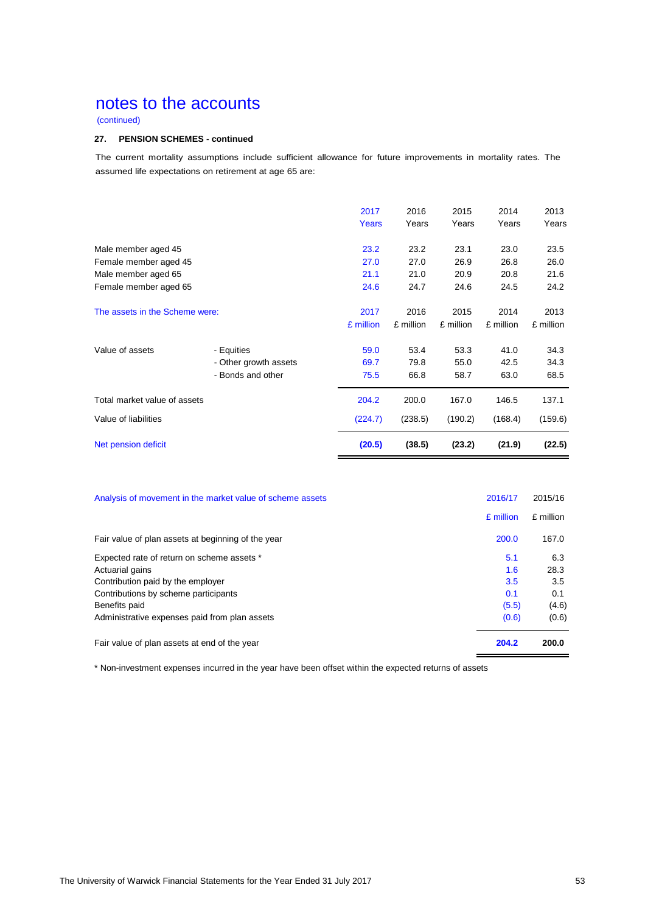# notes to the accounts

(continued)

### 27. PENSION SCHEMES - continued

The current mortality assumptions include sufficient allowance for future improvements in mortality rates. The assumed life expectations on retirement at age 65 are:

| | 2017 Years | 2016 Years | 2015 Years | 2014 Years | 2013 Years |
|---|---|---|---|---|---|
| Male member aged 45 | 23.2 | 23.2 | 23.1 | 23.0 | 23.5 |
| Female member aged 45 | 27.0 | 27.0 | 26.9 | 26.8 | 26.0 |
| Male member aged 65 | 21.1 | 21.0 | 20.9 | 20.8 | 21.6 |
| Female member aged 65 | 24.6 | 24.7 | 24.6 | 24.5 | 24.2 |

| The assets in the Scheme were: | | 2017 £ million | 2016 £ million | 2015 £ million | 2014 £ million | 2013 £ million |
|---|---|---|---|---|---|---|
| Value of assets | - Equities | 59.0 | 53.4 | 53.3 | 41.0 | 34.3 |
| | - Other growth assets | 69.7 | 79.8 | 55.0 | 42.5 | 34.3 |
| | - Bonds and other | 75.5 | 66.8 | 58.7 | 63.0 | 68.5 |
| Total market value of assets | | 204.2 | 200.0 | 167.0 | 146.5 | 137.1 |
| Value of liabilities | | (224.7) | (238.5) | (190.2) | (168.4) | (159.6) |
| Net pension deficit | | **(20.5)** | **(38.5)** | **(23.2)** | **(21.9)** | **(22.5)** |

| Analysis of movement in the market value of scheme assets | 2016/17 £ million | 2015/16 £ million |
|---|---|---|
| Fair value of plan assets at beginning of the year | 200.0 | 167.0 |
| Expected rate of return on scheme assets * | 5.1 | 6.3 |
| Actuarial gains | 1.6 | 28.3 |
| Contribution paid by the employer | 3.5 | 3.5 |
| Contributions by scheme participants | 0.1 | 0.1 |
| Benefits paid | (5.5) | (4.6) |
| Administrative expenses paid from plan assets | (0.6) | (0.6) |
| Fair value of plan assets at end of the year | **204.2** | **200.0** |

* Non-investment expenses incurred in the year have been offset within the expected returns of assets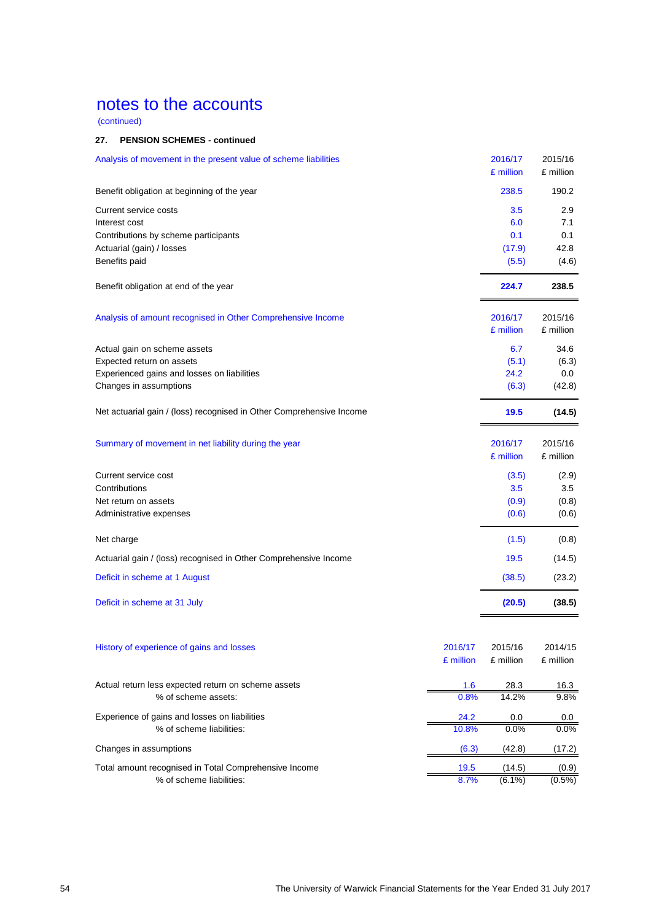# notes to the accounts

(continued)

**27. PENSION SCHEMES - continued**

| Analysis of movement in the present value of scheme liabilities | 2016/17 £ million | 2015/16 £ million |
|---|---|---|
| Benefit obligation at beginning of the year | 238.5 | 190.2 |
| Current service costs | 3.5 | 2.9 |
| Interest cost | 6.0 | 7.1 |
| Contributions by scheme participants | 0.1 | 0.1 |
| Actuarial (gain) / losses | (17.9) | 42.8 |
| Benefits paid | (5.5) | (4.6) |
| Benefit obligation at end of the year | **224.7** | **238.5** |

| Analysis of amount recognised in Other Comprehensive Income | 2016/17 £ million | 2015/16 £ million |
|---|---|---|
| Actual gain on scheme assets | 6.7 | 34.6 |
| Expected return on assets | (5.1) | (6.3) |
| Experienced gains and losses on liabilities | 24.2 | 0.0 |
| Changes in assumptions | (6.3) | (42.8) |
| Net actuarial gain / (loss) recognised in Other Comprehensive Income | **19.5** | **(14.5)** |

| Summary of movement in net liability during the year | 2016/17 £ million | 2015/16 £ million |
|---|---|---|
| Current service cost | (3.5) | (2.9) |
| Contributions | 3.5 | 3.5 |
| Net return on assets | (0.9) | (0.8) |
| Administrative expenses | (0.6) | (0.6) |
| Net charge | (1.5) | (0.8) |
| Actuarial gain / (loss) recognised in Other Comprehensive Income | 19.5 | (14.5) |
| Deficit in scheme at 1 August | (38.5) | (23.2) |
| Deficit in scheme at 31 July | **(20.5)** | **(38.5)** |

| History of experience of gains and losses | 2016/17 £ million | 2015/16 £ million | 2014/15 £ million |
|---|---|---|---|
| Actual return less expected return on scheme assets | 1.6 | 28.3 | 16.3 |
| % of scheme assets: | 0.8% | 14.2% | 9.8% |
| Experience of gains and losses on liabilities | 24.2 | 0.0 | 0.0 |
| % of scheme liabilities: | 10.8% | 0.0% | 0.0% |
| Changes in assumptions | (6.3) | (42.8) | (17.2) |
| Total amount recognised in Total Comprehensive Income | 19.5 | (14.5) | (0.9) |
| % of scheme liabilities: | 8.7% | (6.1%) | (0.5%) |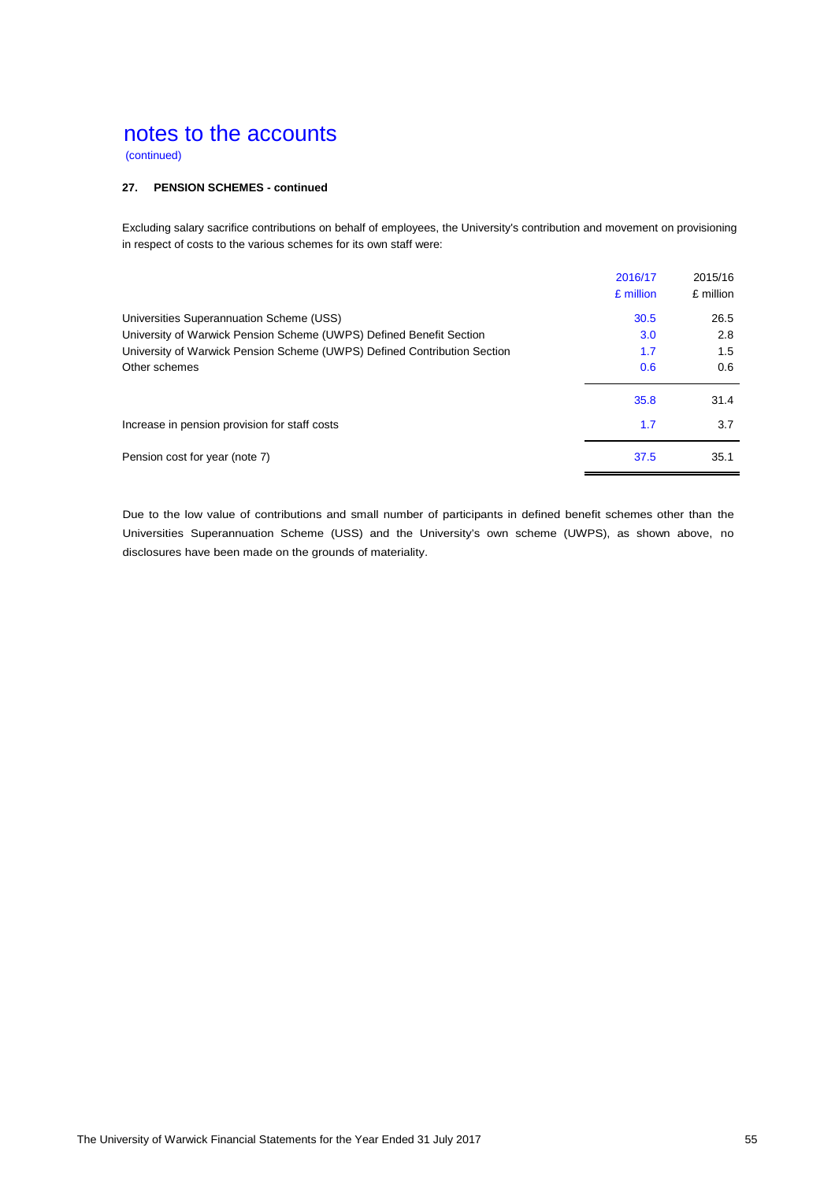# notes to the accounts

(continued)

### 27. PENSION SCHEMES - continued

Excluding salary sacrifice contributions on behalf of employees, the University's contribution and movement on provisioning in respect of costs to the various schemes for its own staff were:

| | 2016/17<br>£ million | 2015/16<br>£ million |
|---|---|---|
| Universities Superannuation Scheme (USS) | 30.5 | 26.5 |
| University of Warwick Pension Scheme (UWPS) Defined Benefit Section | 3.0 | 2.8 |
| University of Warwick Pension Scheme (UWPS) Defined Contribution Section | 1.7 | 1.5 |
| Other schemes | 0.6 | 0.6 |
| | 35.8 | 31.4 |
| Increase in pension provision for staff costs | 1.7 | 3.7 |
| Pension cost for year (note 7) | 37.5 | 35.1 |

Due to the low value of contributions and small number of participants in defined benefit schemes other than the Universities Superannuation Scheme (USS) and the University's own scheme (UWPS), as shown above, no disclosures have been made on the grounds of materiality.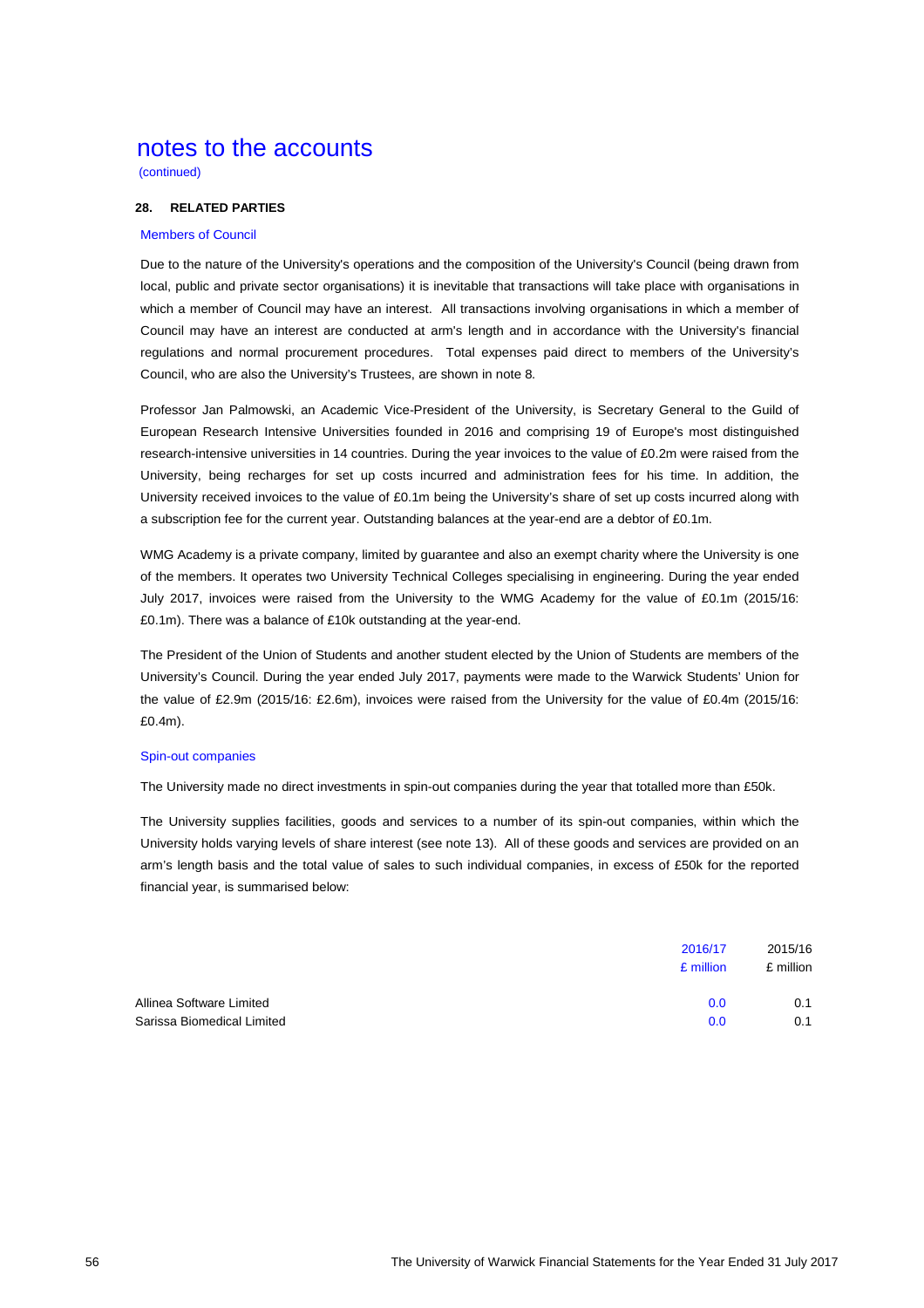# notes to the accounts

(continued)

### 28. RELATED PARTIES

#### Members of Council

Due to the nature of the University's operations and the composition of the University's Council (being drawn from local, public and private sector organisations) it is inevitable that transactions will take place with organisations in which a member of Council may have an interest. All transactions involving organisations in which a member of Council may have an interest are conducted at arm's length and in accordance with the University's financial regulations and normal procurement procedures. Total expenses paid direct to members of the University's Council, who are also the University's Trustees, are shown in note 8.

Professor Jan Palmowski, an Academic Vice-President of the University, is Secretary General to the Guild of European Research Intensive Universities founded in 2016 and comprising 19 of Europe's most distinguished research-intensive universities in 14 countries. During the year invoices to the value of £0.2m were raised from the University, being recharges for set up costs incurred and administration fees for his time. In addition, the University received invoices to the value of £0.1m being the University's share of set up costs incurred along with a subscription fee for the current year. Outstanding balances at the year-end are a debtor of £0.1m.

WMG Academy is a private company, limited by guarantee and also an exempt charity where the University is one of the members. It operates two University Technical Colleges specialising in engineering. During the year ended July 2017, invoices were raised from the University to the WMG Academy for the value of £0.1m (2015/16: £0.1m). There was a balance of £10k outstanding at the year-end.

The President of the Union of Students and another student elected by the Union of Students are members of the University's Council. During the year ended July 2017, payments were made to the Warwick Students' Union for the value of £2.9m (2015/16: £2.6m), invoices were raised from the University for the value of £0.4m (2015/16: £0.4m).

#### Spin-out companies

The University made no direct investments in spin-out companies during the year that totalled more than £50k.

The University supplies facilities, goods and services to a number of its spin-out companies, within which the University holds varying levels of share interest (see note 13). All of these goods and services are provided on an arm's length basis and the total value of sales to such individual companies, in excess of £50k for the reported financial year, is summarised below:

| | 2016/17 £ million | 2015/16 £ million |
|---|---|---|
| Allinea Software Limited | 0.0 | 0.1 |
| Sarissa Biomedical Limited | 0.0 | 0.1 |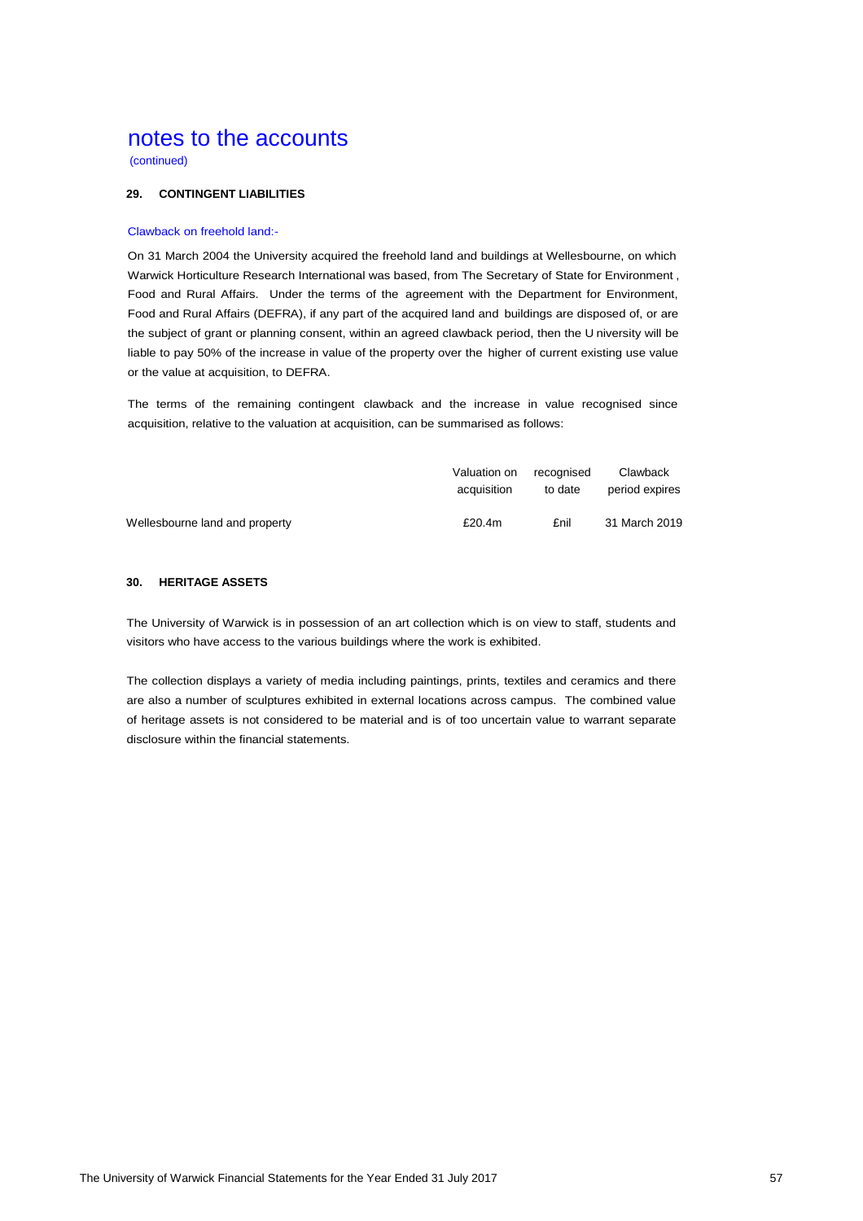# notes to the accounts

(continued)

## 29. CONTINGENT LIABILITIES

### Clawback on freehold land:-

On 31 March 2004 the University acquired the freehold land and buildings at Wellesbourne, on which Warwick Horticulture Research International was based, from The Secretary of State for Environment, Food and Rural Affairs. Under the terms of the agreement with the Department for Environment, Food and Rural Affairs (DEFRA), if any part of the acquired land and buildings are disposed of, or are the subject of grant or planning consent, within an agreed clawback period, then the University will be liable to pay 50% of the increase in value of the property over the higher of current existing use value or the value at acquisition, to DEFRA.

The terms of the remaining contingent clawback and the increase in value recognised since acquisition, relative to the valuation at acquisition, can be summarised as follows:

| | Valuation on acquisition | recognised to date | Clawback period expires |
|---|---|---|---|
| Wellesbourne land and property | £20.4m | £nil | 31 March 2019 |

## 30. HERITAGE ASSETS

The University of Warwick is in possession of an art collection which is on view to staff, students and visitors who have access to the various buildings where the work is exhibited.

The collection displays a variety of media including paintings, prints, textiles and ceramics and there are also a number of sculptures exhibited in external locations across campus. The combined value of heritage assets is not considered to be material and is of too uncertain value to warrant separate disclosure within the financial statements.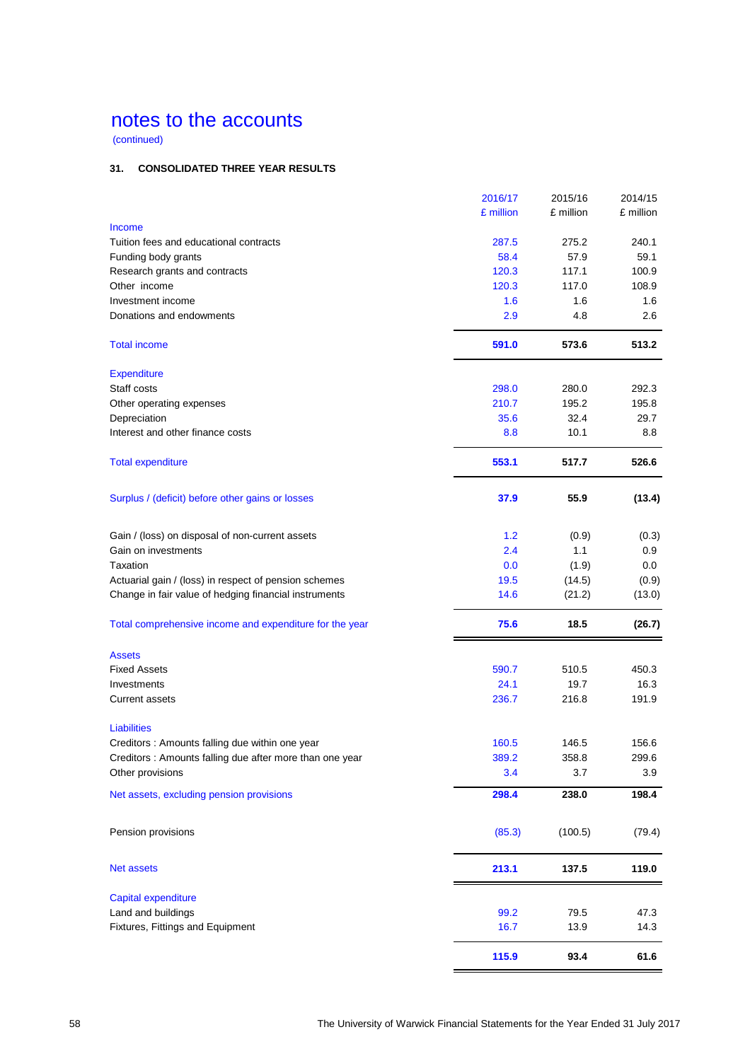# notes to the accounts

(continued)

### 31. CONSOLIDATED THREE YEAR RESULTS

| | 2016/17 £ million | 2015/16 £ million | 2014/15 £ million |
|---|---|---|---|
| **Income** | | | |
| Tuition fees and educational contracts | 287.5 | 275.2 | 240.1 |
| Funding body grants | 58.4 | 57.9 | 59.1 |
| Research grants and contracts | 120.3 | 117.1 | 100.9 |
| Other income | 120.3 | 117.0 | 108.9 |
| Investment income | 1.6 | 1.6 | 1.6 |
| Donations and endowments | 2.9 | 4.8 | 2.6 |
| **Total income** | **591.0** | **573.6** | **513.2** |
| **Expenditure** | | | |
| Staff costs | 298.0 | 280.0 | 292.3 |
| Other operating expenses | 210.7 | 195.2 | 195.8 |
| Depreciation | 35.6 | 32.4 | 29.7 |
| Interest and other finance costs | 8.8 | 10.1 | 8.8 |
| **Total expenditure** | **553.1** | **517.7** | **526.6** |
| **Surplus / (deficit) before other gains or losses** | **37.9** | **55.9** | **(13.4)** |
| Gain / (loss) on disposal of non-current assets | 1.2 | (0.9) | (0.3) |
| Gain on investments | 2.4 | 1.1 | 0.9 |
| Taxation | 0.0 | (1.9) | 0.0 |
| Actuarial gain / (loss) in respect of pension schemes | 19.5 | (14.5) | (0.9) |
| Change in fair value of hedging financial instruments | 14.6 | (21.2) | (13.0) |
| **Total comprehensive income and expenditure for the year** | **75.6** | **18.5** | **(26.7)** |
| **Assets** | | | |
| Fixed Assets | 590.7 | 510.5 | 450.3 |
| Investments | 24.1 | 19.7 | 16.3 |
| Current assets | 236.7 | 216.8 | 191.9 |
| **Liabilities** | | | |
| Creditors : Amounts falling due within one year | 160.5 | 146.5 | 156.6 |
| Creditors : Amounts falling due after more than one year | 389.2 | 358.8 | 299.6 |
| Other provisions | 3.4 | 3.7 | 3.9 |
| **Net assets, excluding pension provisions** | **298.4** | **238.0** | **198.4** |
| Pension provisions | (85.3) | (100.5) | (79.4) |
| **Net assets** | **213.1** | **137.5** | **119.0** |
| **Capital expenditure** | | | |
| Land and buildings | 99.2 | 79.5 | 47.3 |
| Fixtures, Fittings and Equipment | 16.7 | 13.9 | 14.3 |
| | **115.9** | **93.4** | **61.6** |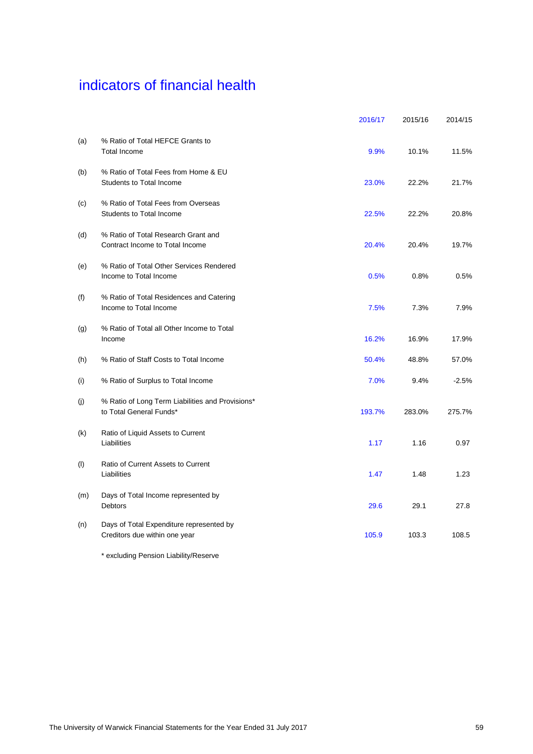# indicators of financial health

| | | 2016/17 | 2015/16 | 2014/15 |
|---|---|---|---|---|
| (a) | % Ratio of Total HEFCE Grants to Total Income | 9.9% | 10.1% | 11.5% |
| (b) | % Ratio of Total Fees from Home & EU Students to Total Income | 23.0% | 22.2% | 21.7% |
| (c) | % Ratio of Total Fees from Overseas Students to Total Income | 22.5% | 22.2% | 20.8% |
| (d) | % Ratio of Total Research Grant and Contract Income to Total Income | 20.4% | 20.4% | 19.7% |
| (e) | % Ratio of Total Other Services Rendered Income to Total Income | 0.5% | 0.8% | 0.5% |
| (f) | % Ratio of Total Residences and Catering Income to Total Income | 7.5% | 7.3% | 7.9% |
| (g) | % Ratio of Total all Other Income to Total Income | 16.2% | 16.9% | 17.9% |
| (h) | % Ratio of Staff Costs to Total Income | 50.4% | 48.8% | 57.0% |
| (i) | % Ratio of Surplus to Total Income | 7.0% | 9.4% | -2.5% |
| (j) | % Ratio of Long Term Liabilities and Provisions* to Total General Funds* | 193.7% | 283.0% | 275.7% |
| (k) | Ratio of Liquid Assets to Current Liabilities | 1.17 | 1.16 | 0.97 |
| (l) | Ratio of Current Assets to Current Liabilities | 1.47 | 1.48 | 1.23 |
| (m) | Days of Total Income represented by Debtors | 29.6 | 29.1 | 27.8 |
| (n) | Days of Total Expenditure represented by Creditors due within one year | 105.9 | 103.3 | 108.5 |

* excluding Pension Liability/Reserve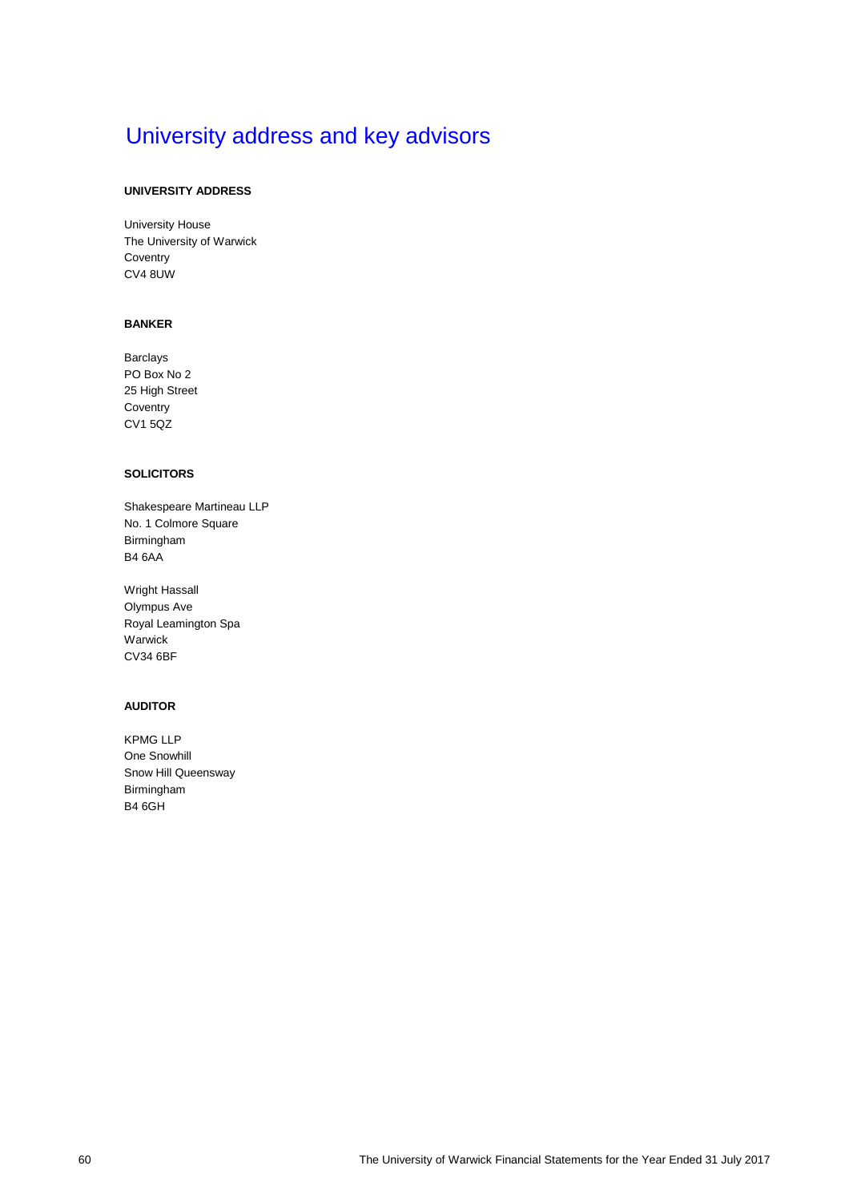# University address and key advisors

**UNIVERSITY ADDRESS**

University House
The University of Warwick
Coventry
CV4 8UW

**BANKER**

Barclays
PO Box No 2
25 High Street
Coventry
CV1 5QZ

**SOLICITORS**

Shakespeare Martineau LLP
No. 1 Colmore Square
Birmingham
B4 6AA

Wright Hassall
Olympus Ave
Royal Leamington Spa
Warwick
CV34 6BF

**AUDITOR**

KPMG LLP
One Snowhill
Snow Hill Queensway
Birmingham
B4 6GH